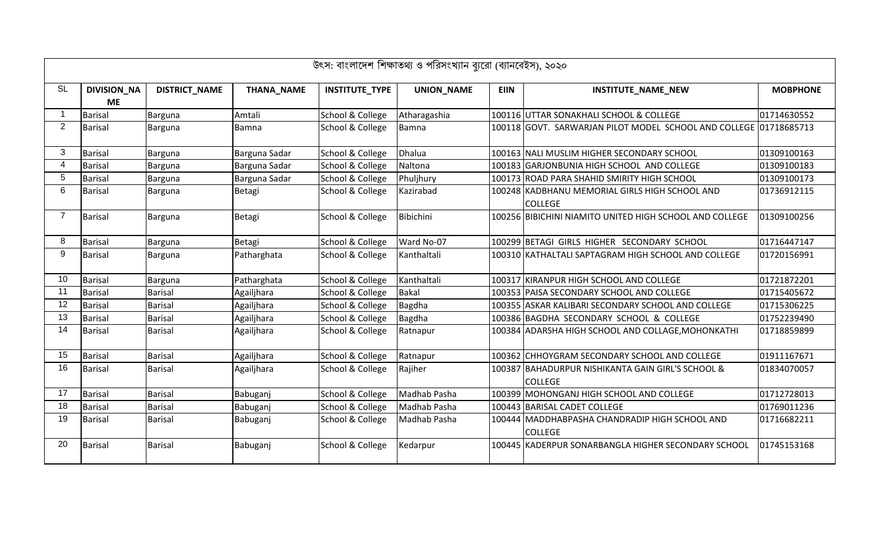উৎস: বাংলাদেশ শিক্ষাতথ্য ও পরিসংখ্যান ব্যুরো (ব্যানবেইস), ২০২০

| SL | DIVISION_NAME | DISTRICT_NAME | THANA_NAME | INSTITUTE_TYPE | UNION_NAME | EIIN | INSTITUTE_NAME_NEW | MOBPHONE |
|---|---|---|---|---|---|---|---|---|
| 1 | Barisal | Barguna | Amtali | School & College | Atharagashia | 100116 | UTTAR SONAKHALI SCHOOL & COLLEGE | 01714630552 |
| 2 | Barisal | Barguna | Bamna | School & College | Bamna | 100118 | GOVT. SARWARJAN PILOT MODEL SCHOOL AND COLLEGE | 01718685713 |
| 3 | Barisal | Barguna | Barguna Sadar | School & College | Dhalua | 100163 | NALI MUSLIM HIGHER SECONDARY SCHOOL | 01309100163 |
| 4 | Barisal | Barguna | Barguna Sadar | School & College | Naltona | 100183 | GARJONBUNIA HIGH SCHOOL AND COLLEGE | 01309100183 |
| 5 | Barisal | Barguna | Barguna Sadar | School & College | Phuljhury | 100173 | ROAD PARA SHAHID SMIRITY HIGH SCHOOL | 01309100173 |
| 6 | Barisal | Barguna | Betagi | School & College | Kazirabad | 100248 | KADBHANU MEMORIAL GIRLS HIGH SCHOOL AND COLLEGE | 01736912115 |
| 7 | Barisal | Barguna | Betagi | School & College | Bibichini | 100256 | BIBICHINI NIAMITO UNITED HIGH SCHOOL AND COLLEGE | 01309100256 |
| 8 | Barisal | Barguna | Betagi | School & College | Ward No-07 | 100299 | BETAGI GIRLS HIGHER SECONDARY SCHOOL | 01716447147 |
| 9 | Barisal | Barguna | Patharghata | School & College | Kanthaltali | 100310 | KATHALTALI SAPTAGRAM HIGH SCHOOL AND COLLEGE | 01720156991 |
| 10 | Barisal | Barguna | Patharghata | School & College | Kanthaltali | 100317 | KIRANPUR HIGH SCHOOL AND COLLEGE | 01721872201 |
| 11 | Barisal | Barisal | Agailjhara | School & College | Bakal | 100353 | PAISA SECONDARY SCHOOL AND COLLEGE | 01715405672 |
| 12 | Barisal | Barisal | Agailjhara | School & College | Bagdha | 100355 | ASKAR KALIBARI SECONDARY SCHOOL AND COLLEGE | 01715306225 |
| 13 | Barisal | Barisal | Agailjhara | School & College | Bagdha | 100386 | BAGDHA SECONDARY SCHOOL & COLLEGE | 01752239490 |
| 14 | Barisal | Barisal | Agailjhara | School & College | Ratnapur | 100384 | ADARSHA HIGH SCHOOL AND COLLAGE,MOHONKATHI | 01718859899 |
| 15 | Barisal | Barisal | Agailjhara | School & College | Ratnapur | 100362 | CHHOYGRAM SECONDARY SCHOOL AND COLLEGE | 01911167671 |
| 16 | Barisal | Barisal | Agailjhara | School & College | Rajiher | 100387 | BAHADURPUR NISHIKANTA GAIN GIRL'S SCHOOL & COLLEGE | 01834070057 |
| 17 | Barisal | Barisal | Babuganj | School & College | Madhab Pasha | 100399 | MOHONGANJ HIGH SCHOOL AND COLLEGE | 01712728013 |
| 18 | Barisal | Barisal | Babuganj | School & College | Madhab Pasha | 100443 | BARISAL CADET COLLEGE | 01769011236 |
| 19 | Barisal | Barisal | Babuganj | School & College | Madhab Pasha | 100444 | MADDHABPASHA CHANDRADIP HIGH SCHOOL AND COLLEGE | 01716682211 |
| 20 | Barisal | Barisal | Babuganj | School & College | Kedarpur | 100445 | KADERPUR SONARBANGLA HIGHER SECONDARY SCHOOL | 01745153168 |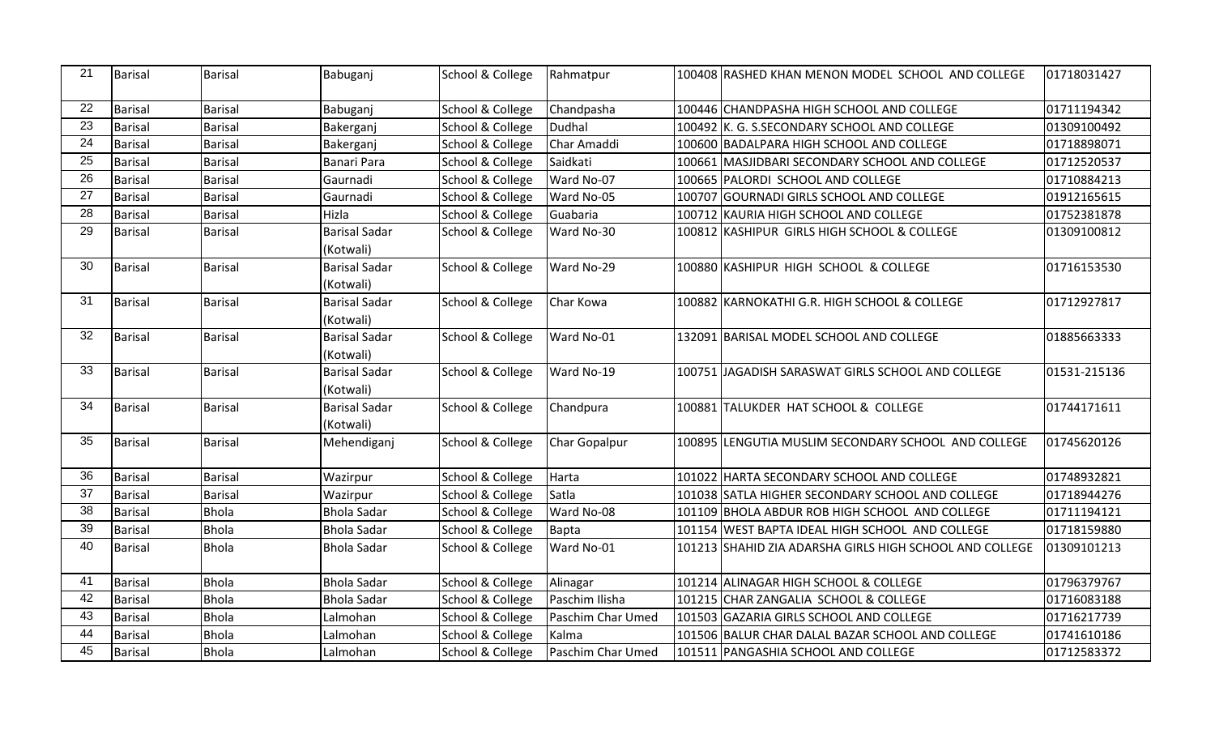| 21 | Barisal | Barisal | Babuganj | School & College | Rahmatpur | 100408 | RASHED KHAN MENON MODEL SCHOOL AND COLLEGE | 01718031427 |
|---|---|---|---|---|---|---|---|---|
| 22 | Barisal | Barisal | Babuganj | School & College | Chandpasha | 100446 | CHANDPASHA HIGH SCHOOL AND COLLEGE | 01711194342 |
| 23 | Barisal | Barisal | Bakerganj | School & College | Dudhal | 100492 | K. G. S.SECONDARY SCHOOL AND COLLEGE | 01309100492 |
| 24 | Barisal | Barisal | Bakerganj | School & College | Char Amaddi | 100600 | BADALPARA HIGH SCHOOL AND COLLEGE | 01718898071 |
| 25 | Barisal | Barisal | Banari Para | School & College | Saidkati | 100661 | MASJIDBARI SECONDARY SCHOOL AND COLLEGE | 01712520537 |
| 26 | Barisal | Barisal | Gaurnadi | School & College | Ward No-07 | 100665 | PALORDI SCHOOL AND COLLEGE | 01710884213 |
| 27 | Barisal | Barisal | Gaurnadi | School & College | Ward No-05 | 100707 | GOURNADI GIRLS SCHOOL AND COLLEGE | 01912165615 |
| 28 | Barisal | Barisal | Hizla | School & College | Guabaria | 100712 | KAURIA HIGH SCHOOL AND COLLEGE | 01752381878 |
| 29 | Barisal | Barisal | Barisal Sadar (Kotwali) | School & College | Ward No-30 | 100812 | KASHIPUR GIRLS HIGH SCHOOL & COLLEGE | 01309100812 |
| 30 | Barisal | Barisal | Barisal Sadar (Kotwali) | School & College | Ward No-29 | 100880 | KASHIPUR HIGH SCHOOL & COLLEGE | 01716153530 |
| 31 | Barisal | Barisal | Barisal Sadar (Kotwali) | School & College | Char Kowa | 100882 | KARNOKATHI G.R. HIGH SCHOOL & COLLEGE | 01712927817 |
| 32 | Barisal | Barisal | Barisal Sadar (Kotwali) | School & College | Ward No-01 | 132091 | BARISAL MODEL SCHOOL AND COLLEGE | 01885663333 |
| 33 | Barisal | Barisal | Barisal Sadar (Kotwali) | School & College | Ward No-19 | 100751 | JAGADISH SARASWAT GIRLS SCHOOL AND COLLEGE | 01531-215136 |
| 34 | Barisal | Barisal | Barisal Sadar (Kotwali) | School & College | Chandpura | 100881 | TALUKDER HAT SCHOOL & COLLEGE | 01744171611 |
| 35 | Barisal | Barisal | Mehendiganj | School & College | Char Gopalpur | 100895 | LENGUTIA MUSLIM SECONDARY SCHOOL AND COLLEGE | 01745620126 |
| 36 | Barisal | Barisal | Wazirpur | School & College | Harta | 101022 | HARTA SECONDARY SCHOOL AND COLLEGE | 01748932821 |
| 37 | Barisal | Barisal | Wazirpur | School & College | Satla | 101038 | SATLA HIGHER SECONDARY SCHOOL AND COLLEGE | 01718944276 |
| 38 | Barisal | Bhola | Bhola Sadar | School & College | Ward No-08 | 101109 | BHOLA ABDUR ROB HIGH SCHOOL AND COLLEGE | 01711194121 |
| 39 | Barisal | Bhola | Bhola Sadar | School & College | Bapta | 101154 | WEST BAPTA IDEAL HIGH SCHOOL AND COLLEGE | 01718159880 |
| 40 | Barisal | Bhola | Bhola Sadar | School & College | Ward No-01 | 101213 | SHAHID ZIA ADARSHA GIRLS HIGH SCHOOL AND COLLEGE | 01309101213 |
| 41 | Barisal | Bhola | Bhola Sadar | School & College | Alinagar | 101214 | ALINAGAR HIGH SCHOOL & COLLEGE | 01796379767 |
| 42 | Barisal | Bhola | Bhola Sadar | School & College | Paschim Ilisha | 101215 | CHAR ZANGALIA SCHOOL & COLLEGE | 01716083188 |
| 43 | Barisal | Bhola | Lalmohan | School & College | Paschim Char Umed | 101503 | GAZARIA GIRLS SCHOOL AND COLLEGE | 01716217739 |
| 44 | Barisal | Bhola | Lalmohan | School & College | Kalma | 101506 | BALUR CHAR DALAL BAZAR SCHOOL AND COLLEGE | 01741610186 |
| 45 | Barisal | Bhola | Lalmohan | School & College | Paschim Char Umed | 101511 | PANGASHIA SCHOOL AND COLLEGE | 01712583372 |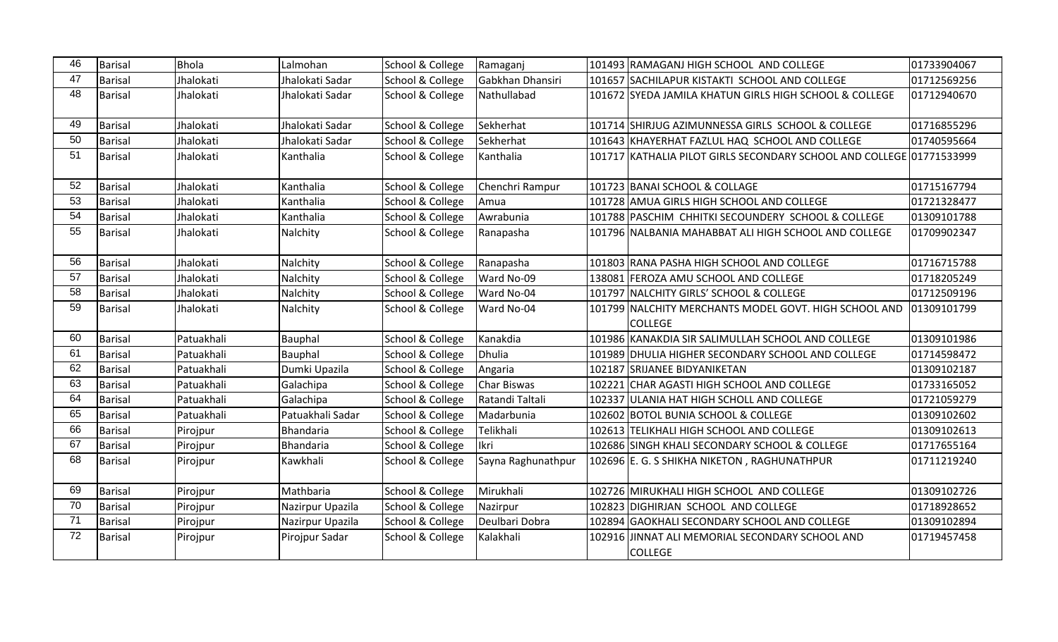| 46 | Barisal | Bhola | Lalmohan | School & College | Ramaganj | 101493 | RAMAGANJ HIGH SCHOOL AND COLLEGE | 01733904067 |
|---|---|---|---|---|---|---|---|---|
| 47 | Barisal | Jhalokati | Jhalokati Sadar | School & College | Gabkhan Dhansiri | 101657 | SACHILAPUR KISTAKTI SCHOOL AND COLLEGE | 01712569256 |
| 48 | Barisal | Jhalokati | Jhalokati Sadar | School & College | Nathullabad | 101672 | SYEDA JAMILA KHATUN GIRLS HIGH SCHOOL & COLLEGE | 01712940670 |
| 49 | Barisal | Jhalokati | Jhalokati Sadar | School & College | Sekherhat | 101714 | SHIRJUG AZIMUNNESSA GIRLS SCHOOL & COLLEGE | 01716855296 |
| 50 | Barisal | Jhalokati | Jhalokati Sadar | School & College | Sekherhat | 101643 | KHAYERHAT FAZLUL HAQ SCHOOL AND COLLEGE | 01740595664 |
| 51 | Barisal | Jhalokati | Kanthalia | School & College | Kanthalia | 101717 | KATHALIA PILOT GIRLS SECONDARY SCHOOL AND COLLEGE | 01771533999 |
| 52 | Barisal | Jhalokati | Kanthalia | School & College | Chenchri Rampur | 101723 | BANAI SCHOOL & COLLAGE | 01715167794 |
| 53 | Barisal | Jhalokati | Kanthalia | School & College | Amua | 101728 | AMUA GIRLS HIGH SCHOOL AND COLLEGE | 01721328477 |
| 54 | Barisal | Jhalokati | Kanthalia | School & College | Awrabunia | 101788 | PASCHIM CHHITKI SECOUNDERY SCHOOL & COLLEGE | 01309101788 |
| 55 | Barisal | Jhalokati | Nalchity | School & College | Ranapasha | 101796 | NALBANIA MAHABBAT ALI HIGH SCHOOL AND COLLEGE | 01709902347 |
| 56 | Barisal | Jhalokati | Nalchity | School & College | Ranapasha | 101803 | RANA PASHA HIGH SCHOOL AND COLLEGE | 01716715788 |
| 57 | Barisal | Jhalokati | Nalchity | School & College | Ward No-09 | 138081 | FEROZA AMU SCHOOL AND COLLEGE | 01718205249 |
| 58 | Barisal | Jhalokati | Nalchity | School & College | Ward No-04 | 101797 | NALCHITY GIRLS' SCHOOL & COLLEGE | 01712509196 |
| 59 | Barisal | Jhalokati | Nalchity | School & College | Ward No-04 | 101799 | NALCHITY MERCHANTS MODEL GOVT. HIGH SCHOOL AND COLLEGE | 01309101799 |
| 60 | Barisal | Patuakhali | Bauphal | School & College | Kanakdia | 101986 | KANAKDIA SIR SALIMULLAH SCHOOL AND COLLEGE | 01309101986 |
| 61 | Barisal | Patuakhali | Bauphal | School & College | Dhulia | 101989 | DHULIA HIGHER SECONDARY SCHOOL AND COLLEGE | 01714598472 |
| 62 | Barisal | Patuakhali | Dumki Upazila | School & College | Angaria | 102187 | SRIJANEE BIDYANIKETAN | 01309102187 |
| 63 | Barisal | Patuakhali | Galachipa | School & College | Char Biswas | 102221 | CHAR AGASTI HIGH SCHOOL AND COLLEGE | 01733165052 |
| 64 | Barisal | Patuakhali | Galachipa | School & College | Ratandi Taltali | 102337 | ULANIA HAT HIGH SCHOLL AND COLLEGE | 01721059279 |
| 65 | Barisal | Patuakhali | Patuakhali Sadar | School & College | Madarbunia | 102602 | BOTOL BUNIA SCHOOL & COLLEGE | 01309102602 |
| 66 | Barisal | Pirojpur | Bhandaria | School & College | Telikhali | 102613 | TELIKHALI HIGH SCHOOL AND COLLEGE | 01309102613 |
| 67 | Barisal | Pirojpur | Bhandaria | School & College | Ikri | 102686 | SINGH KHALI SECONDARY SCHOOL & COLLEGE | 01717655164 |
| 68 | Barisal | Pirojpur | Kawkhali | School & College | Sayna Raghunathpur | 102696 | E. G. S SHIKHA NIKETON , RAGHUNATHPUR | 01711219240 |
| 69 | Barisal | Pirojpur | Mathbaria | School & College | Mirukhali | 102726 | MIRUKHALI HIGH SCHOOL AND COLLEGE | 01309102726 |
| 70 | Barisal | Pirojpur | Nazirpur Upazila | School & College | Nazirpur | 102823 | DIGHIRJAN SCHOOL AND COLLEGE | 01718928652 |
| 71 | Barisal | Pirojpur | Nazirpur Upazila | School & College | Deulbari Dobra | 102894 | GAOKHALI SECONDARY SCHOOL AND COLLEGE | 01309102894 |
| 72 | Barisal | Pirojpur | Pirojpur Sadar | School & College | Kalakhali | 102916 | JINNAT ALI MEMORIAL SECONDARY SCHOOL AND COLLEGE | 01719457458 |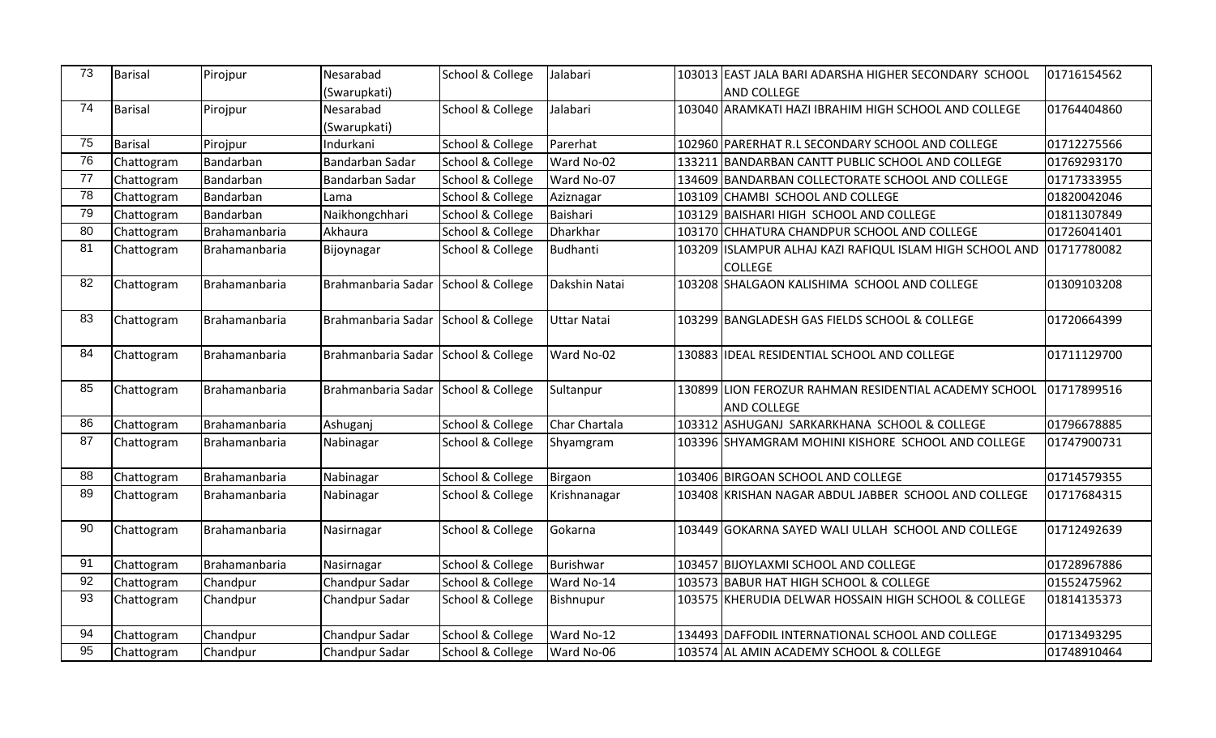| 73 | Barisal | Pirojpur | Nesarabad (Swarupkati) | School & College | Jalabari | 103013 | EAST JALA BARI ADARSHA HIGHER SECONDARY SCHOOL AND COLLEGE | 01716154562 |
|---|---|---|---|---|---|---|---|---|
| 74 | Barisal | Pirojpur | Nesarabad (Swarupkati) | School & College | Jalabari | 103040 | ARAMKATI HAZI IBRAHIM HIGH SCHOOL AND COLLEGE | 01764404860 |
| 75 | Barisal | Pirojpur | Indurkani | School & College | Parerhat | 102960 | PARERHAT R.L SECONDARY SCHOOL AND COLLEGE | 01712275566 |
| 76 | Chattogram | Bandarban | Bandarban Sadar | School & College | Ward No-02 | 133211 | BANDARBAN CANTT PUBLIC SCHOOL AND COLLEGE | 01769293170 |
| 77 | Chattogram | Bandarban | Bandarban Sadar | School & College | Ward No-07 | 134609 | BANDARBAN COLLECTORATE SCHOOL AND COLLEGE | 01717333955 |
| 78 | Chattogram | Bandarban | Lama | School & College | Aziznagar | 103109 | CHAMBI SCHOOL AND COLLEGE | 01820042046 |
| 79 | Chattogram | Bandarban | Naikhongchhari | School & College | Baishari | 103129 | BAISHARI HIGH SCHOOL AND COLLEGE | 01811307849 |
| 80 | Chattogram | Brahamanbaria | Akhaura | School & College | Dharkhar | 103170 | CHHATURA CHANDPUR SCHOOL AND COLLEGE | 01726041401 |
| 81 | Chattogram | Brahamanbaria | Bijoynagar | School & College | Budhanti | 103209 | ISLAMPUR ALHAJ KAZI RAFIQUL ISLAM HIGH SCHOOL AND COLLEGE | 01717780082 |
| 82 | Chattogram | Brahamanbaria | Brahmanbaria Sadar | School & College | Dakshin Natai | 103208 | SHALGAON KALISHIMA SCHOOL AND COLLEGE | 01309103208 |
| 83 | Chattogram | Brahamanbaria | Brahmanbaria Sadar | School & College | Uttar Natai | 103299 | BANGLADESH GAS FIELDS SCHOOL & COLLEGE | 01720664399 |
| 84 | Chattogram | Brahamanbaria | Brahmanbaria Sadar | School & College | Ward No-02 | 130883 | IDEAL RESIDENTIAL SCHOOL AND COLLEGE | 01711129700 |
| 85 | Chattogram | Brahamanbaria | Brahmanbaria Sadar | School & College | Sultanpur | 130899 | LION FEROZUR RAHMAN RESIDENTIAL ACADEMY SCHOOL AND COLLEGE | 01717899516 |
| 86 | Chattogram | Brahamanbaria | Ashuganj | School & College | Char Chartala | 103312 | ASHUGANJ SARKARKHANA SCHOOL & COLLEGE | 01796678885 |
| 87 | Chattogram | Brahamanbaria | Nabinagar | School & College | Shyamgram | 103396 | SHYAMGRAM MOHINI KISHORE SCHOOL AND COLLEGE | 01747900731 |
| 88 | Chattogram | Brahamanbaria | Nabinagar | School & College | Birgaon | 103406 | BIRGOAN SCHOOL AND COLLEGE | 01714579355 |
| 89 | Chattogram | Brahamanbaria | Nabinagar | School & College | Krishnanagar | 103408 | KRISHAN NAGAR ABDUL JABBER SCHOOL AND COLLEGE | 01717684315 |
| 90 | Chattogram | Brahamanbaria | Nasirnagar | School & College | Gokarna | 103449 | GOKARNA SAYED WALI ULLAH SCHOOL AND COLLEGE | 01712492639 |
| 91 | Chattogram | Brahamanbaria | Nasirnagar | School & College | Burishwar | 103457 | BIJOYLAXMI SCHOOL AND COLLEGE | 01728967886 |
| 92 | Chattogram | Chandpur | Chandpur Sadar | School & College | Ward No-14 | 103573 | BABUR HAT HIGH SCHOOL & COLLEGE | 01552475962 |
| 93 | Chattogram | Chandpur | Chandpur Sadar | School & College | Bishnupur | 103575 | KHERUDIA DELWAR HOSSAIN HIGH SCHOOL & COLLEGE | 01814135373 |
| 94 | Chattogram | Chandpur | Chandpur Sadar | School & College | Ward No-12 | 134493 | DAFFODIL INTERNATIONAL SCHOOL AND COLLEGE | 01713493295 |
| 95 | Chattogram | Chandpur | Chandpur Sadar | School & College | Ward No-06 | 103574 | AL AMIN ACADEMY SCHOOL & COLLEGE | 01748910464 |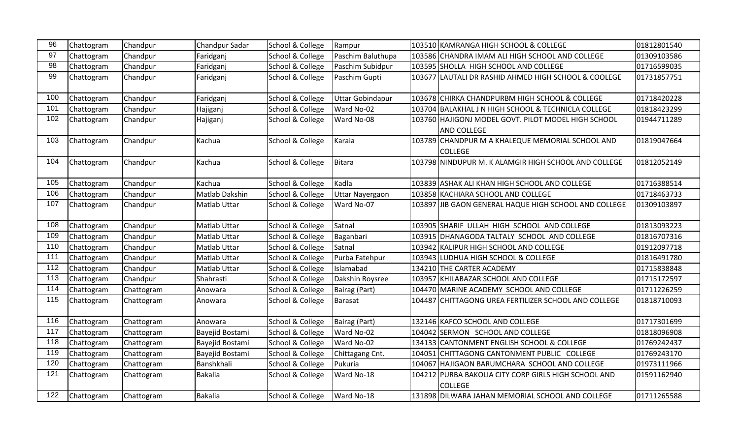| 96 | Chattogram | Chandpur | Chandpur Sadar | School & College | Rampur | 103510 | KAMRANGA HIGH SCHOOL & COLLEGE | 01812801540 |
|---|---|---|---|---|---|---|---|---|
| 97 | Chattogram | Chandpur | Faridganj | School & College | Paschim Baluthupa | 103586 | CHANDRA IMAM ALI HIGH SCHOOL AND COLLEGE | 01309103586 |
| 98 | Chattogram | Chandpur | Faridganj | School & College | Paschim Subidpur | 103595 | SHOLLA HIGH SCHOOL AND COLLEGE | 01716599035 |
| 99 | Chattogram | Chandpur | Faridganj | School & College | Paschim Gupti | 103677 | LAUTALI DR RASHID AHMED HIGH SCHOOL & COOLEGE | 01731857751 |
| 100 | Chattogram | Chandpur | Faridganj | School & College | Uttar Gobindapur | 103678 | CHIRKA CHANDPURBM HIGH SCHOOL & COLLEGE | 01718420228 |
| 101 | Chattogram | Chandpur | Hajiganj | School & College | Ward No-02 | 103704 | BALAKHAL J N HIGH SCHOOL & TECHNICLA COLLEGE | 01818423299 |
| 102 | Chattogram | Chandpur | Hajiganj | School & College | Ward No-08 | 103760 | HAJIGONJ MODEL GOVT. PILOT MODEL HIGH SCHOOL AND COLLEGE | 01944711289 |
| 103 | Chattogram | Chandpur | Kachua | School & College | Karaia | 103789 | CHANDPUR M A KHALEQUE MEMORIAL SCHOOL AND COLLEGE | 01819047664 |
| 104 | Chattogram | Chandpur | Kachua | School & College | Bitara | 103798 | NINDUPUR M. K ALAMGIR HIGH SCHOOL AND COLLEGE | 01812052149 |
| 105 | Chattogram | Chandpur | Kachua | School & College | Kadla | 103839 | ASHAK ALI KHAN HIGH SCHOOL AND COLLEGE | 01716388514 |
| 106 | Chattogram | Chandpur | Matlab Dakshin | School & College | Uttar Nayergaon | 103858 | KACHIARA SCHOOL AND COLLEGE | 01718463733 |
| 107 | Chattogram | Chandpur | Matlab Uttar | School & College | Ward No-07 | 103897 | JIB GAON GENERAL HAQUE HIGH SCHOOL AND COLLEGE | 01309103897 |
| 108 | Chattogram | Chandpur | Matlab Uttar | School & College | Satnal | 103905 | SHARIF ULLAH HIGH SCHOOL AND COLLEGE | 01813093223 |
| 109 | Chattogram | Chandpur | Matlab Uttar | School & College | Baganbari | 103915 | DHANAGODA TALTALY SCHOOL AND COLLEGE | 01816707316 |
| 110 | Chattogram | Chandpur | Matlab Uttar | School & College | Satnal | 103942 | KALIPUR HIGH SCHOOL AND COLLEGE | 01912097718 |
| 111 | Chattogram | Chandpur | Matlab Uttar | School & College | Purba Fatehpur | 103943 | LUDHUA HIGH SCHOOL & COLLEGE | 01816491780 |
| 112 | Chattogram | Chandpur | Matlab Uttar | School & College | Islamabad | 134210 | THE CARTER ACADEMY | 01715838848 |
| 113 | Chattogram | Chandpur | Shahrasti | School & College | Dakshin Roysree | 103957 | KHILABAZAR SCHOOL AND COLLEGE | 01715172597 |
| 114 | Chattogram | Chattogram | Anowara | School & College | Bairag (Part) | 104470 | MARINE ACADEMY SCHOOL AND COLLEGE | 01711226259 |
| 115 | Chattogram | Chattogram | Anowara | School & College | Barasat | 104487 | CHITTAGONG UREA FERTILIZER SCHOOL AND COLLEGE | 01818710093 |
| 116 | Chattogram | Chattogram | Anowara | School & College | Bairag (Part) | 132146 | KAFCO SCHOOL AND COLLEGE | 01717301699 |
| 117 | Chattogram | Chattogram | Bayejid Bostami | School & College | Ward No-02 | 104042 | SERMON SCHOOL AND COLLEGE | 01818096908 |
| 118 | Chattogram | Chattogram | Bayejid Bostami | School & College | Ward No-02 | 134133 | CANTONMENT ENGLISH SCHOOL & COLLEGE | 01769242437 |
| 119 | Chattogram | Chattogram | Bayejid Bostami | School & College | Chittagang Cnt. | 104051 | CHITTAGONG CANTONMENT PUBLIC COLLEGE | 01769243170 |
| 120 | Chattogram | Chattogram | Banshkhali | School & College | Pukuria | 104067 | HAJIGAON BARUMCHARA SCHOOL AND COLLEGE | 01973111966 |
| 121 | Chattogram | Chattogram | Bakalia | School & College | Ward No-18 | 104212 | PURBA BAKOLIA CITY CORP GIRLS HIGH SCHOOL AND COLLEGE | 01591162940 |
| 122 | Chattogram | Chattogram | Bakalia | School & College | Ward No-18 | 131898 | DILWARA JAHAN MEMORIAL SCHOOL AND COLLEGE | 01711265588 |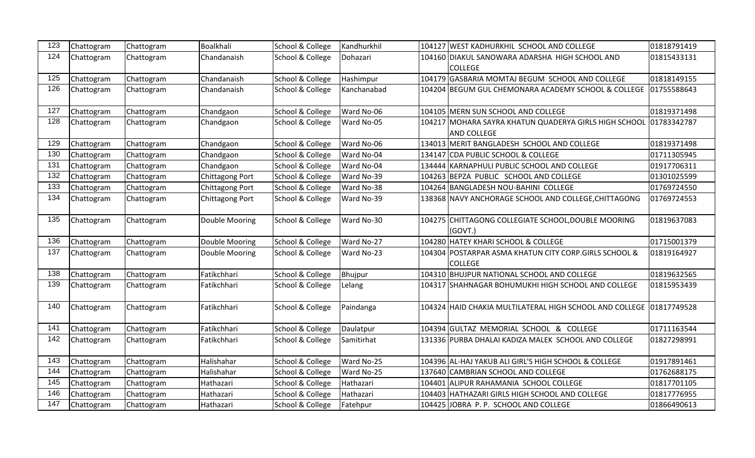| 123 | Chattogram | Chattogram | Boalkhali | School & College | Kandhurkhil | 104127 | WEST KADHURKHIL SCHOOL AND COLLEGE | 01818791419 |
|---|---|---|---|---|---|---|---|---|
| 124 | Chattogram | Chattogram | Chandanaish | School & College | Dohazari | 104160 | DIAKUL SANOWARA ADARSHA HIGH SCHOOL AND COLLEGE | 01815433131 |
| 125 | Chattogram | Chattogram | Chandanaish | School & College | Hashimpur | 104179 | GASBARIA MOMTAJ BEGUM SCHOOL AND COLLEGE | 01818149155 |
| 126 | Chattogram | Chattogram | Chandanaish | School & College | Kanchanabad | 104204 | BEGUM GUL CHEMONARA ACADEMY SCHOOL & COLLEGE | 01755588643 |
| 127 | Chattogram | Chattogram | Chandgaon | School & College | Ward No-06 | 104105 | MERN SUN SCHOOL AND COLLEGE | 01819371498 |
| 128 | Chattogram | Chattogram | Chandgaon | School & College | Ward No-05 | 104217 | MOHARA SAYRA KHATUN QUADERYA GIRLS HIGH SCHOOL AND COLLEGE | 01783342787 |
| 129 | Chattogram | Chattogram | Chandgaon | School & College | Ward No-06 | 134013 | MERIT BANGLADESH SCHOOL AND COLLEGE | 01819371498 |
| 130 | Chattogram | Chattogram | Chandgaon | School & College | Ward No-04 | 134147 | CDA PUBLIC SCHOOL & COLLEGE | 01711305945 |
| 131 | Chattogram | Chattogram | Chandgaon | School & College | Ward No-04 | 134444 | KARNAPHULI PUBLIC SCHOOL AND COLLEGE | 01917706311 |
| 132 | Chattogram | Chattogram | Chittagong Port | School & College | Ward No-39 | 104263 | BEPZA PUBLIC SCHOOL AND COLLEGE | 01301025599 |
| 133 | Chattogram | Chattogram | Chittagong Port | School & College | Ward No-38 | 104264 | BANGLADESH NOU-BAHINI COLLEGE | 01769724550 |
| 134 | Chattogram | Chattogram | Chittagong Port | School & College | Ward No-39 | 138368 | NAVY ANCHORAGE SCHOOL AND COLLEGE,CHITTAGONG | 01769724553 |
| 135 | Chattogram | Chattogram | Double Mooring | School & College | Ward No-30 | 104275 | CHITTAGONG COLLEGIATE SCHOOL,DOUBLE MOORING (GOVT.) | 01819637083 |
| 136 | Chattogram | Chattogram | Double Mooring | School & College | Ward No-27 | 104280 | HATEY KHARI SCHOOL & COLLEGE | 01715001379 |
| 137 | Chattogram | Chattogram | Double Mooring | School & College | Ward No-23 | 104304 | POSTARPAR ASMA KHATUN CITY CORP.GIRLS SCHOOL & COLLEGE | 01819164927 |
| 138 | Chattogram | Chattogram | Fatikchhari | School & College | Bhujpur | 104310 | BHUJPUR NATIONAL SCHOOL AND COLLEGE | 01819632565 |
| 139 | Chattogram | Chattogram | Fatikchhari | School & College | Lelang | 104317 | SHAHNAGAR BOHUMUKHI HIGH SCHOOL AND COLLEGE | 01815953439 |
| 140 | Chattogram | Chattogram | Fatikchhari | School & College | Paindanga | 104324 | HAID CHAKIA MULTILATERAL HIGH SCHOOL AND COLLEGE | 01817749528 |
| 141 | Chattogram | Chattogram | Fatikchhari | School & College | Daulatpur | 104394 | GULTAZ MEMORIAL SCHOOL & COLLEGE | 01711163544 |
| 142 | Chattogram | Chattogram | Fatikchhari | School & College | Samitirhat | 131336 | PURBA DHALAI KADIZA MALEK SCHOOL AND COLLEGE | 01827298991 |
| 143 | Chattogram | Chattogram | Halishahar | School & College | Ward No-25 | 104396 | AL-HAJ YAKUB ALI GIRL'S HIGH SCHOOL & COLLEGE | 01917891461 |
| 144 | Chattogram | Chattogram | Halishahar | School & College | Ward No-25 | 137640 | CAMBRIAN SCHOOL AND COLLEGE | 01762688175 |
| 145 | Chattogram | Chattogram | Hathazari | School & College | Hathazari | 104401 | ALIPUR RAHAMANIA SCHOOL COLLEGE | 01817701105 |
| 146 | Chattogram | Chattogram | Hathazari | School & College | Hathazari | 104403 | HATHAZARI GIRLS HIGH SCHOOL AND COLLEGE | 01817776955 |
| 147 | Chattogram | Chattogram | Hathazari | School & College | Fatehpur | 104425 | JOBRA P. P. SCHOOL AND COLLEGE | 01866490613 |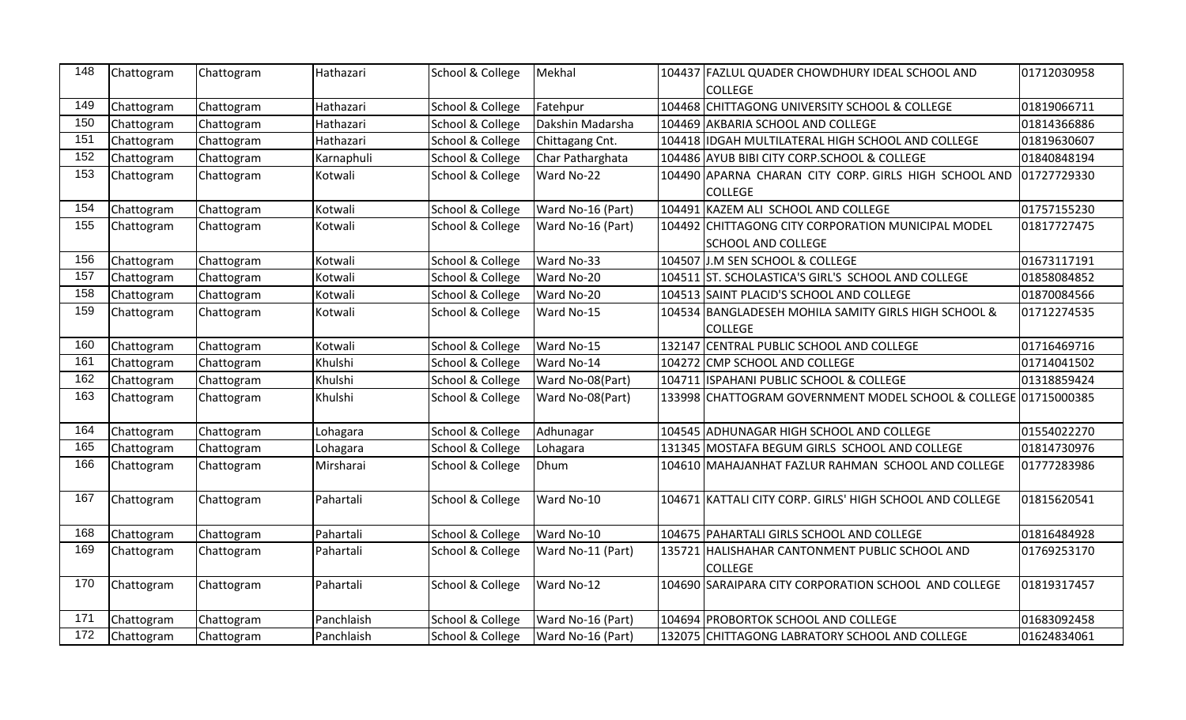| 148 | Chattogram | Chattogram | Hathazari | School & College | Mekhal | 104437 | FAZLUL QUADER CHOWDHURY IDEAL SCHOOL AND COLLEGE | 01712030958 |
|---|---|---|---|---|---|---|---|---|
| 149 | Chattogram | Chattogram | Hathazari | School & College | Fatehpur | 104468 | CHITTAGONG UNIVERSITY SCHOOL & COLLEGE | 01819066711 |
| 150 | Chattogram | Chattogram | Hathazari | School & College | Dakshin Madarsha | 104469 | AKBARIA SCHOOL AND COLLEGE | 01814366886 |
| 151 | Chattogram | Chattogram | Hathazari | School & College | Chittagang Cnt. | 104418 | IDGAH MULTILATERAL HIGH SCHOOL AND COLLEGE | 01819630607 |
| 152 | Chattogram | Chattogram | Karnaphuli | School & College | Char Patharghata | 104486 | AYUB BIBI CITY CORP.SCHOOL & COLLEGE | 01840848194 |
| 153 | Chattogram | Chattogram | Kotwali | School & College | Ward No-22 | 104490 | APARNA CHARAN CITY CORP. GIRLS HIGH SCHOOL AND COLLEGE | 01727729330 |
| 154 | Chattogram | Chattogram | Kotwali | School & College | Ward No-16 (Part) | 104491 | KAZEM ALI SCHOOL AND COLLEGE | 01757155230 |
| 155 | Chattogram | Chattogram | Kotwali | School & College | Ward No-16 (Part) | 104492 | CHITTAGONG CITY CORPORATION MUNICIPAL MODEL SCHOOL AND COLLEGE | 01817727475 |
| 156 | Chattogram | Chattogram | Kotwali | School & College | Ward No-33 | 104507 | J.M SEN SCHOOL & COLLEGE | 01673117191 |
| 157 | Chattogram | Chattogram | Kotwali | School & College | Ward No-20 | 104511 | ST. SCHOLASTICA'S GIRL'S SCHOOL AND COLLEGE | 01858084852 |
| 158 | Chattogram | Chattogram | Kotwali | School & College | Ward No-20 | 104513 | SAINT PLACID'S SCHOOL AND COLLEGE | 01870084566 |
| 159 | Chattogram | Chattogram | Kotwali | School & College | Ward No-15 | 104534 | BANGLADESEH MOHILA SAMITY GIRLS HIGH SCHOOL & COLLEGE | 01712274535 |
| 160 | Chattogram | Chattogram | Kotwali | School & College | Ward No-15 | 132147 | CENTRAL PUBLIC SCHOOL AND COLLEGE | 01716469716 |
| 161 | Chattogram | Chattogram | Khulshi | School & College | Ward No-14 | 104272 | CMP SCHOOL AND COLLEGE | 01714041502 |
| 162 | Chattogram | Chattogram | Khulshi | School & College | Ward No-08(Part) | 104711 | ISPAHANI PUBLIC SCHOOL & COLLEGE | 01318859424 |
| 163 | Chattogram | Chattogram | Khulshi | School & College | Ward No-08(Part) | 133998 | CHATTOGRAM GOVERNMENT MODEL SCHOOL & COLLEGE | 01715000385 |
| 164 | Chattogram | Chattogram | Lohagara | School & College | Adhunagar | 104545 | ADHUNAGAR HIGH SCHOOL AND COLLEGE | 01554022270 |
| 165 | Chattogram | Chattogram | Lohagara | School & College | Lohagara | 131345 | MOSTAFA BEGUM GIRLS SCHOOL AND COLLEGE | 01814730976 |
| 166 | Chattogram | Chattogram | Mirsharai | School & College | Dhum | 104610 | MAHAJANHAT FAZLUR RAHMAN SCHOOL AND COLLEGE | 01777283986 |
| 167 | Chattogram | Chattogram | Pahartali | School & College | Ward No-10 | 104671 | KATTALI CITY CORP. GIRLS' HIGH SCHOOL AND COLLEGE | 01815620541 |
| 168 | Chattogram | Chattogram | Pahartali | School & College | Ward No-10 | 104675 | PAHARTALI GIRLS SCHOOL AND COLLEGE | 01816484928 |
| 169 | Chattogram | Chattogram | Pahartali | School & College | Ward No-11 (Part) | 135721 | HALISHAHAR CANTONMENT PUBLIC SCHOOL AND COLLEGE | 01769253170 |
| 170 | Chattogram | Chattogram | Pahartali | School & College | Ward No-12 | 104690 | SARAIPARA CITY CORPORATION SCHOOL AND COLLEGE | 01819317457 |
| 171 | Chattogram | Chattogram | Panchlaish | School & College | Ward No-16 (Part) | 104694 | PROBORTOK SCHOOL AND COLLEGE | 01683092458 |
| 172 | Chattogram | Chattogram | Panchlaish | School & College | Ward No-16 (Part) | 132075 | CHITTAGONG LABRATORY SCHOOL AND COLLEGE | 01624834061 |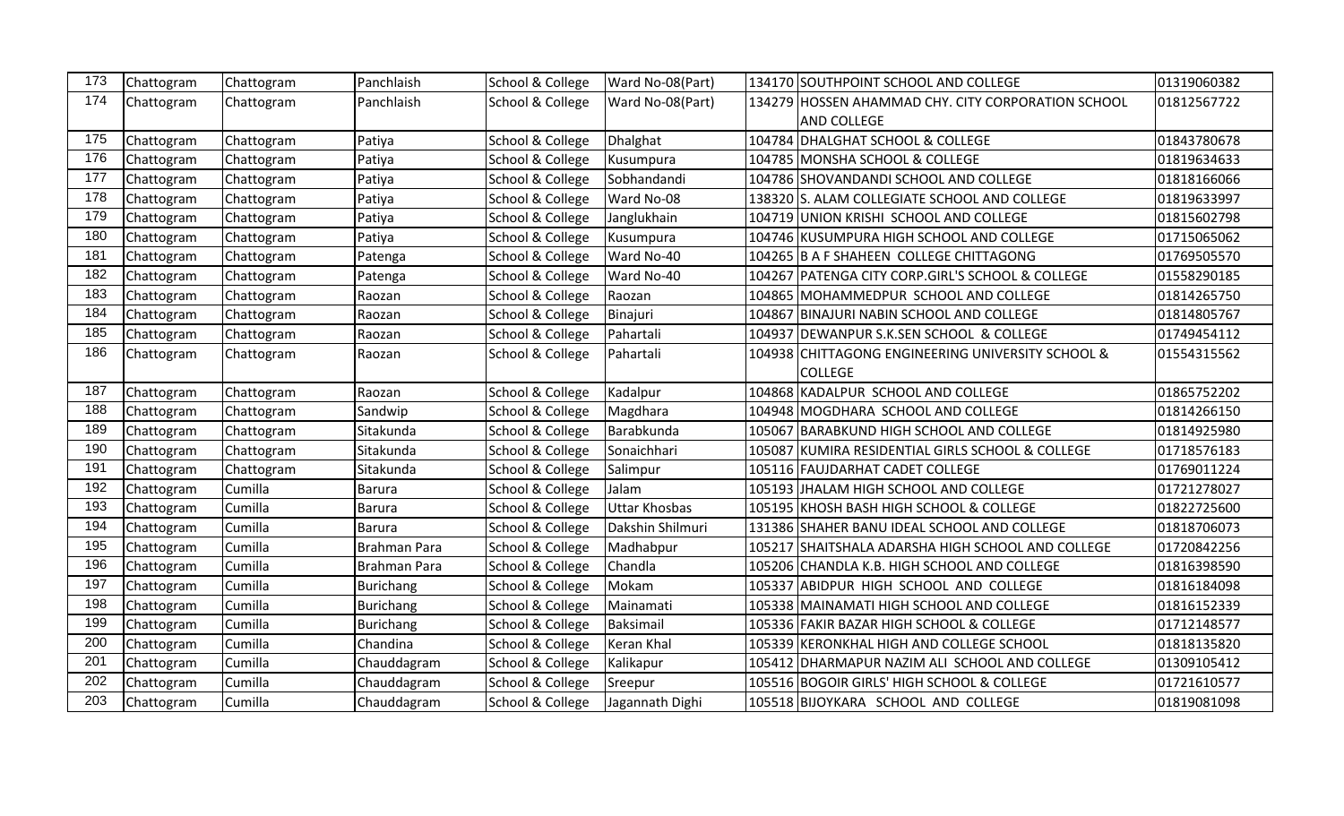| 173 | Chattogram | Chattogram | Panchlaish | School & College | Ward No-08(Part) | 134170 | SOUTHPOINT SCHOOL AND COLLEGE | 01319060382 |
|---|---|---|---|---|---|---|---|---|
| 174 | Chattogram | Chattogram | Panchlaish | School & College | Ward No-08(Part) | 134279 | HOSSEN AHAMMAD CHY. CITY CORPORATION SCHOOL AND COLLEGE | 01812567722 |
| 175 | Chattogram | Chattogram | Patiya | School & College | Dhalghat | 104784 | DHALGHAT SCHOOL & COLLEGE | 01843780678 |
| 176 | Chattogram | Chattogram | Patiya | School & College | Kusumpura | 104785 | MONSHA SCHOOL & COLLEGE | 01819634633 |
| 177 | Chattogram | Chattogram | Patiya | School & College | Sobhandandi | 104786 | SHOVANDANDI SCHOOL AND COLLEGE | 01818166066 |
| 178 | Chattogram | Chattogram | Patiya | School & College | Ward No-08 | 138320 | S. ALAM COLLEGIATE SCHOOL AND COLLEGE | 01819633997 |
| 179 | Chattogram | Chattogram | Patiya | School & College | Janglukhain | 104719 | UNION KRISHI SCHOOL AND COLLEGE | 01815602798 |
| 180 | Chattogram | Chattogram | Patiya | School & College | Kusumpura | 104746 | KUSUMPURA HIGH SCHOOL AND COLLEGE | 01715065062 |
| 181 | Chattogram | Chattogram | Patenga | School & College | Ward No-40 | 104265 | B A F SHAHEEN COLLEGE CHITTAGONG | 01769505570 |
| 182 | Chattogram | Chattogram | Patenga | School & College | Ward No-40 | 104267 | PATENGA CITY CORP.GIRL'S SCHOOL & COLLEGE | 01558290185 |
| 183 | Chattogram | Chattogram | Raozan | School & College | Raozan | 104865 | MOHAMMEDPUR SCHOOL AND COLLEGE | 01814265750 |
| 184 | Chattogram | Chattogram | Raozan | School & College | Binajuri | 104867 | BINAJURI NABIN SCHOOL AND COLLEGE | 01814805767 |
| 185 | Chattogram | Chattogram | Raozan | School & College | Pahartali | 104937 | DEWANPUR S.K.SEN SCHOOL & COLLEGE | 01749454112 |
| 186 | Chattogram | Chattogram | Raozan | School & College | Pahartali | 104938 | CHITTAGONG ENGINEERING UNIVERSITY SCHOOL & COLLEGE | 01554315562 |
| 187 | Chattogram | Chattogram | Raozan | School & College | Kadalpur | 104868 | KADALPUR SCHOOL AND COLLEGE | 01865752202 |
| 188 | Chattogram | Chattogram | Sandwip | School & College | Magdhara | 104948 | MOGDHARA SCHOOL AND COLLEGE | 01814266150 |
| 189 | Chattogram | Chattogram | Sitakunda | School & College | Barabkunda | 105067 | BARABKUND HIGH SCHOOL AND COLLEGE | 01814925980 |
| 190 | Chattogram | Chattogram | Sitakunda | School & College | Sonaichhari | 105087 | KUMIRA RESIDENTIAL GIRLS SCHOOL & COLLEGE | 01718576183 |
| 191 | Chattogram | Chattogram | Sitakunda | School & College | Salimpur | 105116 | FAUJDARHAT CADET COLLEGE | 01769011224 |
| 192 | Chattogram | Cumilla | Barura | School & College | Jalam | 105193 | JHALAM HIGH SCHOOL AND COLLEGE | 01721278027 |
| 193 | Chattogram | Cumilla | Barura | School & College | Uttar Khosbas | 105195 | KHOSH BASH HIGH SCHOOL & COLLEGE | 01822725600 |
| 194 | Chattogram | Cumilla | Barura | School & College | Dakshin Shilmuri | 131386 | SHAHER BANU IDEAL SCHOOL AND COLLEGE | 01818706073 |
| 195 | Chattogram | Cumilla | Brahman Para | School & College | Madhabpur | 105217 | SHAITSHALA ADARSHA HIGH SCHOOL AND COLLEGE | 01720842256 |
| 196 | Chattogram | Cumilla | Brahman Para | School & College | Chandla | 105206 | CHANDLA K.B. HIGH SCHOOL AND COLLEGE | 01816398590 |
| 197 | Chattogram | Cumilla | Burichang | School & College | Mokam | 105337 | ABIDPUR HIGH SCHOOL AND COLLEGE | 01816184098 |
| 198 | Chattogram | Cumilla | Burichang | School & College | Mainamati | 105338 | MAINAMATI HIGH SCHOOL AND COLLEGE | 01816152339 |
| 199 | Chattogram | Cumilla | Burichang | School & College | Baksimail | 105336 | FAKIR BAZAR HIGH SCHOOL & COLLEGE | 01712148577 |
| 200 | Chattogram | Cumilla | Chandina | School & College | Keran Khal | 105339 | KERONKHAL HIGH AND COLLEGE SCHOOL | 01818135820 |
| 201 | Chattogram | Cumilla | Chauddagram | School & College | Kalikapur | 105412 | DHARMAPUR NAZIM ALI SCHOOL AND COLLEGE | 01309105412 |
| 202 | Chattogram | Cumilla | Chauddagram | School & College | Sreepur | 105516 | BOGOIR GIRLS' HIGH SCHOOL & COLLEGE | 01721610577 |
| 203 | Chattogram | Cumilla | Chauddagram | School & College | Jagannath Dighi | 105518 | BIJOYKARA SCHOOL AND COLLEGE | 01819081098 |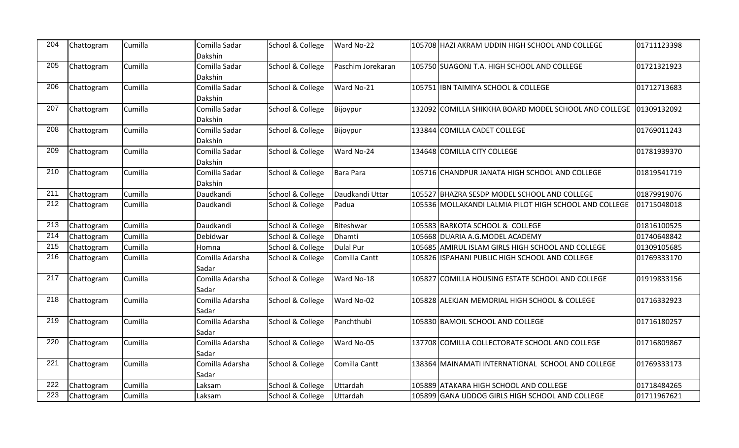| 204 | Chattogram | Cumilla | Comilla Sadar Dakshin | School & College | Ward No-22 | 105708 | HAZI AKRAM UDDIN HIGH SCHOOL AND COLLEGE | 01711123398 |
|---|---|---|---|---|---|---|---|---|
| 205 | Chattogram | Cumilla | Comilla Sadar Dakshin | School & College | Paschim Jorekaran | 105750 | SUAGONJ T.A. HIGH SCHOOL AND COLLEGE | 01721321923 |
| 206 | Chattogram | Cumilla | Comilla Sadar Dakshin | School & College | Ward No-21 | 105751 | IBN TAIMIYA SCHOOL & COLLEGE | 01712713683 |
| 207 | Chattogram | Cumilla | Comilla Sadar Dakshin | School & College | Bijoypur | 132092 | COMILLA SHIKKHA BOARD MODEL SCHOOL AND COLLEGE | 01309132092 |
| 208 | Chattogram | Cumilla | Comilla Sadar Dakshin | School & College | Bijoypur | 133844 | COMILLA CADET COLLEGE | 01769011243 |
| 209 | Chattogram | Cumilla | Comilla Sadar Dakshin | School & College | Ward No-24 | 134648 | COMILLA CITY COLLEGE | 01781939370 |
| 210 | Chattogram | Cumilla | Comilla Sadar Dakshin | School & College | Bara Para | 105716 | CHANDPUR JANATA HIGH SCHOOL AND COLLEGE | 01819541719 |
| 211 | Chattogram | Cumilla | Daudkandi | School & College | Daudkandi Uttar | 105527 | BHAZRA SESDP MODEL SCHOOL AND COLLEGE | 01879919076 |
| 212 | Chattogram | Cumilla | Daudkandi | School & College | Padua | 105536 | MOLLAKANDI LALMIA PILOT HIGH SCHOOL AND COLLEGE | 01715048018 |
| 213 | Chattogram | Cumilla | Daudkandi | School & College | Biteshwar | 105583 | BARKOTA SCHOOL & COLLEGE | 01816100525 |
| 214 | Chattogram | Cumilla | Debidwar | School & College | Dhamti | 105668 | DUARIA A.G.MODEL ACADEMY | 01740648842 |
| 215 | Chattogram | Cumilla | Homna | School & College | Dulal Pur | 105685 | AMIRUL ISLAM GIRLS HIGH SCHOOL AND COLLEGE | 01309105685 |
| 216 | Chattogram | Cumilla | Comilla Adarsha Sadar | School & College | Comilla Cantt | 105826 | ISPAHANI PUBLIC HIGH SCHOOL AND COLLEGE | 01769333170 |
| 217 | Chattogram | Cumilla | Comilla Adarsha Sadar | School & College | Ward No-18 | 105827 | COMILLA HOUSING ESTATE SCHOOL AND COLLEGE | 01919833156 |
| 218 | Chattogram | Cumilla | Comilla Adarsha Sadar | School & College | Ward No-02 | 105828 | ALEKJAN MEMORIAL HIGH SCHOOL & COLLEGE | 01716332923 |
| 219 | Chattogram | Cumilla | Comilla Adarsha Sadar | School & College | Panchthubi | 105830 | BAMOIL SCHOOL AND COLLEGE | 01716180257 |
| 220 | Chattogram | Cumilla | Comilla Adarsha Sadar | School & College | Ward No-05 | 137708 | COMILLA COLLECTORATE SCHOOL AND COLLEGE | 01716809867 |
| 221 | Chattogram | Cumilla | Comilla Adarsha Sadar | School & College | Comilla Cantt | 138364 | MAINAMATI INTERNATIONAL SCHOOL AND COLLEGE | 01769333173 |
| 222 | Chattogram | Cumilla | Laksam | School & College | Uttardah | 105889 | ATAKARA HIGH SCHOOL AND COLLEGE | 01718484265 |
| 223 | Chattogram | Cumilla | Laksam | School & College | Uttardah | 105899 | GANA UDDOG GIRLS HIGH SCHOOL AND COLLEGE | 01711967621 |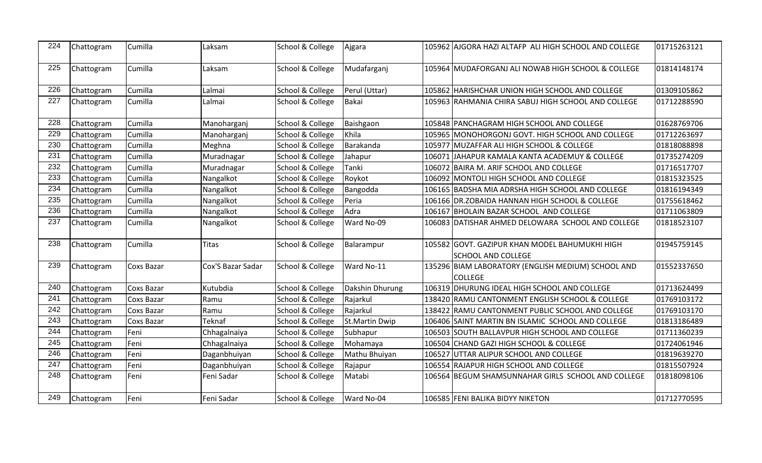| 224 | Chattogram | Cumilla | Laksam | School & College | Ajgara | 105962 | AJGORA HAZI ALTAFP ALI HIGH SCHOOL AND COLLEGE | 01715263121 |
|---|---|---|---|---|---|---|---|---|
| 225 | Chattogram | Cumilla | Laksam | School & College | Mudafarganj | 105964 | MUDAFORGANJ ALI NOWAB HIGH SCHOOL & COLLEGE | 01814148174 |
| 226 | Chattogram | Cumilla | Lalmai | School & College | Perul (Uttar) | 105862 | HARISHCHAR UNION HIGH SCHOOL AND COLLEGE | 01309105862 |
| 227 | Chattogram | Cumilla | Lalmai | School & College | Bakai | 105963 | RAHMANIA CHIRA SABUJ HIGH SCHOOL AND COLLEGE | 01712288590 |
| 228 | Chattogram | Cumilla | Manoharganj | School & College | Baishgaon | 105848 | PANCHAGRAM HIGH SCHOOL AND COLLEGE | 01628769706 |
| 229 | Chattogram | Cumilla | Manoharganj | School & College | Khila | 105965 | MONOHORGONJ GOVT. HIGH SCHOOL AND COLLEGE | 01712263697 |
| 230 | Chattogram | Cumilla | Meghna | School & College | Barakanda | 105977 | MUZAFFAR ALI HIGH SCHOOL & COLLEGE | 01818088898 |
| 231 | Chattogram | Cumilla | Muradnagar | School & College | Jahapur | 106071 | JAHAPUR KAMALA KANTA ACADEMUY & COLLEGE | 01735274209 |
| 232 | Chattogram | Cumilla | Muradnagar | School & College | Tanki | 106072 | BAIRA M. ARIF SCHOOL AND COLLEGE | 01716517707 |
| 233 | Chattogram | Cumilla | Nangalkot | School & College | Roykot | 106092 | MONTOLI HIGH SCHOOL AND COLLEGE | 01815323525 |
| 234 | Chattogram | Cumilla | Nangalkot | School & College | Bangodda | 106165 | BADSHA MIA ADRSHA HIGH SCHOOL AND COLLEGE | 01816194349 |
| 235 | Chattogram | Cumilla | Nangalkot | School & College | Peria | 106166 | DR.ZOBAIDA HANNAN HIGH SCHOOL & COLLEGE | 01755618462 |
| 236 | Chattogram | Cumilla | Nangalkot | School & College | Adra | 106167 | BHOLAIN BAZAR SCHOOL AND COLLEGE | 01711063809 |
| 237 | Chattogram | Cumilla | Nangalkot | School & College | Ward No-09 | 106083 | DATISHAR AHMED DELOWARA SCHOOL AND COLLEGE | 01818523107 |
| 238 | Chattogram | Cumilla | Titas | School & College | Balarampur | 105582 | GOVT. GAZIPUR KHAN MODEL BAHUMUKHI HIGH SCHOOL AND COLLEGE | 01945759145 |
| 239 | Chattogram | Coxs Bazar | Cox'S Bazar Sadar | School & College | Ward No-11 | 135296 | BIAM LABORATORY (ENGLISH MEDIUM) SCHOOL AND COLLEGE | 01552337650 |
| 240 | Chattogram | Coxs Bazar | Kutubdia | School & College | Dakshin Dhurung | 106319 | DHURUNG IDEAL HIGH SCHOOL AND COLLEGE | 01713624499 |
| 241 | Chattogram | Coxs Bazar | Ramu | School & College | Rajarkul | 138420 | RAMU CANTONMENT ENGLISH SCHOOL & COLLEGE | 01769103172 |
| 242 | Chattogram | Coxs Bazar | Ramu | School & College | Rajarkul | 138422 | RAMU CANTONMENT PUBLIC SCHOOL AND COLLEGE | 01769103170 |
| 243 | Chattogram | Coxs Bazar | Teknaf | School & College | St.Martin Dwip | 106406 | SAINT MARTIN BN ISLAMIC SCHOOL AND COLLEGE | 01813186489 |
| 244 | Chattogram | Feni | Chhagalnaiya | School & College | Subhapur | 106503 | SOUTH BALLAVPUR HIGH SCHOOL AND COLLEGE | 01711360239 |
| 245 | Chattogram | Feni | Chhagalnaiya | School & College | Mohamaya | 106504 | CHAND GAZI HIGH SCHOOL & COLLEGE | 01724061946 |
| 246 | Chattogram | Feni | Daganbhuiyan | School & College | Mathu Bhuiyan | 106527 | UTTAR ALIPUR SCHOOL AND COLLEGE | 01819639270 |
| 247 | Chattogram | Feni | Daganbhuiyan | School & College | Rajapur | 106554 | RAJAPUR HIGH SCHOOL AND COLLEGE | 01815507924 |
| 248 | Chattogram | Feni | Feni Sadar | School & College | Matabi | 106564 | BEGUM SHAMSUNNAHAR GIRLS SCHOOL AND COLLEGE | 01818098106 |
| 249 | Chattogram | Feni | Feni Sadar | School & College | Ward No-04 | 106585 | FENI BALIKA BIDYY NIKETON | 01712770595 |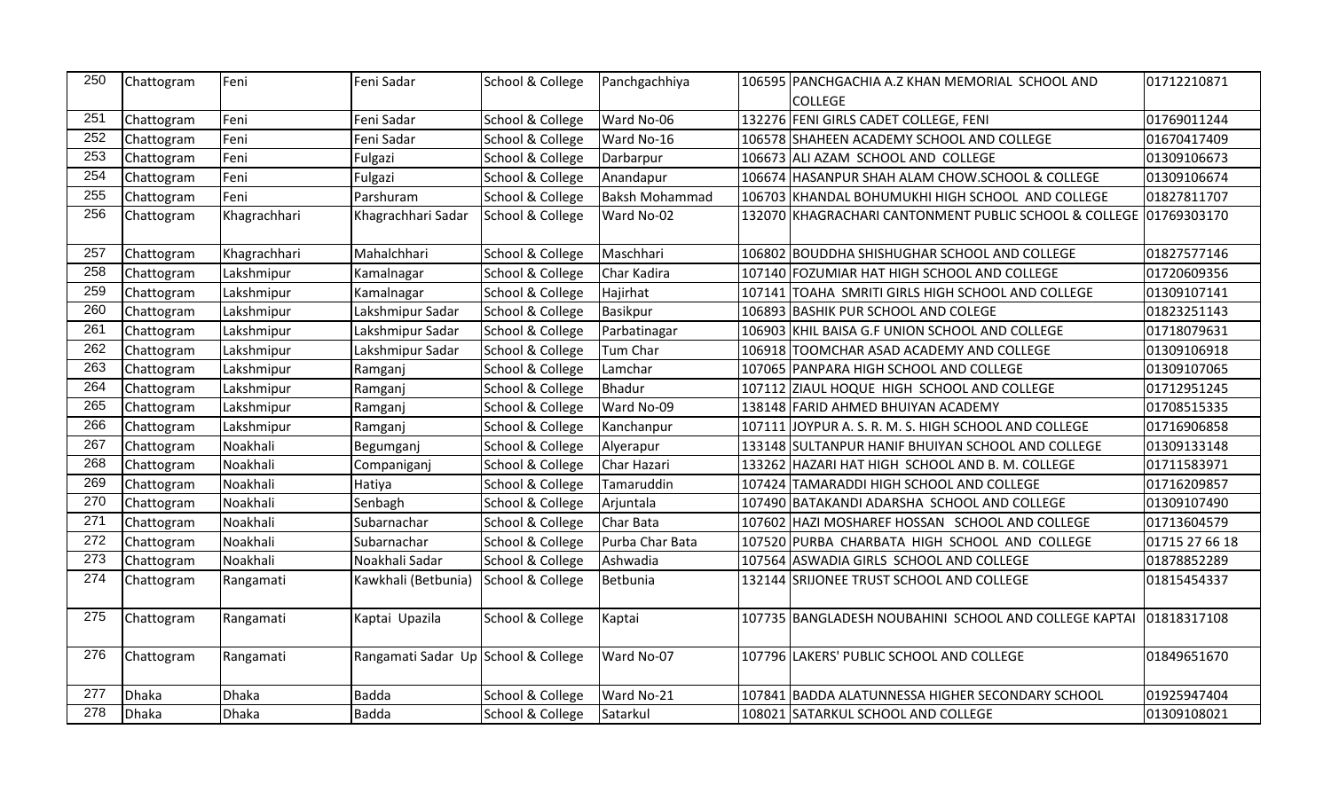| 250 | Chattogram | Feni | Feni Sadar | School & College | Panchgachhiya | 106595 | PANCHGACHIA A.Z KHAN MEMORIAL SCHOOL AND COLLEGE | 01712210871 |
|---|---|---|---|---|---|---|---|---|
| 251 | Chattogram | Feni | Feni Sadar | School & College | Ward No-06 | 132276 | FENI GIRLS CADET COLLEGE, FENI | 01769011244 |
| 252 | Chattogram | Feni | Feni Sadar | School & College | Ward No-16 | 106578 | SHAHEEN ACADEMY SCHOOL AND COLLEGE | 01670417409 |
| 253 | Chattogram | Feni | Fulgazi | School & College | Darbarpur | 106673 | ALI AZAM SCHOOL AND COLLEGE | 01309106673 |
| 254 | Chattogram | Feni | Fulgazi | School & College | Anandapur | 106674 | HASANPUR SHAH ALAM CHOW.SCHOOL & COLLEGE | 01309106674 |
| 255 | Chattogram | Feni | Parshuram | School & College | Baksh Mohammad | 106703 | KHANDAL BOHUMUKHI HIGH SCHOOL AND COLLEGE | 01827811707 |
| 256 | Chattogram | Khagrachhari | Khagrachhari Sadar | School & College | Ward No-02 | 132070 | KHAGRACHARI CANTONMENT PUBLIC SCHOOL & COLLEGE | 01769303170 |
| 257 | Chattogram | Khagrachhari | Mahalchhari | School & College | Maschhari | 106802 | BOUDDHA SHISHUGHAR SCHOOL AND COLLEGE | 01827577146 |
| 258 | Chattogram | Lakshmipur | Kamalnagar | School & College | Char Kadira | 107140 | FOZUMIAR HAT HIGH SCHOOL AND COLLEGE | 01720609356 |
| 259 | Chattogram | Lakshmipur | Kamalnagar | School & College | Hajirhat | 107141 | TOAHA SMRITI GIRLS HIGH SCHOOL AND COLLEGE | 01309107141 |
| 260 | Chattogram | Lakshmipur | Lakshmipur Sadar | School & College | Basikpur | 106893 | BASHIK PUR SCHOOL AND COLEGE | 01823251143 |
| 261 | Chattogram | Lakshmipur | Lakshmipur Sadar | School & College | Parbatinagar | 106903 | KHIL BAISA G.F UNION SCHOOL AND COLLEGE | 01718079631 |
| 262 | Chattogram | Lakshmipur | Lakshmipur Sadar | School & College | Tum Char | 106918 | TOOMCHAR ASAD ACADEMY AND COLLEGE | 01309106918 |
| 263 | Chattogram | Lakshmipur | Ramganj | School & College | Lamchar | 107065 | PANPARA HIGH SCHOOL AND COLLEGE | 01309107065 |
| 264 | Chattogram | Lakshmipur | Ramganj | School & College | Bhadur | 107112 | ZIAUL HOQUE HIGH SCHOOL AND COLLEGE | 01712951245 |
| 265 | Chattogram | Lakshmipur | Ramganj | School & College | Ward No-09 | 138148 | FARID AHMED BHUIYAN ACADEMY | 01708515335 |
| 266 | Chattogram | Lakshmipur | Ramganj | School & College | Kanchanpur | 107111 | JOYPUR A. S. R. M. S. HIGH SCHOOL AND COLLEGE | 01716906858 |
| 267 | Chattogram | Noakhali | Begumganj | School & College | Alyerapur | 133148 | SULTANPUR HANIF BHUIYAN SCHOOL AND COLLEGE | 01309133148 |
| 268 | Chattogram | Noakhali | Companiganj | School & College | Char Hazari | 133262 | HAZARI HAT HIGH SCHOOL AND B. M. COLLEGE | 01711583971 |
| 269 | Chattogram | Noakhali | Hatiya | School & College | Tamaruddin | 107424 | TAMARADDI HIGH SCHOOL AND COLLEGE | 01716209857 |
| 270 | Chattogram | Noakhali | Senbagh | School & College | Arjuntala | 107490 | BATAKANDI ADARSHA SCHOOL AND COLLEGE | 01309107490 |
| 271 | Chattogram | Noakhali | Subarnachar | School & College | Char Bata | 107602 | HAZI MOSHAREF HOSSAN SCHOOL AND COLLEGE | 01713604579 |
| 272 | Chattogram | Noakhali | Subarnachar | School & College | Purba Char Bata | 107520 | PURBA CHARBATA HIGH SCHOOL AND COLLEGE | 01715 27 66 18 |
| 273 | Chattogram | Noakhali | Noakhali Sadar | School & College | Ashwadia | 107564 | ASWADIA GIRLS SCHOOL AND COLLEGE | 01878852289 |
| 274 | Chattogram | Rangamati | Kawkhali (Betbunia) | School & College | Betbunia | 132144 | SRIJONEE TRUST SCHOOL AND COLLEGE | 01815454337 |
| 275 | Chattogram | Rangamati | Kaptai Upazila | School & College | Kaptai | 107735 | BANGLADESH NOUBAHINI SCHOOL AND COLLEGE KAPTAI | 01818317108 |
| 276 | Chattogram | Rangamati | Rangamati Sadar Up | School & College | Ward No-07 | 107796 | LAKERS' PUBLIC SCHOOL AND COLLEGE | 01849651670 |
| 277 | Dhaka | Dhaka | Badda | School & College | Ward No-21 | 107841 | BADDA ALATUNNESSA HIGHER SECONDARY SCHOOL | 01925947404 |
| 278 | Dhaka | Dhaka | Badda | School & College | Satarkul | 108021 | SATARKUL SCHOOL AND COLLEGE | 01309108021 |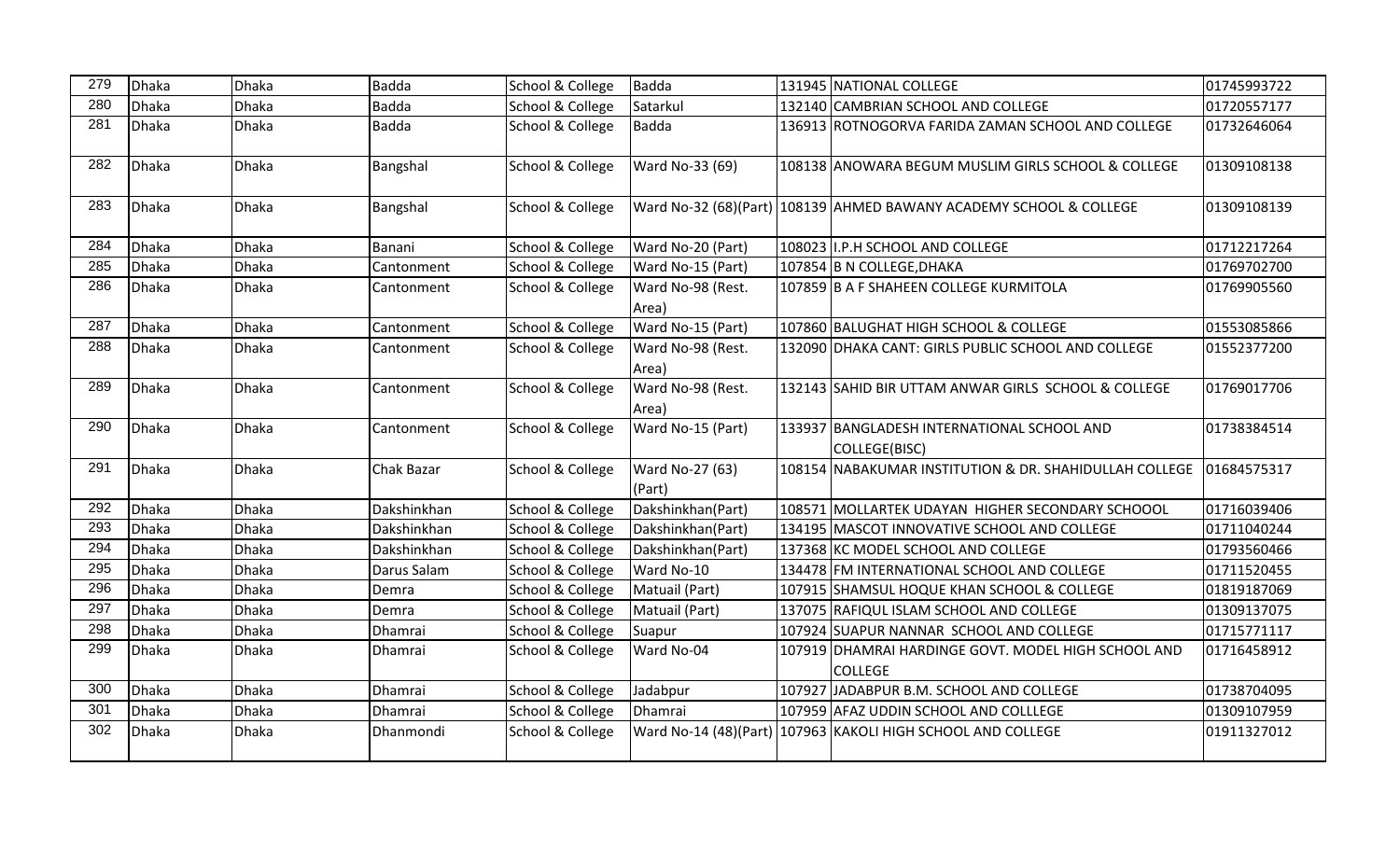| 279 | Dhaka | Dhaka | Badda | School & College | Badda | 131945 | NATIONAL COLLEGE | 01745993722 |
|---|---|---|---|---|---|---|---|---|
| 280 | Dhaka | Dhaka | Badda | School & College | Satarkul | 132140 | CAMBRIAN SCHOOL AND COLLEGE | 01720557177 |
| 281 | Dhaka | Dhaka | Badda | School & College | Badda | 136913 | ROTNOGORVA FARIDA ZAMAN SCHOOL AND COLLEGE | 01732646064 |
| 282 | Dhaka | Dhaka | Bangshal | School & College | Ward No-33 (69) | 108138 | ANOWARA BEGUM MUSLIM GIRLS SCHOOL & COLLEGE | 01309108138 |
| 283 | Dhaka | Dhaka | Bangshal | School & College | Ward No-32 (68)(Part) | 108139 | AHMED BAWANY ACADEMY SCHOOL & COLLEGE | 01309108139 |
| 284 | Dhaka | Dhaka | Banani | School & College | Ward No-20 (Part) | 108023 | I.P.H SCHOOL AND COLLEGE | 01712217264 |
| 285 | Dhaka | Dhaka | Cantonment | School & College | Ward No-15 (Part) | 107854 | B N COLLEGE,DHAKA | 01769702700 |
| 286 | Dhaka | Dhaka | Cantonment | School & College | Ward No-98 (Rest. Area) | 107859 | B A F SHAHEEN COLLEGE KURMITOLA | 01769905560 |
| 287 | Dhaka | Dhaka | Cantonment | School & College | Ward No-15 (Part) | 107860 | BALUGHAT HIGH SCHOOL & COLLEGE | 01553085866 |
| 288 | Dhaka | Dhaka | Cantonment | School & College | Ward No-98 (Rest. Area) | 132090 | DHAKA CANT: GIRLS PUBLIC SCHOOL AND COLLEGE | 01552377200 |
| 289 | Dhaka | Dhaka | Cantonment | School & College | Ward No-98 (Rest. Area) | 132143 | SAHID BIR UTTAM ANWAR GIRLS SCHOOL & COLLEGE | 01769017706 |
| 290 | Dhaka | Dhaka | Cantonment | School & College | Ward No-15 (Part) | 133937 | BANGLADESH INTERNATIONAL SCHOOL AND COLLEGE(BISC) | 01738384514 |
| 291 | Dhaka | Dhaka | Chak Bazar | School & College | Ward No-27 (63) (Part) | 108154 | NABAKUMAR INSTITUTION & DR. SHAHIDULLAH COLLEGE | 01684575317 |
| 292 | Dhaka | Dhaka | Dakshinkhan | School & College | Dakshinkhan(Part) | 108571 | MOLLARTEK UDAYAN HIGHER SECONDARY SCHOOOL | 01716039406 |
| 293 | Dhaka | Dhaka | Dakshinkhan | School & College | Dakshinkhan(Part) | 134195 | MASCOT INNOVATIVE SCHOOL AND COLLEGE | 01711040244 |
| 294 | Dhaka | Dhaka | Dakshinkhan | School & College | Dakshinkhan(Part) | 137368 | KC MODEL SCHOOL AND COLLEGE | 01793560466 |
| 295 | Dhaka | Dhaka | Darus Salam | School & College | Ward No-10 | 134478 | FM INTERNATIONAL SCHOOL AND COLLEGE | 01711520455 |
| 296 | Dhaka | Dhaka | Demra | School & College | Matuail (Part) | 107915 | SHAMSUL HOQUE KHAN SCHOOL & COLLEGE | 01819187069 |
| 297 | Dhaka | Dhaka | Demra | School & College | Matuail (Part) | 137075 | RAFIQUL ISLAM SCHOOL AND COLLEGE | 01309137075 |
| 298 | Dhaka | Dhaka | Dhamrai | School & College | Suapur | 107924 | SUAPUR NANNAR SCHOOL AND COLLEGE | 01715771117 |
| 299 | Dhaka | Dhaka | Dhamrai | School & College | Ward No-04 | 107919 | DHAMRAI HARDINGE GOVT. MODEL HIGH SCHOOL AND COLLEGE | 01716458912 |
| 300 | Dhaka | Dhaka | Dhamrai | School & College | Jadabpur | 107927 | JADABPUR B.M. SCHOOL AND COLLEGE | 01738704095 |
| 301 | Dhaka | Dhaka | Dhamrai | School & College | Dhamrai | 107959 | AFAZ UDDIN SCHOOL AND COLLLEGE | 01309107959 |
| 302 | Dhaka | Dhaka | Dhanmondi | School & College | Ward No-14 (48)(Part) | 107963 | KAKOLI HIGH SCHOOL AND COLLEGE | 01911327012 |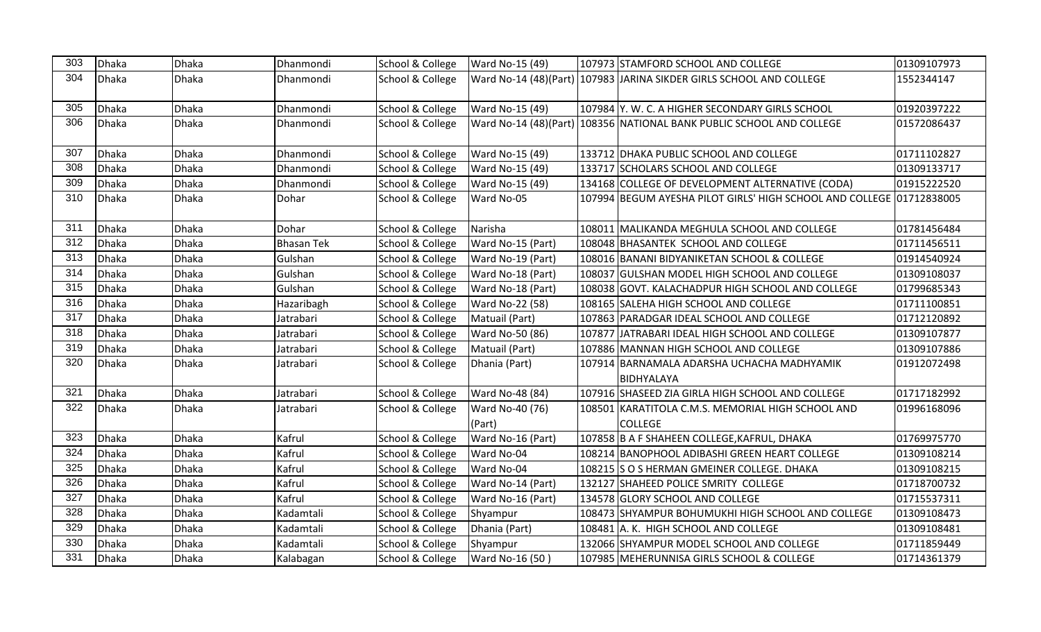| 303 | Dhaka | Dhaka | Dhanmondi | School & College | Ward No-15 (49) | 107973 | STAMFORD SCHOOL AND COLLEGE | 01309107973 |
|---|---|---|---|---|---|---|---|---|
| 304 | Dhaka | Dhaka | Dhanmondi | School & College | Ward No-14 (48)(Part) | 107983 | JARINA SIKDER GIRLS SCHOOL AND COLLEGE | 1552344147 |
| 305 | Dhaka | Dhaka | Dhanmondi | School & College | Ward No-15 (49) | 107984 | Y. W. C. A HIGHER SECONDARY GIRLS SCHOOL | 01920397222 |
| 306 | Dhaka | Dhaka | Dhanmondi | School & College | Ward No-14 (48)(Part) | 108356 | NATIONAL BANK PUBLIC SCHOOL AND COLLEGE | 01572086437 |
| 307 | Dhaka | Dhaka | Dhanmondi | School & College | Ward No-15 (49) | 133712 | DHAKA PUBLIC SCHOOL AND COLLEGE | 01711102827 |
| 308 | Dhaka | Dhaka | Dhanmondi | School & College | Ward No-15 (49) | 133717 | SCHOLARS SCHOOL AND COLLEGE | 01309133717 |
| 309 | Dhaka | Dhaka | Dhanmondi | School & College | Ward No-15 (49) | 134168 | COLLEGE OF DEVELOPMENT ALTERNATIVE (CODA) | 01915222520 |
| 310 | Dhaka | Dhaka | Dohar | School & College | Ward No-05 | 107994 | BEGUM AYESHA PILOT GIRLS' HIGH SCHOOL AND COLLEGE | 01712838005 |
| 311 | Dhaka | Dhaka | Dohar | School & College | Narisha | 108011 | MALIKANDA MEGHULA SCHOOL AND COLLEGE | 01781456484 |
| 312 | Dhaka | Dhaka | Bhasan Tek | School & College | Ward No-15 (Part) | 108048 | BHASANTEK SCHOOL AND COLLEGE | 01711456511 |
| 313 | Dhaka | Dhaka | Gulshan | School & College | Ward No-19 (Part) | 108016 | BANANI BIDYANIKETAN SCHOOL & COLLEGE | 01914540924 |
| 314 | Dhaka | Dhaka | Gulshan | School & College | Ward No-18 (Part) | 108037 | GULSHAN MODEL HIGH SCHOOL AND COLLEGE | 01309108037 |
| 315 | Dhaka | Dhaka | Gulshan | School & College | Ward No-18 (Part) | 108038 | GOVT. KALACHADPUR HIGH SCHOOL AND COLLEGE | 01799685343 |
| 316 | Dhaka | Dhaka | Hazaribagh | School & College | Ward No-22 (58) | 108165 | SALEHA HIGH SCHOOL AND COLLEGE | 01711100851 |
| 317 | Dhaka | Dhaka | Jatrabari | School & College | Matuail (Part) | 107863 | PARADGAR IDEAL SCHOOL AND COLLEGE | 01712120892 |
| 318 | Dhaka | Dhaka | Jatrabari | School & College | Ward No-50 (86) | 107877 | JATRABARI IDEAL HIGH SCHOOL AND COLLEGE | 01309107877 |
| 319 | Dhaka | Dhaka | Jatrabari | School & College | Matuail (Part) | 107886 | MANNAN HIGH SCHOOL AND COLLEGE | 01309107886 |
| 320 | Dhaka | Dhaka | Jatrabari | School & College | Dhania (Part) | 107914 | BARNAMALA ADARSHA UCHACHA MADHYAMIK BIDHYALAYA | 01912072498 |
| 321 | Dhaka | Dhaka | Jatrabari | School & College | Ward No-48 (84) | 107916 | SHASEED ZIA GIRLA HIGH SCHOOL AND COLLEGE | 01717182992 |
| 322 | Dhaka | Dhaka | Jatrabari | School & College | Ward No-40 (76) (Part) | 108501 | KARATITOLA C.M.S. MEMORIAL HIGH SCHOOL AND COLLEGE | 01996168096 |
| 323 | Dhaka | Dhaka | Kafrul | School & College | Ward No-16 (Part) | 107858 | B A F SHAHEEN COLLEGE,KAFRUL, DHAKA | 01769975770 |
| 324 | Dhaka | Dhaka | Kafrul | School & College | Ward No-04 | 108214 | BANOPHOOL ADIBASHI GREEN HEART COLLEGE | 01309108214 |
| 325 | Dhaka | Dhaka | Kafrul | School & College | Ward No-04 | 108215 | S O S HERMAN GMEINER COLLEGE. DHAKA | 01309108215 |
| 326 | Dhaka | Dhaka | Kafrul | School & College | Ward No-14 (Part) | 132127 | SHAHEED POLICE SMRITY COLLEGE | 01718700732 |
| 327 | Dhaka | Dhaka | Kafrul | School & College | Ward No-16 (Part) | 134578 | GLORY SCHOOL AND COLLEGE | 01715537311 |
| 328 | Dhaka | Dhaka | Kadamtali | School & College | Shyampur | 108473 | SHYAMPUR BOHUMUKHI HIGH SCHOOL AND COLLEGE | 01309108473 |
| 329 | Dhaka | Dhaka | Kadamtali | School & College | Dhania (Part) | 108481 | A. K. HIGH SCHOOL AND COLLEGE | 01309108481 |
| 330 | Dhaka | Dhaka | Kadamtali | School & College | Shyampur | 132066 | SHYAMPUR MODEL SCHOOL AND COLLEGE | 01711859449 |
| 331 | Dhaka | Dhaka | Kalabagan | School & College | Ward No-16 (50 ) | 107985 | MEHERUNNISA GIRLS SCHOOL & COLLEGE | 01714361379 |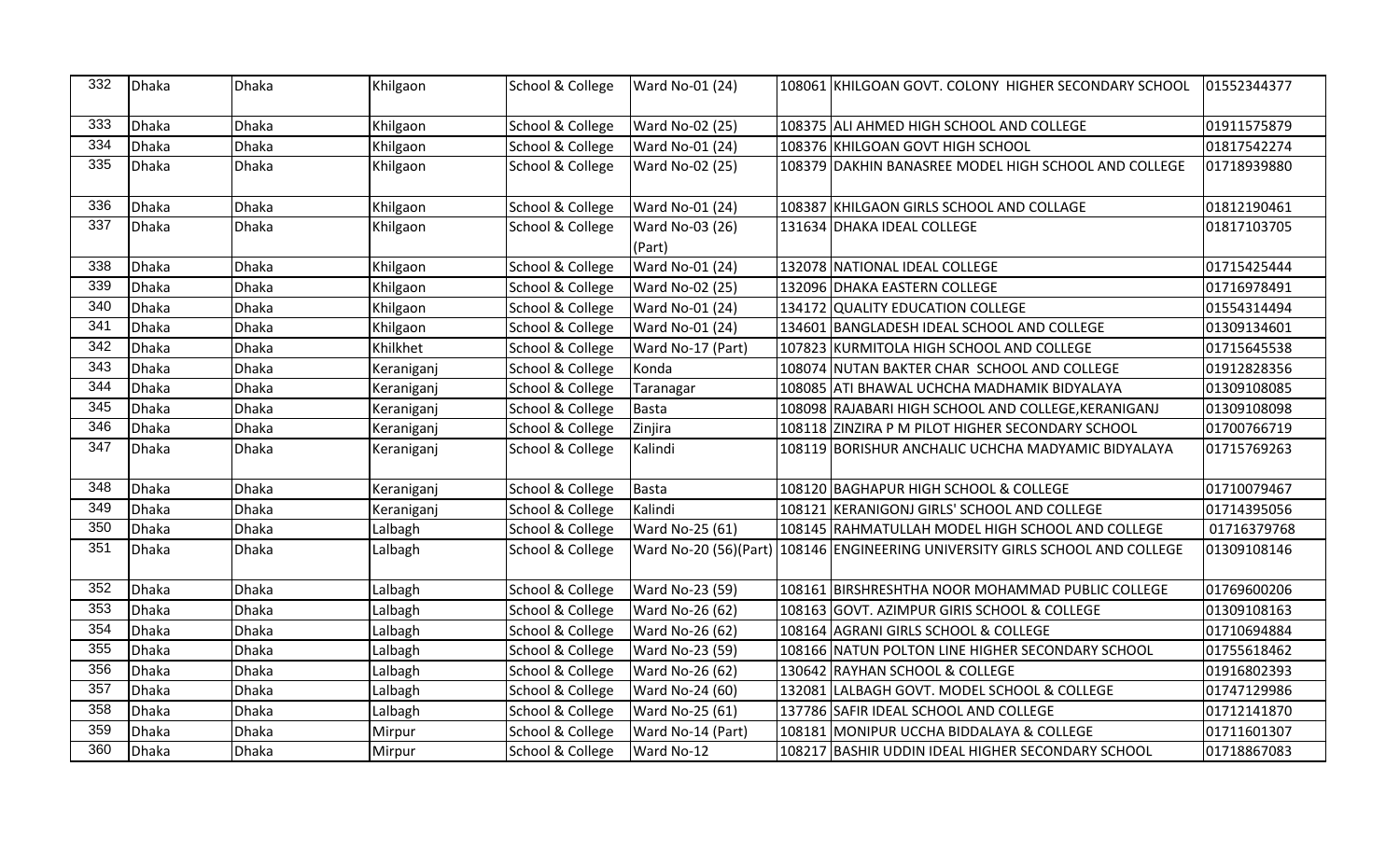| 332 | Dhaka | Dhaka | Khilgaon | School & College | Ward No-01 (24) | 108061 | KHILGOAN GOVT. COLONY HIGHER SECONDARY SCHOOL | 01552344377 |
|---|---|---|---|---|---|---|---|---|
| 333 | Dhaka | Dhaka | Khilgaon | School & College | Ward No-02 (25) | 108375 | ALI AHMED HIGH SCHOOL AND COLLEGE | 01911575879 |
| 334 | Dhaka | Dhaka | Khilgaon | School & College | Ward No-01 (24) | 108376 | KHILGOAN GOVT HIGH SCHOOL | 01817542274 |
| 335 | Dhaka | Dhaka | Khilgaon | School & College | Ward No-02 (25) | 108379 | DAKHIN BANASREE MODEL HIGH SCHOOL AND COLLEGE | 01718939880 |
| 336 | Dhaka | Dhaka | Khilgaon | School & College | Ward No-01 (24) | 108387 | KHILGAON GIRLS SCHOOL AND COLLAGE | 01812190461 |
| 337 | Dhaka | Dhaka | Khilgaon | School & College | Ward No-03 (26) (Part) | 131634 | DHAKA IDEAL COLLEGE | 01817103705 |
| 338 | Dhaka | Dhaka | Khilgaon | School & College | Ward No-01 (24) | 132078 | NATIONAL IDEAL COLLEGE | 01715425444 |
| 339 | Dhaka | Dhaka | Khilgaon | School & College | Ward No-02 (25) | 132096 | DHAKA EASTERN COLLEGE | 01716978491 |
| 340 | Dhaka | Dhaka | Khilgaon | School & College | Ward No-01 (24) | 134172 | QUALITY EDUCATION COLLEGE | 01554314494 |
| 341 | Dhaka | Dhaka | Khilgaon | School & College | Ward No-01 (24) | 134601 | BANGLADESH IDEAL SCHOOL AND COLLEGE | 01309134601 |
| 342 | Dhaka | Dhaka | Khilkhet | School & College | Ward No-17 (Part) | 107823 | KURMITOLA HIGH SCHOOL AND COLLEGE | 01715645538 |
| 343 | Dhaka | Dhaka | Keraniganj | School & College | Konda | 108074 | NUTAN BAKTER CHAR SCHOOL AND COLLEGE | 01912828356 |
| 344 | Dhaka | Dhaka | Keraniganj | School & College | Taranagar | 108085 | ATI BHAWAL UCHCHA MADHAMIK BIDYALAYA | 01309108085 |
| 345 | Dhaka | Dhaka | Keraniganj | School & College | Basta | 108098 | RAJABARI HIGH SCHOOL AND COLLEGE,KERANIGANJ | 01309108098 |
| 346 | Dhaka | Dhaka | Keraniganj | School & College | Zinjira | 108118 | ZINZIRA P M PILOT HIGHER SECONDARY SCHOOL | 01700766719 |
| 347 | Dhaka | Dhaka | Keraniganj | School & College | Kalindi | 108119 | BORISHUR ANCHALIC UCHCHA MADYAMIC BIDYALAYA | 01715769263 |
| 348 | Dhaka | Dhaka | Keraniganj | School & College | Basta | 108120 | BAGHAPUR HIGH SCHOOL & COLLEGE | 01710079467 |
| 349 | Dhaka | Dhaka | Keraniganj | School & College | Kalindi | 108121 | KERANIGONJ GIRLS' SCHOOL AND COLLEGE | 01714395056 |
| 350 | Dhaka | Dhaka | Lalbagh | School & College | Ward No-25 (61) | 108145 | RAHMATULLAH MODEL HIGH SCHOOL AND COLLEGE | 01716379768 |
| 351 | Dhaka | Dhaka | Lalbagh | School & College | Ward No-20 (56)(Part) | 108146 | ENGINEERING UNIVERSITY GIRLS SCHOOL AND COLLEGE | 01309108146 |
| 352 | Dhaka | Dhaka | Lalbagh | School & College | Ward No-23 (59) | 108161 | BIRSHRESHTHA NOOR MOHAMMAD PUBLIC COLLEGE | 01769600206 |
| 353 | Dhaka | Dhaka | Lalbagh | School & College | Ward No-26 (62) | 108163 | GOVT. AZIMPUR GIRIS SCHOOL & COLLEGE | 01309108163 |
| 354 | Dhaka | Dhaka | Lalbagh | School & College | Ward No-26 (62) | 108164 | AGRANI GIRLS SCHOOL & COLLEGE | 01710694884 |
| 355 | Dhaka | Dhaka | Lalbagh | School & College | Ward No-23 (59) | 108166 | NATUN POLTON LINE HIGHER SECONDARY SCHOOL | 01755618462 |
| 356 | Dhaka | Dhaka | Lalbagh | School & College | Ward No-26 (62) | 130642 | RAYHAN SCHOOL & COLLEGE | 01916802393 |
| 357 | Dhaka | Dhaka | Lalbagh | School & College | Ward No-24 (60) | 132081 | LALBAGH GOVT. MODEL SCHOOL & COLLEGE | 01747129986 |
| 358 | Dhaka | Dhaka | Lalbagh | School & College | Ward No-25 (61) | 137786 | SAFIR IDEAL SCHOOL AND COLLEGE | 01712141870 |
| 359 | Dhaka | Dhaka | Mirpur | School & College | Ward No-14 (Part) | 108181 | MONIPUR UCCHA BIDDALAYA & COLLEGE | 01711601307 |
| 360 | Dhaka | Dhaka | Mirpur | School & College | Ward No-12 | 108217 | BASHIR UDDIN IDEAL HIGHER SECONDARY SCHOOL | 01718867083 |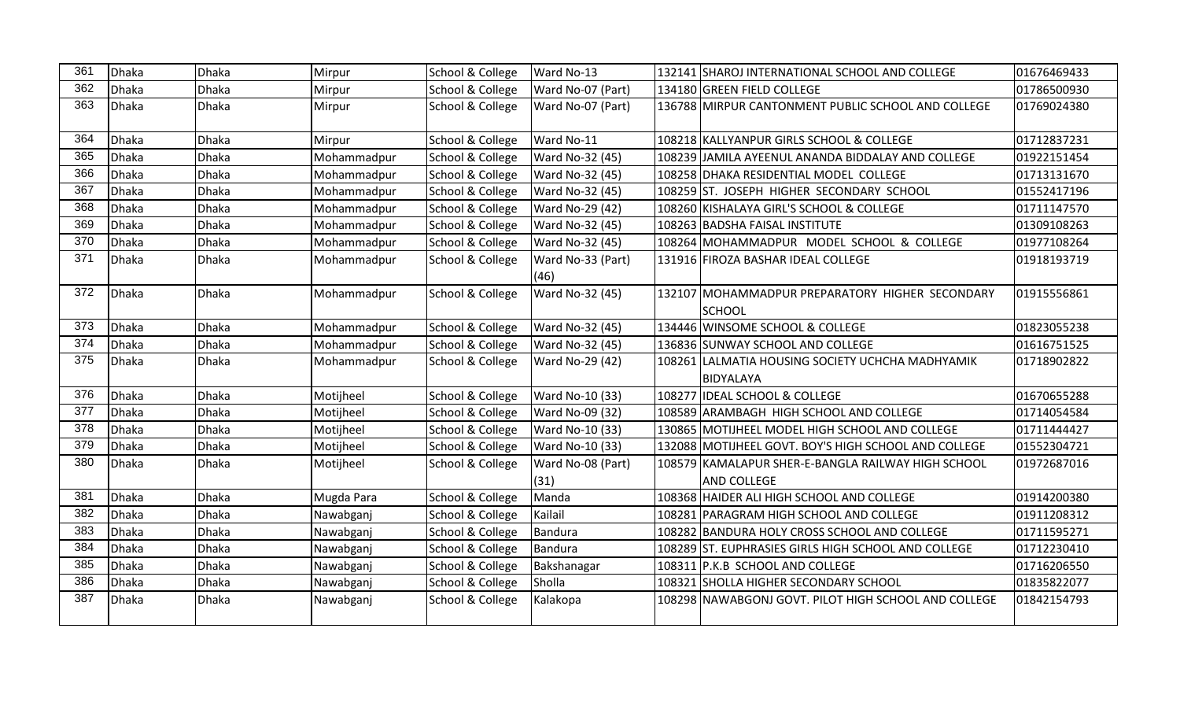| 361 | Dhaka | Dhaka | Mirpur | School & College | Ward No-13 | 132141 | SHAROJ INTERNATIONAL SCHOOL AND COLLEGE | 01676469433 |
|---|---|---|---|---|---|---|---|---|
| 362 | Dhaka | Dhaka | Mirpur | School & College | Ward No-07 (Part) | 134180 | GREEN FIELD COLLEGE | 01786500930 |
| 363 | Dhaka | Dhaka | Mirpur | School & College | Ward No-07 (Part) | 136788 | MIRPUR CANTONMENT PUBLIC SCHOOL AND COLLEGE | 01769024380 |
| 364 | Dhaka | Dhaka | Mirpur | School & College | Ward No-11 | 108218 | KALLYANPUR GIRLS SCHOOL & COLLEGE | 01712837231 |
| 365 | Dhaka | Dhaka | Mohammadpur | School & College | Ward No-32 (45) | 108239 | JAMILA AYEENUL ANANDA BIDDALAY AND COLLEGE | 01922151454 |
| 366 | Dhaka | Dhaka | Mohammadpur | School & College | Ward No-32 (45) | 108258 | DHAKA RESIDENTIAL MODEL COLLEGE | 01713131670 |
| 367 | Dhaka | Dhaka | Mohammadpur | School & College | Ward No-32 (45) | 108259 | ST. JOSEPH HIGHER SECONDARY SCHOOL | 01552417196 |
| 368 | Dhaka | Dhaka | Mohammadpur | School & College | Ward No-29 (42) | 108260 | KISHALAYA GIRL'S SCHOOL & COLLEGE | 01711147570 |
| 369 | Dhaka | Dhaka | Mohammadpur | School & College | Ward No-32 (45) | 108263 | BADSHA FAISAL INSTITUTE | 01309108263 |
| 370 | Dhaka | Dhaka | Mohammadpur | School & College | Ward No-32 (45) | 108264 | MOHAMMADPUR MODEL SCHOOL & COLLEGE | 01977108264 |
| 371 | Dhaka | Dhaka | Mohammadpur | School & College | Ward No-33 (Part) (46) | 131916 | FIROZA BASHAR IDEAL COLLEGE | 01918193719 |
| 372 | Dhaka | Dhaka | Mohammadpur | School & College | Ward No-32 (45) | 132107 | MOHAMMADPUR PREPARATORY HIGHER SECONDARY SCHOOL | 01915556861 |
| 373 | Dhaka | Dhaka | Mohammadpur | School & College | Ward No-32 (45) | 134446 | WINSOME SCHOOL & COLLEGE | 01823055238 |
| 374 | Dhaka | Dhaka | Mohammadpur | School & College | Ward No-32 (45) | 136836 | SUNWAY SCHOOL AND COLLEGE | 01616751525 |
| 375 | Dhaka | Dhaka | Mohammadpur | School & College | Ward No-29 (42) | 108261 | LALMATIA HOUSING SOCIETY UCHCHA MADHYAMIK BIDYALAYA | 01718902822 |
| 376 | Dhaka | Dhaka | Motijheel | School & College | Ward No-10 (33) | 108277 | IDEAL SCHOOL & COLLEGE | 01670655288 |
| 377 | Dhaka | Dhaka | Motijheel | School & College | Ward No-09 (32) | 108589 | ARAMBAGH HIGH SCHOOL AND COLLEGE | 01714054584 |
| 378 | Dhaka | Dhaka | Motijheel | School & College | Ward No-10 (33) | 130865 | MOTIJHEEL MODEL HIGH SCHOOL AND COLLEGE | 01711444427 |
| 379 | Dhaka | Dhaka | Motijheel | School & College | Ward No-10 (33) | 132088 | MOTIJHEEL GOVT. BOY'S HIGH SCHOOL AND COLLEGE | 01552304721 |
| 380 | Dhaka | Dhaka | Motijheel | School & College | Ward No-08 (Part) (31) | 108579 | KAMALAPUR SHER-E-BANGLA RAILWAY HIGH SCHOOL AND COLLEGE | 01972687016 |
| 381 | Dhaka | Dhaka | Mugda Para | School & College | Manda | 108368 | HAIDER ALI HIGH SCHOOL AND COLLEGE | 01914200380 |
| 382 | Dhaka | Dhaka | Nawabganj | School & College | Kailail | 108281 | PARAGRAM HIGH SCHOOL AND COLLEGE | 01911208312 |
| 383 | Dhaka | Dhaka | Nawabganj | School & College | Bandura | 108282 | BANDURA HOLY CROSS SCHOOL AND COLLEGE | 01711595271 |
| 384 | Dhaka | Dhaka | Nawabganj | School & College | Bandura | 108289 | ST. EUPHRASIES GIRLS HIGH SCHOOL AND COLLEGE | 01712230410 |
| 385 | Dhaka | Dhaka | Nawabganj | School & College | Bakshanagar | 108311 | P.K.B SCHOOL AND COLLEGE | 01716206550 |
| 386 | Dhaka | Dhaka | Nawabganj | School & College | Sholla | 108321 | SHOLLA HIGHER SECONDARY SCHOOL | 01835822077 |
| 387 | Dhaka | Dhaka | Nawabganj | School & College | Kalakopa | 108298 | NAWABGONJ GOVT. PILOT HIGH SCHOOL AND COLLEGE | 01842154793 |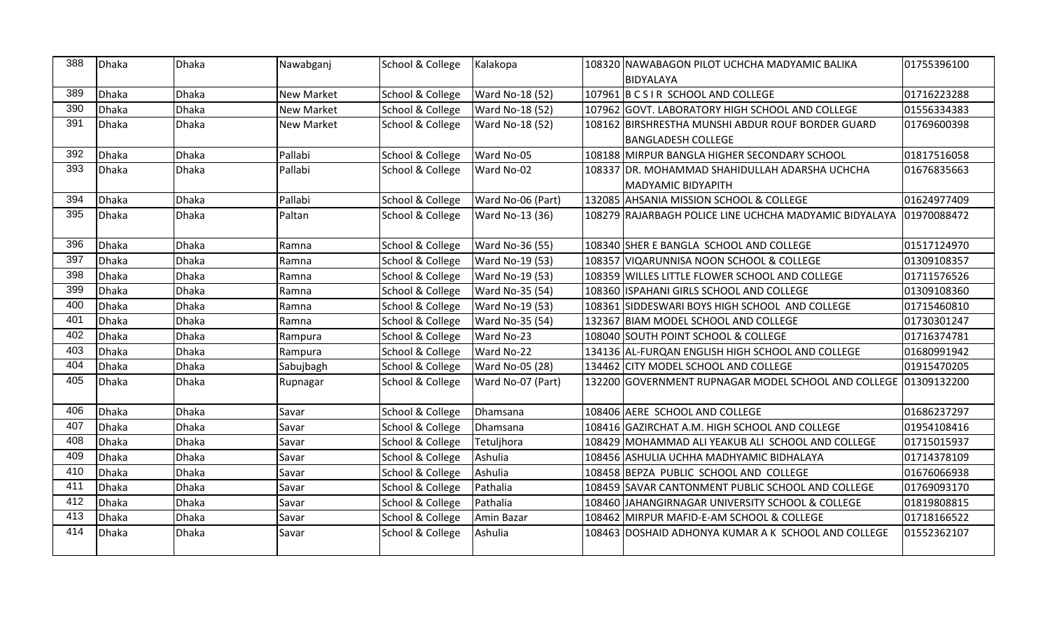| 388 | Dhaka | Dhaka | Nawabganj | School & College | Kalakopa | 108320 | NAWABAGON PILOT UCHCHA MADYAMIC BALIKA BIDYALAYA | 01755396100 |
|---|---|---|---|---|---|---|---|---|
| 389 | Dhaka | Dhaka | New Market | School & College | Ward No-18 (52) | 107961 | B C S I R SCHOOL AND COLLEGE | 01716223288 |
| 390 | Dhaka | Dhaka | New Market | School & College | Ward No-18 (52) | 107962 | GOVT. LABORATORY HIGH SCHOOL AND COLLEGE | 01556334383 |
| 391 | Dhaka | Dhaka | New Market | School & College | Ward No-18 (52) | 108162 | BIRSHRESTHA MUNSHI ABDUR ROUF BORDER GUARD BANGLADESH COLLEGE | 01769600398 |
| 392 | Dhaka | Dhaka | Pallabi | School & College | Ward No-05 | 108188 | MIRPUR BANGLA HIGHER SECONDARY SCHOOL | 01817516058 |
| 393 | Dhaka | Dhaka | Pallabi | School & College | Ward No-02 | 108337 | DR. MOHAMMAD SHAHIDULLAH ADARSHA UCHCHA MADYAMIC BIDYAPITH | 01676835663 |
| 394 | Dhaka | Dhaka | Pallabi | School & College | Ward No-06 (Part) | 132085 | AHSANIA MISSION SCHOOL & COLLEGE | 01624977409 |
| 395 | Dhaka | Dhaka | Paltan | School & College | Ward No-13 (36) | 108279 | RAJARBAGH POLICE LINE UCHCHA MADYAMIC BIDYALAYA | 01970088472 |
| 396 | Dhaka | Dhaka | Ramna | School & College | Ward No-36 (55) | 108340 | SHER E BANGLA SCHOOL AND COLLEGE | 01517124970 |
| 397 | Dhaka | Dhaka | Ramna | School & College | Ward No-19 (53) | 108357 | VIQARUNNISA NOON SCHOOL & COLLEGE | 01309108357 |
| 398 | Dhaka | Dhaka | Ramna | School & College | Ward No-19 (53) | 108359 | WILLES LITTLE FLOWER SCHOOL AND COLLEGE | 01711576526 |
| 399 | Dhaka | Dhaka | Ramna | School & College | Ward No-35 (54) | 108360 | ISPAHANI GIRLS SCHOOL AND COLLEGE | 01309108360 |
| 400 | Dhaka | Dhaka | Ramna | School & College | Ward No-19 (53) | 108361 | SIDDESWARI BOYS HIGH SCHOOL AND COLLEGE | 01715460810 |
| 401 | Dhaka | Dhaka | Ramna | School & College | Ward No-35 (54) | 132367 | BIAM MODEL SCHOOL AND COLLEGE | 01730301247 |
| 402 | Dhaka | Dhaka | Rampura | School & College | Ward No-23 | 108040 | SOUTH POINT SCHOOL & COLLEGE | 01716374781 |
| 403 | Dhaka | Dhaka | Rampura | School & College | Ward No-22 | 134136 | AL-FURQAN ENGLISH HIGH SCHOOL AND COLLEGE | 01680991942 |
| 404 | Dhaka | Dhaka | Sabujbagh | School & College | Ward No-05 (28) | 134462 | CITY MODEL SCHOOL AND COLLEGE | 01915470205 |
| 405 | Dhaka | Dhaka | Rupnagar | School & College | Ward No-07 (Part) | 132200 | GOVERNMENT RUPNAGAR MODEL SCHOOL AND COLLEGE | 01309132200 |
| 406 | Dhaka | Dhaka | Savar | School & College | Dhamsana | 108406 | AERE SCHOOL AND COLLEGE | 01686237297 |
| 407 | Dhaka | Dhaka | Savar | School & College | Dhamsana | 108416 | GAZIRCHAT A.M. HIGH SCHOOL AND COLLEGE | 01954108416 |
| 408 | Dhaka | Dhaka | Savar | School & College | Tetuljhora | 108429 | MOHAMMAD ALI YEAKUB ALI SCHOOL AND COLLEGE | 01715015937 |
| 409 | Dhaka | Dhaka | Savar | School & College | Ashulia | 108456 | ASHULIA UCHHA MADHYAMIC BIDHALAYA | 01714378109 |
| 410 | Dhaka | Dhaka | Savar | School & College | Ashulia | 108458 | BEPZA PUBLIC SCHOOL AND COLLEGE | 01676066938 |
| 411 | Dhaka | Dhaka | Savar | School & College | Pathalia | 108459 | SAVAR CANTONMENT PUBLIC SCHOOL AND COLLEGE | 01769093170 |
| 412 | Dhaka | Dhaka | Savar | School & College | Pathalia | 108460 | JAHANGIRNAGAR UNIVERSITY SCHOOL & COLLEGE | 01819808815 |
| 413 | Dhaka | Dhaka | Savar | School & College | Amin Bazar | 108462 | MIRPUR MAFID-E-AM SCHOOL & COLLEGE | 01718166522 |
| 414 | Dhaka | Dhaka | Savar | School & College | Ashulia | 108463 | DOSHAID ADHONYA KUMAR A K SCHOOL AND COLLEGE | 01552362107 |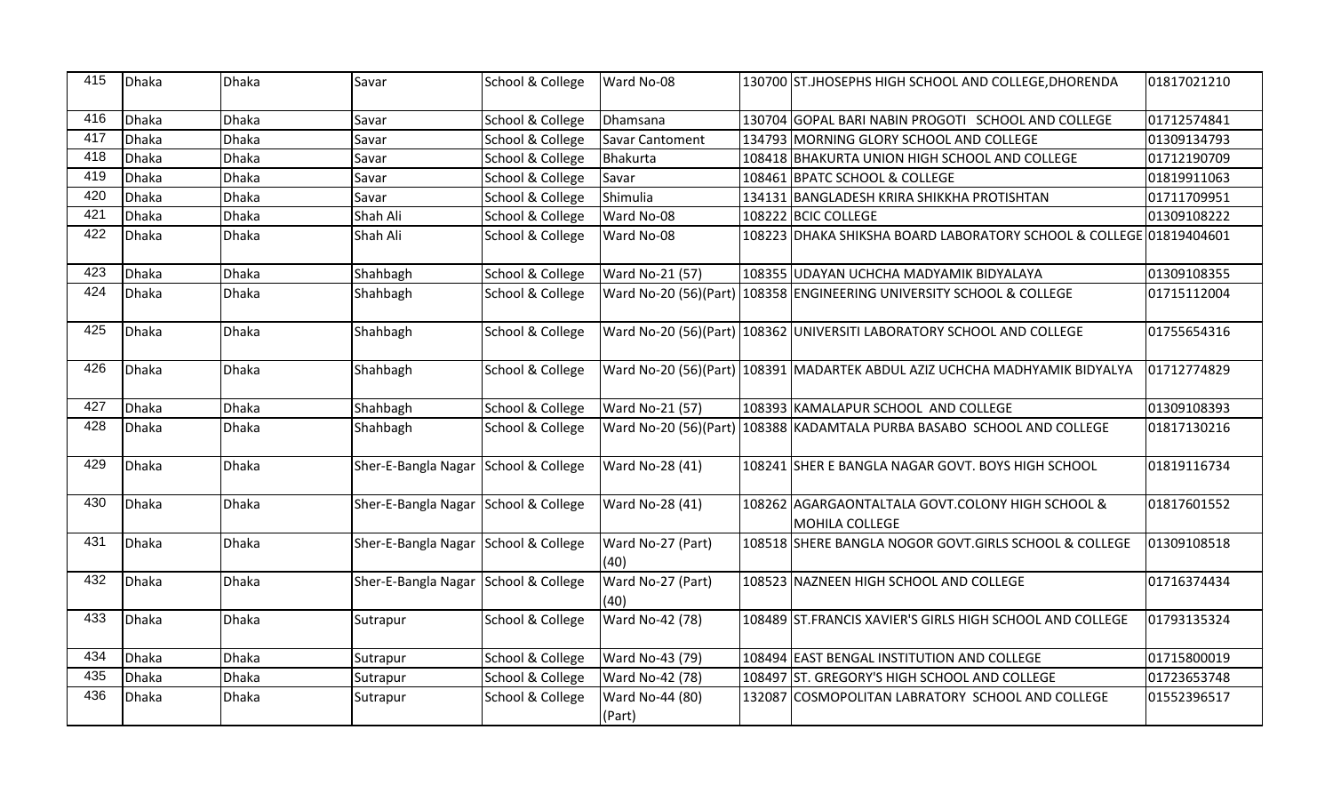| 415 | Dhaka | Dhaka | Savar | School & College | Ward No-08 | 130700 | ST.JHOSEPHS HIGH SCHOOL AND COLLEGE,DHORENDA | 01817021210 |
|---|---|---|---|---|---|---|---|---|
| 416 | Dhaka | Dhaka | Savar | School & College | Dhamsana | 130704 | GOPAL BARI NABIN PROGOTI SCHOOL AND COLLEGE | 01712574841 |
| 417 | Dhaka | Dhaka | Savar | School & College | Savar Cantoment | 134793 | MORNING GLORY SCHOOL AND COLLEGE | 01309134793 |
| 418 | Dhaka | Dhaka | Savar | School & College | Bhakurta | 108418 | BHAKURTA UNION HIGH SCHOOL AND COLLEGE | 01712190709 |
| 419 | Dhaka | Dhaka | Savar | School & College | Savar | 108461 | BPATC SCHOOL & COLLEGE | 01819911063 |
| 420 | Dhaka | Dhaka | Savar | School & College | Shimulia | 134131 | BANGLADESH KRIRA SHIKKHA PROTISHTAN | 01711709951 |
| 421 | Dhaka | Dhaka | Shah Ali | School & College | Ward No-08 | 108222 | BCIC COLLEGE | 01309108222 |
| 422 | Dhaka | Dhaka | Shah Ali | School & College | Ward No-08 | 108223 | DHAKA SHIKSHA BOARD LABORATORY SCHOOL & COLLEGE | 01819404601 |
| 423 | Dhaka | Dhaka | Shahbagh | School & College | Ward No-21 (57) | 108355 | UDAYAN UCHCHA MADYAMIK BIDYALAYA | 01309108355 |
| 424 | Dhaka | Dhaka | Shahbagh | School & College | Ward No-20 (56)(Part) | 108358 | ENGINEERING UNIVERSITY SCHOOL & COLLEGE | 01715112004 |
| 425 | Dhaka | Dhaka | Shahbagh | School & College | Ward No-20 (56)(Part) | 108362 | UNIVERSITI LABORATORY SCHOOL AND COLLEGE | 01755654316 |
| 426 | Dhaka | Dhaka | Shahbagh | School & College | Ward No-20 (56)(Part) | 108391 | MADARTEK ABDUL AZIZ UCHCHA MADHYAMIK BIDYALYA | 01712774829 |
| 427 | Dhaka | Dhaka | Shahbagh | School & College | Ward No-21 (57) | 108393 | KAMALAPUR SCHOOL AND COLLEGE | 01309108393 |
| 428 | Dhaka | Dhaka | Shahbagh | School & College | Ward No-20 (56)(Part) | 108388 | KADAMTALA PURBA BASABO SCHOOL AND COLLEGE | 01817130216 |
| 429 | Dhaka | Dhaka | Sher-E-Bangla Nagar | School & College | Ward No-28 (41) | 108241 | SHER E BANGLA NAGAR GOVT. BOYS HIGH SCHOOL | 01819116734 |
| 430 | Dhaka | Dhaka | Sher-E-Bangla Nagar | School & College | Ward No-28 (41) | 108262 | AGARGAONTALTALA GOVT.COLONY HIGH SCHOOL & MOHILA COLLEGE | 01817601552 |
| 431 | Dhaka | Dhaka | Sher-E-Bangla Nagar | School & College | Ward No-27 (Part) (40) | 108518 | SHERE BANGLA NOGOR GOVT.GIRLS SCHOOL & COLLEGE | 01309108518 |
| 432 | Dhaka | Dhaka | Sher-E-Bangla Nagar | School & College | Ward No-27 (Part) (40) | 108523 | NAZNEEN HIGH SCHOOL AND COLLEGE | 01716374434 |
| 433 | Dhaka | Dhaka | Sutrapur | School & College | Ward No-42 (78) | 108489 | ST.FRANCIS XAVIER'S GIRLS HIGH SCHOOL AND COLLEGE | 01793135324 |
| 434 | Dhaka | Dhaka | Sutrapur | School & College | Ward No-43 (79) | 108494 | EAST BENGAL INSTITUTION AND COLLEGE | 01715800019 |
| 435 | Dhaka | Dhaka | Sutrapur | School & College | Ward No-42 (78) | 108497 | ST. GREGORY'S HIGH SCHOOL AND COLLEGE | 01723653748 |
| 436 | Dhaka | Dhaka | Sutrapur | School & College | Ward No-44 (80) (Part) | 132087 | COSMOPOLITAN LABRATORY SCHOOL AND COLLEGE | 01552396517 |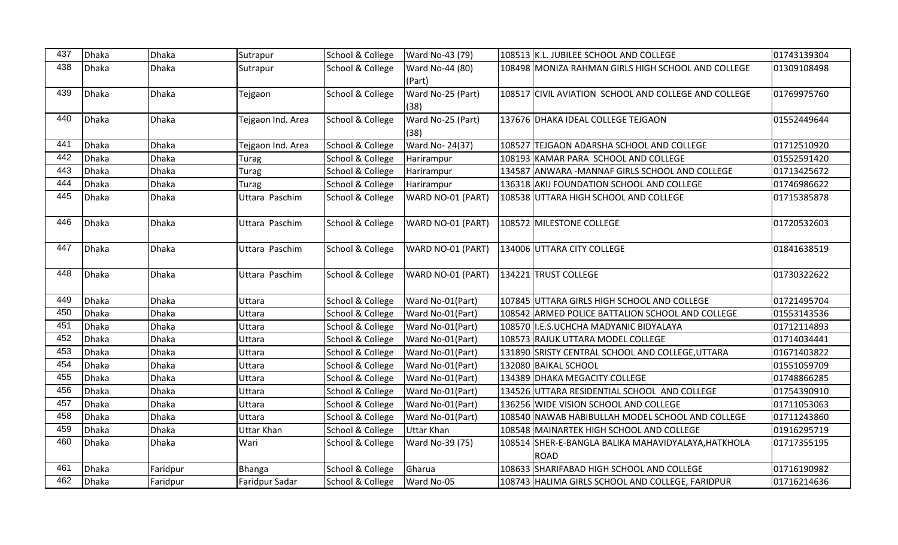| 437 | Dhaka | Dhaka | Sutrapur | School & College | Ward No-43 (79) | 108513 | K.L. JUBILEE SCHOOL AND COLLEGE | 01743139304 |
|---|---|---|---|---|---|---|---|---|
| 438 | Dhaka | Dhaka | Sutrapur | School & College | Ward No-44 (80) (Part) | 108498 | MONIZA RAHMAN GIRLS HIGH SCHOOL AND COLLEGE | 01309108498 |
| 439 | Dhaka | Dhaka | Tejgaon | School & College | Ward No-25 (Part) (38) | 108517 | CIVIL AVIATION SCHOOL AND COLLEGE AND COLLEGE | 01769975760 |
| 440 | Dhaka | Dhaka | Tejgaon Ind. Area | School & College | Ward No-25 (Part) (38) | 137676 | DHAKA IDEAL COLLEGE TEJGAON | 01552449644 |
| 441 | Dhaka | Dhaka | Tejgaon Ind. Area | School & College | Ward No- 24(37) | 108527 | TEJGAON ADARSHA SCHOOL AND COLLEGE | 01712510920 |
| 442 | Dhaka | Dhaka | Turag | School & College | Harirampur | 108193 | KAMAR PARA SCHOOL AND COLLEGE | 01552591420 |
| 443 | Dhaka | Dhaka | Turag | School & College | Harirampur | 134587 | ANWARA -MANNAF GIRLS SCHOOL AND COLLEGE | 01713425672 |
| 444 | Dhaka | Dhaka | Turag | School & College | Harirampur | 136318 | AKIJ FOUNDATION SCHOOL AND COLLEGE | 01746986622 |
| 445 | Dhaka | Dhaka | Uttara Paschim | School & College | WARD NO-01 (PART) | 108538 | UTTARA HIGH SCHOOL AND COLLEGE | 01715385878 |
| 446 | Dhaka | Dhaka | Uttara Paschim | School & College | WARD NO-01 (PART) | 108572 | MILESTONE COLLEGE | 01720532603 |
| 447 | Dhaka | Dhaka | Uttara Paschim | School & College | WARD NO-01 (PART) | 134006 | UTTARA CITY COLLEGE | 01841638519 |
| 448 | Dhaka | Dhaka | Uttara Paschim | School & College | WARD NO-01 (PART) | 134221 | TRUST COLLEGE | 01730322622 |
| 449 | Dhaka | Dhaka | Uttara | School & College | Ward No-01(Part) | 107845 | UTTARA GIRLS HIGH SCHOOL AND COLLEGE | 01721495704 |
| 450 | Dhaka | Dhaka | Uttara | School & College | Ward No-01(Part) | 108542 | ARMED POLICE BATTALION SCHOOL AND COLLEGE | 01553143536 |
| 451 | Dhaka | Dhaka | Uttara | School & College | Ward No-01(Part) | 108570 | I.E.S.UCHCHA MADYANIC BIDYALAYA | 01712114893 |
| 452 | Dhaka | Dhaka | Uttara | School & College | Ward No-01(Part) | 108573 | RAJUK UTTARA MODEL COLLEGE | 01714034441 |
| 453 | Dhaka | Dhaka | Uttara | School & College | Ward No-01(Part) | 131890 | SRISTY CENTRAL SCHOOL AND COLLEGE,UTTARA | 01671403822 |
| 454 | Dhaka | Dhaka | Uttara | School & College | Ward No-01(Part) | 132080 | BAIKAL SCHOOL | 01551059709 |
| 455 | Dhaka | Dhaka | Uttara | School & College | Ward No-01(Part) | 134389 | DHAKA MEGACITY COLLEGE | 01748866285 |
| 456 | Dhaka | Dhaka | Uttara | School & College | Ward No-01(Part) | 134526 | UTTARA RESIDENTIAL SCHOOL AND COLLEGE | 01754390910 |
| 457 | Dhaka | Dhaka | Uttara | School & College | Ward No-01(Part) | 136256 | WIDE VISION SCHOOL AND COLLEGE | 01711053063 |
| 458 | Dhaka | Dhaka | Uttara | School & College | Ward No-01(Part) | 108540 | NAWAB HABIBULLAH MODEL SCHOOL AND COLLEGE | 01711243860 |
| 459 | Dhaka | Dhaka | Uttar Khan | School & College | Uttar Khan | 108548 | MAINARTEK HIGH SCHOOL AND COLLEGE | 01916295719 |
| 460 | Dhaka | Dhaka | Wari | School & College | Ward No-39 (75) | 108514 | SHER-E-BANGLA BALIKA MAHAVIDYALAYA,HATKHOLA ROAD | 01717355195 |
| 461 | Dhaka | Faridpur | Bhanga | School & College | Gharua | 108633 | SHARIFABAD HIGH SCHOOL AND COLLEGE | 01716190982 |
| 462 | Dhaka | Faridpur | Faridpur Sadar | School & College | Ward No-05 | 108743 | HALIMA GIRLS SCHOOL AND COLLEGE, FARIDPUR | 01716214636 |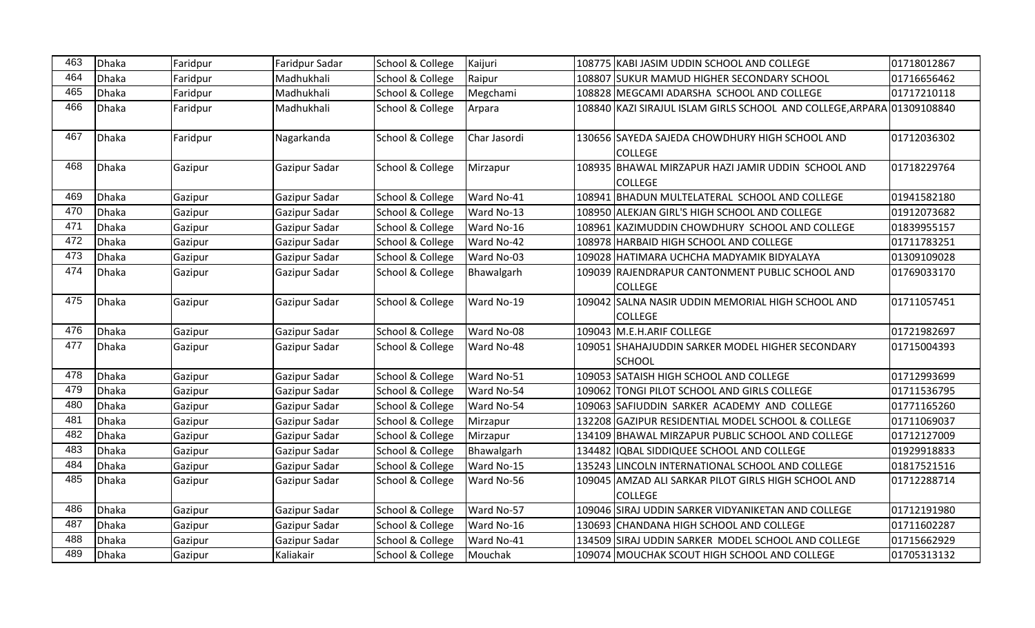| 463 | Dhaka | Faridpur | Faridpur Sadar | School & College | Kaijuri | 108775 | KABI JASIM UDDIN SCHOOL AND COLLEGE | 01718012867 |
|---|---|---|---|---|---|---|---|---|
| 464 | Dhaka | Faridpur | Madhukhali | School & College | Raipur | 108807 | SUKUR MAMUD HIGHER SECONDARY SCHOOL | 01716656462 |
| 465 | Dhaka | Faridpur | Madhukhali | School & College | Megchami | 108828 | MEGCAMI ADARSHA SCHOOL AND COLLEGE | 01717210118 |
| 466 | Dhaka | Faridpur | Madhukhali | School & College | Arpara | 108840 | KAZI SIRAJUL ISLAM GIRLS SCHOOL AND COLLEGE,ARPARA | 01309108840 |
| 467 | Dhaka | Faridpur | Nagarkanda | School & College | Char Jasordi | 130656 | SAYEDA SAJEDA CHOWDHURY HIGH SCHOOL AND COLLEGE | 01712036302 |
| 468 | Dhaka | Gazipur | Gazipur Sadar | School & College | Mirzapur | 108935 | BHAWAL MIRZAPUR HAZI JAMIR UDDIN SCHOOL AND COLLEGE | 01718229764 |
| 469 | Dhaka | Gazipur | Gazipur Sadar | School & College | Ward No-41 | 108941 | BHADUN MULTELATERAL SCHOOL AND COLLEGE | 01941582180 |
| 470 | Dhaka | Gazipur | Gazipur Sadar | School & College | Ward No-13 | 108950 | ALEKJAN GIRL'S HIGH SCHOOL AND COLLEGE | 01912073682 |
| 471 | Dhaka | Gazipur | Gazipur Sadar | School & College | Ward No-16 | 108961 | KAZIMUDDIN CHOWDHURY SCHOOL AND COLLEGE | 01839955157 |
| 472 | Dhaka | Gazipur | Gazipur Sadar | School & College | Ward No-42 | 108978 | HARBAID HIGH SCHOOL AND COLLEGE | 01711783251 |
| 473 | Dhaka | Gazipur | Gazipur Sadar | School & College | Ward No-03 | 109028 | HATIMARA UCHCHA MADYAMIK BIDYALAYA | 01309109028 |
| 474 | Dhaka | Gazipur | Gazipur Sadar | School & College | Bhawalgarh | 109039 | RAJENDRAPUR CANTONMENT PUBLIC SCHOOL AND COLLEGE | 01769033170 |
| 475 | Dhaka | Gazipur | Gazipur Sadar | School & College | Ward No-19 | 109042 | SALNA NASIR UDDIN MEMORIAL HIGH SCHOOL AND COLLEGE | 01711057451 |
| 476 | Dhaka | Gazipur | Gazipur Sadar | School & College | Ward No-08 | 109043 | M.E.H.ARIF COLLEGE | 01721982697 |
| 477 | Dhaka | Gazipur | Gazipur Sadar | School & College | Ward No-48 | 109051 | SHAHAJUDDIN SARKER MODEL HIGHER SECONDARY SCHOOL | 01715004393 |
| 478 | Dhaka | Gazipur | Gazipur Sadar | School & College | Ward No-51 | 109053 | SATAISH HIGH SCHOOL AND COLLEGE | 01712993699 |
| 479 | Dhaka | Gazipur | Gazipur Sadar | School & College | Ward No-54 | 109062 | TONGI PILOT SCHOOL AND GIRLS COLLEGE | 01711536795 |
| 480 | Dhaka | Gazipur | Gazipur Sadar | School & College | Ward No-54 | 109063 | SAFIUDDIN SARKER ACADEMY AND COLLEGE | 01771165260 |
| 481 | Dhaka | Gazipur | Gazipur Sadar | School & College | Mirzapur | 132208 | GAZIPUR RESIDENTIAL MODEL SCHOOL & COLLEGE | 01711069037 |
| 482 | Dhaka | Gazipur | Gazipur Sadar | School & College | Mirzapur | 134109 | BHAWAL MIRZAPUR PUBLIC SCHOOL AND COLLEGE | 01712127009 |
| 483 | Dhaka | Gazipur | Gazipur Sadar | School & College | Bhawalgarh | 134482 | IQBAL SIDDIQUEE SCHOOL AND COLLEGE | 01929918833 |
| 484 | Dhaka | Gazipur | Gazipur Sadar | School & College | Ward No-15 | 135243 | LINCOLN INTERNATIONAL SCHOOL AND COLLEGE | 01817521516 |
| 485 | Dhaka | Gazipur | Gazipur Sadar | School & College | Ward No-56 | 109045 | AMZAD ALI SARKAR PILOT GIRLS HIGH SCHOOL AND COLLEGE | 01712288714 |
| 486 | Dhaka | Gazipur | Gazipur Sadar | School & College | Ward No-57 | 109046 | SIRAJ UDDIN SARKER VIDYANIKETAN AND COLLEGE | 01712191980 |
| 487 | Dhaka | Gazipur | Gazipur Sadar | School & College | Ward No-16 | 130693 | CHANDANA HIGH SCHOOL AND COLLEGE | 01711602287 |
| 488 | Dhaka | Gazipur | Gazipur Sadar | School & College | Ward No-41 | 134509 | SIRAJ UDDIN SARKER MODEL SCHOOL AND COLLEGE | 01715662929 |
| 489 | Dhaka | Gazipur | Kaliakair | School & College | Mouchak | 109074 | MOUCHAK SCOUT HIGH SCHOOL AND COLLEGE | 01705313132 |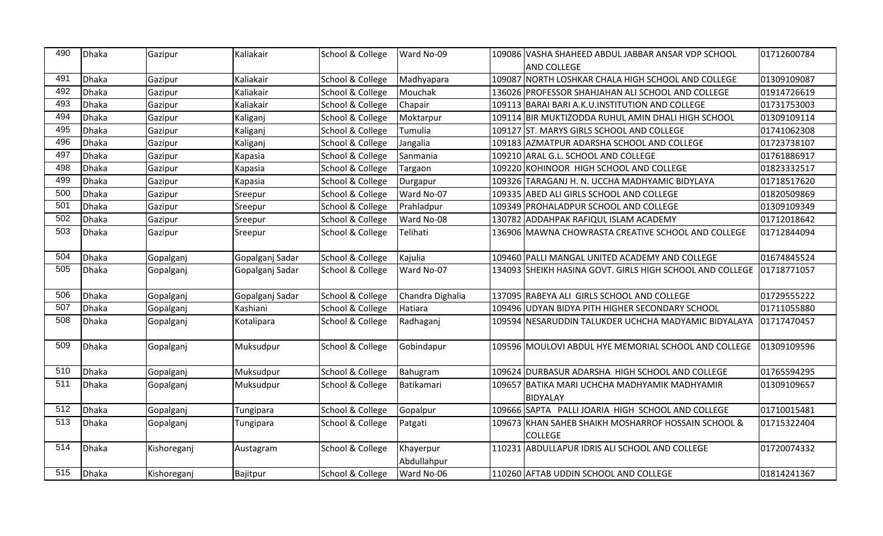| 490 | Dhaka | Gazipur | Kaliakair | School & College | Ward No-09 | 109086 | VASHA SHAHEED ABDUL JABBAR ANSAR VDP SCHOOL AND COLLEGE | 01712600784 |
|---|---|---|---|---|---|---|---|---|
| 491 | Dhaka | Gazipur | Kaliakair | School & College | Madhyapara | 109087 | NORTH LOSHKAR CHALA HIGH SCHOOL AND COLLEGE | 01309109087 |
| 492 | Dhaka | Gazipur | Kaliakair | School & College | Mouchak | 136026 | PROFESSOR SHAHJAHAN ALI SCHOOL AND COLLEGE | 01914726619 |
| 493 | Dhaka | Gazipur | Kaliakair | School & College | Chapair | 109113 | BARAI BARI A.K.U.INSTITUTION AND COLLEGE | 01731753003 |
| 494 | Dhaka | Gazipur | Kaliganj | School & College | Moktarpur | 109114 | BIR MUKTIZODDA RUHUL AMIN DHALI HIGH SCHOOL | 01309109114 |
| 495 | Dhaka | Gazipur | Kaliganj | School & College | Tumulia | 109127 | ST. MARYS GIRLS SCHOOL AND COLLEGE | 01741062308 |
| 496 | Dhaka | Gazipur | Kaliganj | School & College | Jangalia | 109183 | AZMATPUR ADARSHA SCHOOL AND COLLEGE | 01723738107 |
| 497 | Dhaka | Gazipur | Kapasia | School & College | Sanmania | 109210 | ARAL G.L. SCHOOL AND COLLEGE | 01761886917 |
| 498 | Dhaka | Gazipur | Kapasia | School & College | Targaon | 109220 | KOHINOOR HIGH SCHOOL AND COLLEGE | 01823332517 |
| 499 | Dhaka | Gazipur | Kapasia | School & College | Durgapur | 109326 | TARAGANJ H. N. UCCHA MADHYAMIC BIDYLAYA | 01718517620 |
| 500 | Dhaka | Gazipur | Sreepur | School & College | Ward No-07 | 109335 | ABED ALI GIRLS SCHOOL AND COLLEGE | 01820509869 |
| 501 | Dhaka | Gazipur | Sreepur | School & College | Prahladpur | 109349 | PROHALADPUR SCHOOL AND COLLEGE | 01309109349 |
| 502 | Dhaka | Gazipur | Sreepur | School & College | Ward No-08 | 130782 | ADDAHPAK RAFIQUL ISLAM ACADEMY | 01712018642 |
| 503 | Dhaka | Gazipur | Sreepur | School & College | Telihati | 136906 | MAWNA CHOWRASTA CREATIVE SCHOOL AND COLLEGE | 01712844094 |
| 504 | Dhaka | Gopalganj | Gopalganj Sadar | School & College | Kajulia | 109460 | PALLI MANGAL UNITED ACADEMY AND COLLEGE | 01674845524 |
| 505 | Dhaka | Gopalganj | Gopalganj Sadar | School & College | Ward No-07 | 134093 | SHEIKH HASINA GOVT. GIRLS HIGH SCHOOL AND COLLEGE | 01718771057 |
| 506 | Dhaka | Gopalganj | Gopalganj Sadar | School & College | Chandra Dighalia | 137095 | RABEYA ALI GIRLS SCHOOL AND COLLEGE | 01729555222 |
| 507 | Dhaka | Gopalganj | Kashiani | School & College | Hatiara | 109496 | UDYAN BIDYA PITH HIGHER SECONDARY SCHOOL | 01711055880 |
| 508 | Dhaka | Gopalganj | Kotalipara | School & College | Radhaganj | 109594 | NESARUDDIN TALUKDER UCHCHA MADYAMIC BIDYALAYA | 01717470457 |
| 509 | Dhaka | Gopalganj | Muksudpur | School & College | Gobindapur | 109596 | MOULOVI ABDUL HYE MEMORIAL SCHOOL AND COLLEGE | 01309109596 |
| 510 | Dhaka | Gopalganj | Muksudpur | School & College | Bahugram | 109624 | DURBASUR ADARSHA HIGH SCHOOL AND COLLEGE | 01765594295 |
| 511 | Dhaka | Gopalganj | Muksudpur | School & College | Batikamari | 109657 | BATIKA MARI UCHCHA MADHYAMIK MADHYAMIR BIDYALAY | 01309109657 |
| 512 | Dhaka | Gopalganj | Tungipara | School & College | Gopalpur | 109666 | SAPTA PALLI JOARIA HIGH SCHOOL AND COLLEGE | 01710015481 |
| 513 | Dhaka | Gopalganj | Tungipara | School & College | Patgati | 109673 | KHAN SAHEB SHAIKH MOSHARROF HOSSAIN SCHOOL & COLLEGE | 01715322404 |
| 514 | Dhaka | Kishoreganj | Austagram | School & College | Khayerpur Abdullahpur | 110231 | ABDULLAPUR IDRIS ALI SCHOOL AND COLLEGE | 01720074332 |
| 515 | Dhaka | Kishoreganj | Bajitpur | School & College | Ward No-06 | 110260 | AFTAB UDDIN SCHOOL AND COLLEGE | 01814241367 |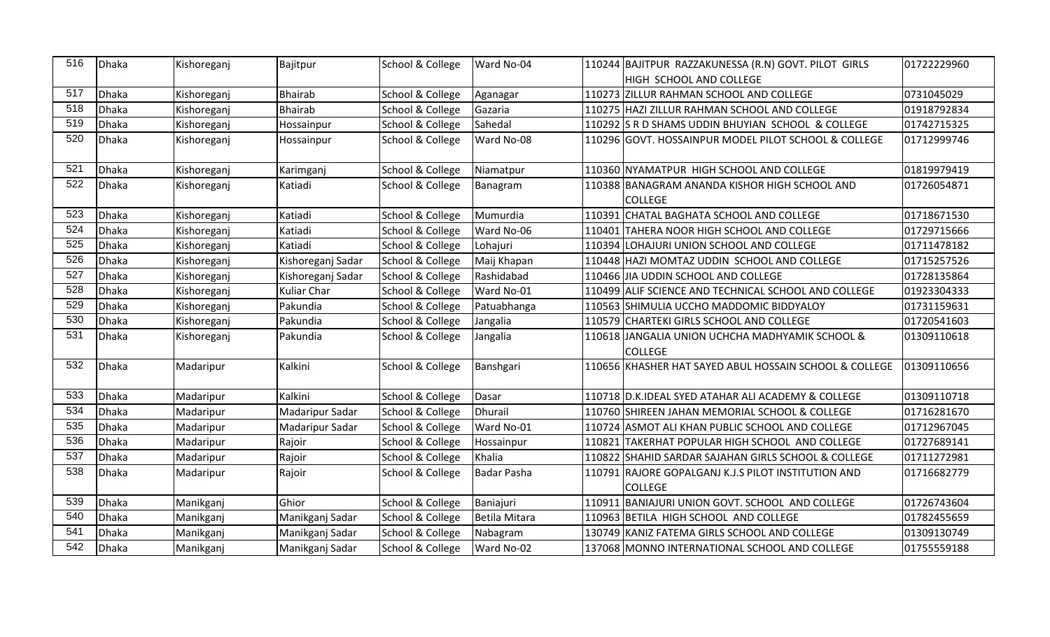| 516 | Dhaka | Kishoreganj | Bajitpur | School & College | Ward No-04 | 110244 | BAJITPUR RAZZAKUNESSA (R.N) GOVT. PILOT GIRLS HIGH SCHOOL AND COLLEGE | 01722229960 |
|---|---|---|---|---|---|---|---|---|
| 517 | Dhaka | Kishoreganj | Bhairab | School & College | Aganagar | 110273 | ZILLUR RAHMAN SCHOOL AND COLLEGE | 0731045029 |
| 518 | Dhaka | Kishoreganj | Bhairab | School & College | Gazaria | 110275 | HAZI ZILLUR RAHMAN SCHOOL AND COLLEGE | 01918792834 |
| 519 | Dhaka | Kishoreganj | Hossainpur | School & College | Sahedal | 110292 | S R D SHAMS UDDIN BHUYIAN SCHOOL & COLLEGE | 01742715325 |
| 520 | Dhaka | Kishoreganj | Hossainpur | School & College | Ward No-08 | 110296 | GOVT. HOSSAINPUR MODEL PILOT SCHOOL & COLLEGE | 01712999746 |
| 521 | Dhaka | Kishoreganj | Karimganj | School & College | Niamatpur | 110360 | NYAMATPUR HIGH SCHOOL AND COLLEGE | 01819979419 |
| 522 | Dhaka | Kishoreganj | Katiadi | School & College | Banagram | 110388 | BANAGRAM ANANDA KISHOR HIGH SCHOOL AND COLLEGE | 01726054871 |
| 523 | Dhaka | Kishoreganj | Katiadi | School & College | Mumurdia | 110391 | CHATAL BAGHATA SCHOOL AND COLLEGE | 01718671530 |
| 524 | Dhaka | Kishoreganj | Katiadi | School & College | Ward No-06 | 110401 | TAHERA NOOR HIGH SCHOOL AND COLLEGE | 01729715666 |
| 525 | Dhaka | Kishoreganj | Katiadi | School & College | Lohajuri | 110394 | LOHAJURI UNION SCHOOL AND COLLEGE | 01711478182 |
| 526 | Dhaka | Kishoreganj | Kishoreganj Sadar | School & College | Maij Khapan | 110448 | HAZI MOMTAZ UDDIN SCHOOL AND COLLEGE | 01715257526 |
| 527 | Dhaka | Kishoreganj | Kishoreganj Sadar | School & College | Rashidabad | 110466 | JIA UDDIN SCHOOL AND COLLEGE | 01728135864 |
| 528 | Dhaka | Kishoreganj | Kuliar Char | School & College | Ward No-01 | 110499 | ALIF SCIENCE AND TECHNICAL SCHOOL AND COLLEGE | 01923304333 |
| 529 | Dhaka | Kishoreganj | Pakundia | School & College | Patuabhanga | 110563 | SHIMULIA UCCHO MADDOMIC BIDDYALOY | 01731159631 |
| 530 | Dhaka | Kishoreganj | Pakundia | School & College | Jangalia | 110579 | CHARTEKI GIRLS SCHOOL AND COLLEGE | 01720541603 |
| 531 | Dhaka | Kishoreganj | Pakundia | School & College | Jangalia | 110618 | JANGALIA UNION UCHCHA MADHYAMIK SCHOOL & COLLEGE | 01309110618 |
| 532 | Dhaka | Madaripur | Kalkini | School & College | Banshgari | 110656 | KHASHER HAT SAYED ABUL HOSSAIN SCHOOL & COLLEGE | 01309110656 |
| 533 | Dhaka | Madaripur | Kalkini | School & College | Dasar | 110718 | D.K.IDEAL SYED ATAHAR ALI ACADEMY & COLLEGE | 01309110718 |
| 534 | Dhaka | Madaripur | Madaripur Sadar | School & College | Dhurail | 110760 | SHIREEN JAHAN MEMORIAL SCHOOL & COLLEGE | 01716281670 |
| 535 | Dhaka | Madaripur | Madaripur Sadar | School & College | Ward No-01 | 110724 | ASMOT ALI KHAN PUBLIC SCHOOL AND COLLEGE | 01712967045 |
| 536 | Dhaka | Madaripur | Rajoir | School & College | Hossainpur | 110821 | TAKERHAT POPULAR HIGH SCHOOL AND COLLEGE | 01727689141 |
| 537 | Dhaka | Madaripur | Rajoir | School & College | Khalia | 110822 | SHAHID SARDAR SAJAHAN GIRLS SCHOOL & COLLEGE | 01711272981 |
| 538 | Dhaka | Madaripur | Rajoir | School & College | Badar Pasha | 110791 | RAJORE GOPALGANJ K.J.S PILOT INSTITUTION AND COLLEGE | 01716682779 |
| 539 | Dhaka | Manikganj | Ghior | School & College | Baniajuri | 110911 | BANIAJURI UNION GOVT. SCHOOL AND COLLEGE | 01726743604 |
| 540 | Dhaka | Manikganj | Manikganj Sadar | School & College | Betila Mitara | 110963 | BETILA HIGH SCHOOL AND COLLEGE | 01782455659 |
| 541 | Dhaka | Manikganj | Manikganj Sadar | School & College | Nabagram | 130749 | KANIZ FATEMA GIRLS SCHOOL AND COLLEGE | 01309130749 |
| 542 | Dhaka | Manikganj | Manikganj Sadar | School & College | Ward No-02 | 137068 | MONNO INTERNATIONAL SCHOOL AND COLLEGE | 01755559188 |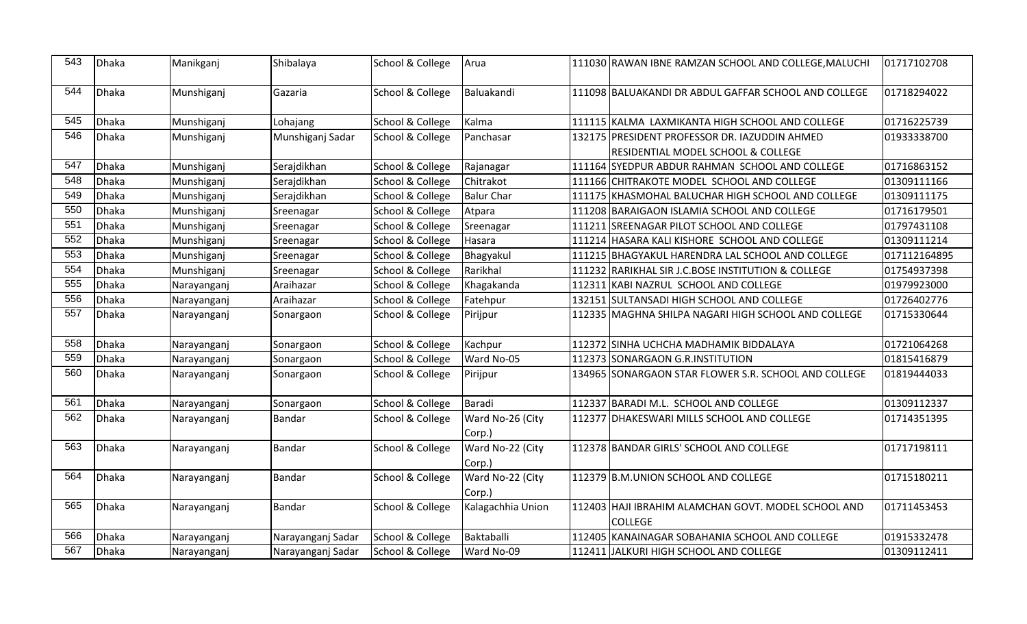| 543 | Dhaka | Manikganj | Shibalaya | School & College | Arua | 111030 | RAWAN IBNE RAMZAN SCHOOL AND COLLEGE,MALUCHI | 01717102708 |
|---|---|---|---|---|---|---|---|---|
| 544 | Dhaka | Munshiganj | Gazaria | School & College | Baluakandi | 111098 | BALUAKANDI DR ABDUL GAFFAR SCHOOL AND COLLEGE | 01718294022 |
| 545 | Dhaka | Munshiganj | Lohajang | School & College | Kalma | 111115 | KALMA LAXMIKANTA HIGH SCHOOL AND COLLEGE | 01716225739 |
| 546 | Dhaka | Munshiganj | Munshiganj Sadar | School & College | Panchasar | 132175 | PRESIDENT PROFESSOR DR. IAZUDDIN AHMED RESIDENTIAL MODEL SCHOOL & COLLEGE | 01933338700 |
| 547 | Dhaka | Munshiganj | Serajdikhan | School & College | Rajanagar | 111164 | SYEDPUR ABDUR RAHMAN SCHOOL AND COLLEGE | 01716863152 |
| 548 | Dhaka | Munshiganj | Serajdikhan | School & College | Chitrakot | 111166 | CHITRAKOTE MODEL SCHOOL AND COLLEGE | 01309111166 |
| 549 | Dhaka | Munshiganj | Serajdikhan | School & College | Balur Char | 111175 | KHASMOHAL BALUCHAR HIGH SCHOOL AND COLLEGE | 01309111175 |
| 550 | Dhaka | Munshiganj | Sreenagar | School & College | Atpara | 111208 | BARAIGAON ISLAMIA SCHOOL AND COLLEGE | 01716179501 |
| 551 | Dhaka | Munshiganj | Sreenagar | School & College | Sreenagar | 111211 | SREENAGAR PILOT SCHOOL AND COLLEGE | 01797431108 |
| 552 | Dhaka | Munshiganj | Sreenagar | School & College | Hasara | 111214 | HASARA KALI KISHORE SCHOOL AND COLLEGE | 01309111214 |
| 553 | Dhaka | Munshiganj | Sreenagar | School & College | Bhagyakul | 111215 | BHAGYAKUL HARENDRA LAL SCHOOL AND COLLEGE | 017112164895 |
| 554 | Dhaka | Munshiganj | Sreenagar | School & College | Rarikhal | 111232 | RARIKHAL SIR J.C.BOSE INSTITUTION & COLLEGE | 01754937398 |
| 555 | Dhaka | Narayanganj | Araihazar | School & College | Khagakanda | 112311 | KABI NAZRUL SCHOOL AND COLLEGE | 01979923000 |
| 556 | Dhaka | Narayanganj | Araihazar | School & College | Fatehpur | 132151 | SULTANSADI HIGH SCHOOL AND COLLEGE | 01726402776 |
| 557 | Dhaka | Narayanganj | Sonargaon | School & College | Pirijpur | 112335 | MAGHNA SHILPA NAGARI HIGH SCHOOL AND COLLEGE | 01715330644 |
| 558 | Dhaka | Narayanganj | Sonargaon | School & College | Kachpur | 112372 | SINHA UCHCHA MADHAMIK BIDDALAYA | 01721064268 |
| 559 | Dhaka | Narayanganj | Sonargaon | School & College | Ward No-05 | 112373 | SONARGAON G.R.INSTITUTION | 01815416879 |
| 560 | Dhaka | Narayanganj | Sonargaon | School & College | Pirijpur | 134965 | SONARGAON STAR FLOWER S.R. SCHOOL AND COLLEGE | 01819444033 |
| 561 | Dhaka | Narayanganj | Sonargaon | School & College | Baradi | 112337 | BARADI M.L. SCHOOL AND COLLEGE | 01309112337 |
| 562 | Dhaka | Narayanganj | Bandar | School & College | Ward No-26 (City Corp.) | 112377 | DHAKESWARI MILLS SCHOOL AND COLLEGE | 01714351395 |
| 563 | Dhaka | Narayanganj | Bandar | School & College | Ward No-22 (City Corp.) | 112378 | BANDAR GIRLS' SCHOOL AND COLLEGE | 01717198111 |
| 564 | Dhaka | Narayanganj | Bandar | School & College | Ward No-22 (City Corp.) | 112379 | B.M.UNION SCHOOL AND COLLEGE | 01715180211 |
| 565 | Dhaka | Narayanganj | Bandar | School & College | Kalagachhia Union | 112403 | HAJI IBRAHIM ALAMCHAN GOVT. MODEL SCHOOL AND COLLEGE | 01711453453 |
| 566 | Dhaka | Narayanganj | Narayanganj Sadar | School & College | Baktaballi | 112405 | KANAINAGAR SOBAHANIA SCHOOL AND COLLEGE | 01915332478 |
| 567 | Dhaka | Narayanganj | Narayanganj Sadar | School & College | Ward No-09 | 112411 | JALKURI HIGH SCHOOL AND COLLEGE | 01309112411 |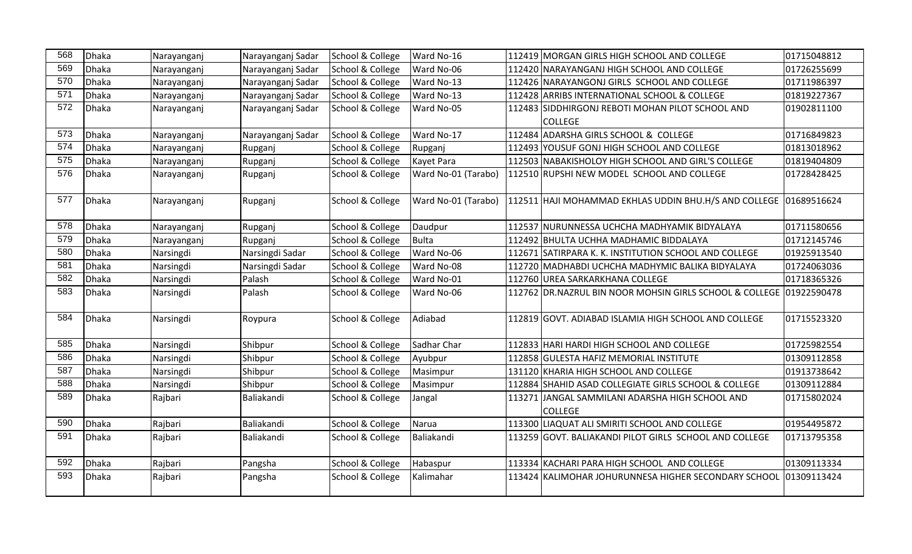| 568 | Dhaka | Narayanganj | Narayanganj Sadar | School & College | Ward No-16 | 112419 | MORGAN GIRLS HIGH SCHOOL AND COLLEGE | 01715048812 |
|---|---|---|---|---|---|---|---|---|
| 569 | Dhaka | Narayanganj | Narayanganj Sadar | School & College | Ward No-06 | 112420 | NARAYANGANJ HIGH SCHOOL AND COLLEGE | 01726255699 |
| 570 | Dhaka | Narayanganj | Narayanganj Sadar | School & College | Ward No-13 | 112426 | NARAYANGONJ GIRLS SCHOOL AND COLLEGE | 01711986397 |
| 571 | Dhaka | Narayanganj | Narayanganj Sadar | School & College | Ward No-13 | 112428 | ARRIBS INTERNATIONAL SCHOOL & COLLEGE | 01819227367 |
| 572 | Dhaka | Narayanganj | Narayanganj Sadar | School & College | Ward No-05 | 112483 | SIDDHIRGONJ REBOTI MOHAN PILOT SCHOOL AND COLLEGE | 01902811100 |
| 573 | Dhaka | Narayanganj | Narayanganj Sadar | School & College | Ward No-17 | 112484 | ADARSHA GIRLS SCHOOL & COLLEGE | 01716849823 |
| 574 | Dhaka | Narayanganj | Rupganj | School & College | Rupganj | 112493 | YOUSUF GONJ HIGH SCHOOL AND COLLEGE | 01813018962 |
| 575 | Dhaka | Narayanganj | Rupganj | School & College | Kayet Para | 112503 | NABAKISHOLOY HIGH SCHOOL AND GIRL'S COLLEGE | 01819404809 |
| 576 | Dhaka | Narayanganj | Rupganj | School & College | Ward No-01 (Tarabo) | 112510 | RUPSHI NEW MODEL SCHOOL AND COLLEGE | 01728428425 |
| 577 | Dhaka | Narayanganj | Rupganj | School & College | Ward No-01 (Tarabo) | 112511 | HAJI MOHAMMAD EKHLAS UDDIN BHU.H/S AND COLLEGE | 01689516624 |
| 578 | Dhaka | Narayanganj | Rupganj | School & College | Daudpur | 112537 | NURUNNESSA UCHCHA MADHYAMIK BIDYALAYA | 01711580656 |
| 579 | Dhaka | Narayanganj | Rupganj | School & College | Bulta | 112492 | BHULTA UCHHA MADHAMIC BIDDALAYA | 01712145746 |
| 580 | Dhaka | Narsingdi | Narsingdi Sadar | School & College | Ward No-06 | 112671 | SATIRPARA K. K. INSTITUTION SCHOOL AND COLLEGE | 01925913540 |
| 581 | Dhaka | Narsingdi | Narsingdi Sadar | School & College | Ward No-08 | 112720 | MADHABDI UCHCHA MADHYMIC BALIKA BIDYALAYA | 01724063036 |
| 582 | Dhaka | Narsingdi | Palash | School & College | Ward No-01 | 112760 | UREA SARKARKHANA COLLEGE | 01718365326 |
| 583 | Dhaka | Narsingdi | Palash | School & College | Ward No-06 | 112762 | DR.NAZRUL BIN NOOR MOHSIN GIRLS SCHOOL & COLLEGE | 01922590478 |
| 584 | Dhaka | Narsingdi | Roypura | School & College | Adiabad | 112819 | GOVT. ADIABAD ISLAMIA HIGH SCHOOL AND COLLEGE | 01715523320 |
| 585 | Dhaka | Narsingdi | Shibpur | School & College | Sadhar Char | 112833 | HARI HARDI HIGH SCHOOL AND COLLEGE | 01725982554 |
| 586 | Dhaka | Narsingdi | Shibpur | School & College | Ayubpur | 112858 | GULESTA HAFIZ MEMORIAL INSTITUTE | 01309112858 |
| 587 | Dhaka | Narsingdi | Shibpur | School & College | Masimpur | 131120 | KHARIA HIGH SCHOOL AND COLLEGE | 01913738642 |
| 588 | Dhaka | Narsingdi | Shibpur | School & College | Masimpur | 112884 | SHAHID ASAD COLLEGIATE GIRLS SCHOOL & COLLEGE | 01309112884 |
| 589 | Dhaka | Rajbari | Baliakandi | School & College | Jangal | 113271 | JANGAL SAMMILANI ADARSHA HIGH SCHOOL AND COLLEGE | 01715802024 |
| 590 | Dhaka | Rajbari | Baliakandi | School & College | Narua | 113300 | LIAQUAT ALI SMIRITI SCHOOL AND COLLEGE | 01954495872 |
| 591 | Dhaka | Rajbari | Baliakandi | School & College | Baliakandi | 113259 | GOVT. BALIAKANDI PILOT GIRLS SCHOOL AND COLLEGE | 01713795358 |
| 592 | Dhaka | Rajbari | Pangsha | School & College | Habaspur | 113334 | KACHARI PARA HIGH SCHOOL AND COLLEGE | 01309113334 |
| 593 | Dhaka | Rajbari | Pangsha | School & College | Kalimahar | 113424 | KALIMOHAR JOHURUNNESA HIGHER SECONDARY SCHOOL | 01309113424 |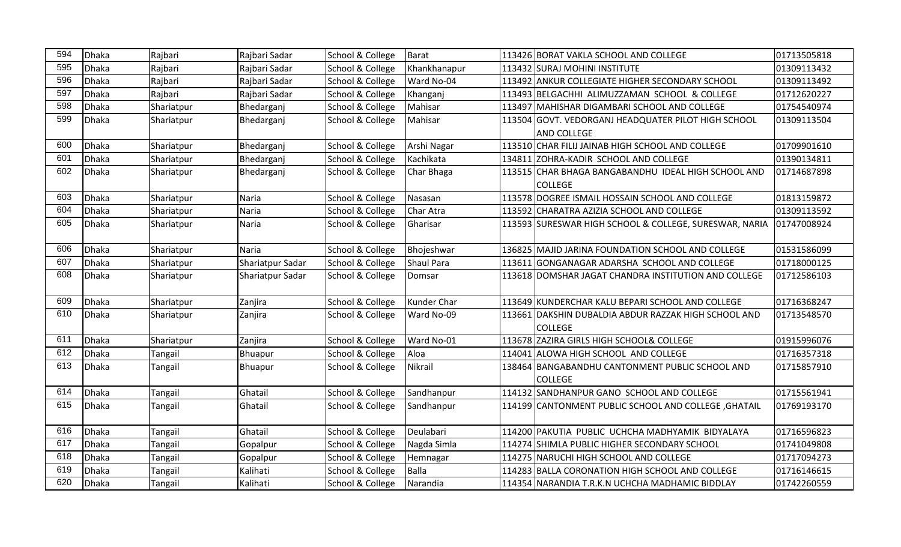| 594 | Dhaka | Rajbari | Rajbari Sadar | School & College | Barat | 113426 | BORAT VAKLA SCHOOL AND COLLEGE | 01713505818 |
|---|---|---|---|---|---|---|---|---|
| 595 | Dhaka | Rajbari | Rajbari Sadar | School & College | Khankhanapur | 113432 | SURAJ MOHINI INSTITUTE | 01309113432 |
| 596 | Dhaka | Rajbari | Rajbari Sadar | School & College | Ward No-04 | 113492 | ANKUR COLLEGIATE HIGHER SECONDARY SCHOOL | 01309113492 |
| 597 | Dhaka | Rajbari | Rajbari Sadar | School & College | Khanganj | 113493 | BELGACHHI ALIMUZZAMAN SCHOOL & COLLEGE | 01712620227 |
| 598 | Dhaka | Shariatpur | Bhedarganj | School & College | Mahisar | 113497 | MAHISHAR DIGAMBARI SCHOOL AND COLLEGE | 01754540974 |
| 599 | Dhaka | Shariatpur | Bhedarganj | School & College | Mahisar | 113504 | GOVT. VEDORGANJ HEADQUATER PILOT HIGH SCHOOL AND COLLEGE | 01309113504 |
| 600 | Dhaka | Shariatpur | Bhedarganj | School & College | Arshi Nagar | 113510 | CHAR FILIJ JAINAB HIGH SCHOOL AND COLLEGE | 01709901610 |
| 601 | Dhaka | Shariatpur | Bhedarganj | School & College | Kachikata | 134811 | ZOHRA-KADIR SCHOOL AND COLLEGE | 01390134811 |
| 602 | Dhaka | Shariatpur | Bhedarganj | School & College | Char Bhaga | 113515 | CHAR BHAGA BANGABANDHU IDEAL HIGH SCHOOL AND COLLEGE | 01714687898 |
| 603 | Dhaka | Shariatpur | Naria | School & College | Nasasan | 113578 | DOGREE ISMAIL HOSSAIN SCHOOL AND COLLEGE | 01813159872 |
| 604 | Dhaka | Shariatpur | Naria | School & College | Char Atra | 113592 | CHARATRA AZIZIA SCHOOL AND COLLEGE | 01309113592 |
| 605 | Dhaka | Shariatpur | Naria | School & College | Gharisar | 113593 | SURESWAR HIGH SCHOOL & COLLEGE, SURESWAR, NARIA | 01747008924 |
| 606 | Dhaka | Shariatpur | Naria | School & College | Bhojeshwar | 136825 | MAJID JARINA FOUNDATION SCHOOL AND COLLEGE | 01531586099 |
| 607 | Dhaka | Shariatpur | Shariatpur Sadar | School & College | Shaul Para | 113611 | GONGANAGAR ADARSHA SCHOOL AND COLLEGE | 01718000125 |
| 608 | Dhaka | Shariatpur | Shariatpur Sadar | School & College | Domsar | 113618 | DOMSHAR JAGAT CHANDRA INSTITUTION AND COLLEGE | 01712586103 |
| 609 | Dhaka | Shariatpur | Zanjira | School & College | Kunder Char | 113649 | KUNDERCHAR KALU BEPARI SCHOOL AND COLLEGE | 01716368247 |
| 610 | Dhaka | Shariatpur | Zanjira | School & College | Ward No-09 | 113661 | DAKSHIN DUBALDIA ABDUR RAZZAK HIGH SCHOOL AND COLLEGE | 01713548570 |
| 611 | Dhaka | Shariatpur | Zanjira | School & College | Ward No-01 | 113678 | ZAZIRA GIRLS HIGH SCHOOL& COLLEGE | 01915996076 |
| 612 | Dhaka | Tangail | Bhuapur | School & College | Aloa | 114041 | ALOWA HIGH SCHOOL AND COLLEGE | 01716357318 |
| 613 | Dhaka | Tangail | Bhuapur | School & College | Nikrail | 138464 | BANGABANDHU CANTONMENT PUBLIC SCHOOL AND COLLEGE | 01715857910 |
| 614 | Dhaka | Tangail | Ghatail | School & College | Sandhanpur | 114132 | SANDHANPUR GANO SCHOOL AND COLLEGE | 01715561941 |
| 615 | Dhaka | Tangail | Ghatail | School & College | Sandhanpur | 114199 | CANTONMENT PUBLIC SCHOOL AND COLLEGE ,GHATAIL | 01769193170 |
| 616 | Dhaka | Tangail | Ghatail | School & College | Deulabari | 114200 | PAKUTIA PUBLIC UCHCHA MADHYAMIK BIDYALAYA | 01716596823 |
| 617 | Dhaka | Tangail | Gopalpur | School & College | Nagda Simla | 114274 | SHIMLA PUBLIC HIGHER SECONDARY SCHOOL | 01741049808 |
| 618 | Dhaka | Tangail | Gopalpur | School & College | Hemnagar | 114275 | NARUCHI HIGH SCHOOL AND COLLEGE | 01717094273 |
| 619 | Dhaka | Tangail | Kalihati | School & College | Balla | 114283 | BALLA CORONATION HIGH SCHOOL AND COLLEGE | 01716146615 |
| 620 | Dhaka | Tangail | Kalihati | School & College | Narandia | 114354 | NARANDIA T.R.K.N UCHCHA MADHAMIC BIDDLAY | 01742260559 |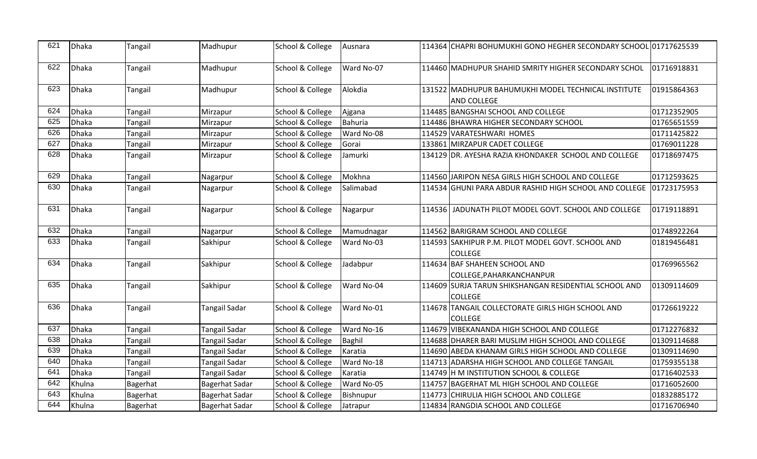| 621 | Dhaka | Tangail | Madhupur | School & College | Ausnara | 114364 | CHAPRI BOHUMUKHI GONO HEGHER SECONDARY SCHOOL | 01717625539 |
|---|---|---|---|---|---|---|---|---|
| 622 | Dhaka | Tangail | Madhupur | School & College | Ward No-07 | 114460 | MADHUPUR SHAHID SMRITY HIGHER SECONDARY SCHOL | 01716918831 |
| 623 | Dhaka | Tangail | Madhupur | School & College | Alokdia | 131522 | MADHUPUR BAHUMUKHI MODEL TECHNICAL INSTITUTE AND COLLEGE | 01915864363 |
| 624 | Dhaka | Tangail | Mirzapur | School & College | Ajgana | 114485 | BANGSHAI SCHOOL AND COLLEGE | 01712352905 |
| 625 | Dhaka | Tangail | Mirzapur | School & College | Bahuria | 114486 | BHAWRA HIGHER SECONDARY SCHOOL | 01765651559 |
| 626 | Dhaka | Tangail | Mirzapur | School & College | Ward No-08 | 114529 | VARATESHWARI HOMES | 01711425822 |
| 627 | Dhaka | Tangail | Mirzapur | School & College | Gorai | 133861 | MIRZAPUR CADET COLLEGE | 01769011228 |
| 628 | Dhaka | Tangail | Mirzapur | School & College | Jamurki | 134129 | DR. AYESHA RAZIA KHONDAKER SCHOOL AND COLLEGE | 01718697475 |
| 629 | Dhaka | Tangail | Nagarpur | School & College | Mokhna | 114560 | JARIPON NESA GIRLS HIGH SCHOOL AND COLLEGE | 01712593625 |
| 630 | Dhaka | Tangail | Nagarpur | School & College | Salimabad | 114534 | GHUNI PARA ABDUR RASHID HIGH SCHOOL AND COLLEGE | 01723175953 |
| 631 | Dhaka | Tangail | Nagarpur | School & College | Nagarpur | 114536 | JADUNATH PILOT MODEL GOVT. SCHOOL AND COLLEGE | 01719118891 |
| 632 | Dhaka | Tangail | Nagarpur | School & College | Mamudnagar | 114562 | BARIGRAM SCHOOL AND COLLEGE | 01748922264 |
| 633 | Dhaka | Tangail | Sakhipur | School & College | Ward No-03 | 114593 | SAKHIPUR P.M. PILOT MODEL GOVT. SCHOOL AND COLLEGE | 01819456481 |
| 634 | Dhaka | Tangail | Sakhipur | School & College | Jadabpur | 114634 | BAF SHAHEEN SCHOOL AND COLLEGE,PAHARKANCHANPUR | 01769965562 |
| 635 | Dhaka | Tangail | Sakhipur | School & College | Ward No-04 | 114609 | SURJA TARUN SHIKSHANGAN RESIDENTIAL SCHOOL AND COLLEGE | 01309114609 |
| 636 | Dhaka | Tangail | Tangail Sadar | School & College | Ward No-01 | 114678 | TANGAIL COLLECTORATE GIRLS HIGH SCHOOL AND COLLEGE | 01726619222 |
| 637 | Dhaka | Tangail | Tangail Sadar | School & College | Ward No-16 | 114679 | VIBEKANANDA HIGH SCHOOL AND COLLEGE | 01712276832 |
| 638 | Dhaka | Tangail | Tangail Sadar | School & College | Baghil | 114688 | DHARER BARI MUSLIM HIGH SCHOOL AND COLLEGE | 01309114688 |
| 639 | Dhaka | Tangail | Tangail Sadar | School & College | Karatia | 114690 | ABEDA KHANAM GIRLS HIGH SCHOOL AND COLLEGE | 01309114690 |
| 640 | Dhaka | Tangail | Tangail Sadar | School & College | Ward No-18 | 114713 | ADARSHA HIGH SCHOOL AND COLLEGE TANGAIL | 01759355138 |
| 641 | Dhaka | Tangail | Tangail Sadar | School & College | Karatia | 114749 | H M INSTITUTION SCHOOL & COLLEGE | 01716402533 |
| 642 | Khulna | Bagerhat | Bagerhat Sadar | School & College | Ward No-05 | 114757 | BAGERHAT ML HIGH SCHOOL AND COLLEGE | 01716052600 |
| 643 | Khulna | Bagerhat | Bagerhat Sadar | School & College | Bishnupur | 114773 | CHIRULIA HIGH SCHOOL AND COLLEGE | 01832885172 |
| 644 | Khulna | Bagerhat | Bagerhat Sadar | School & College | Jatrapur | 114834 | RANGDIA SCHOOL AND COLLEGE | 01716706940 |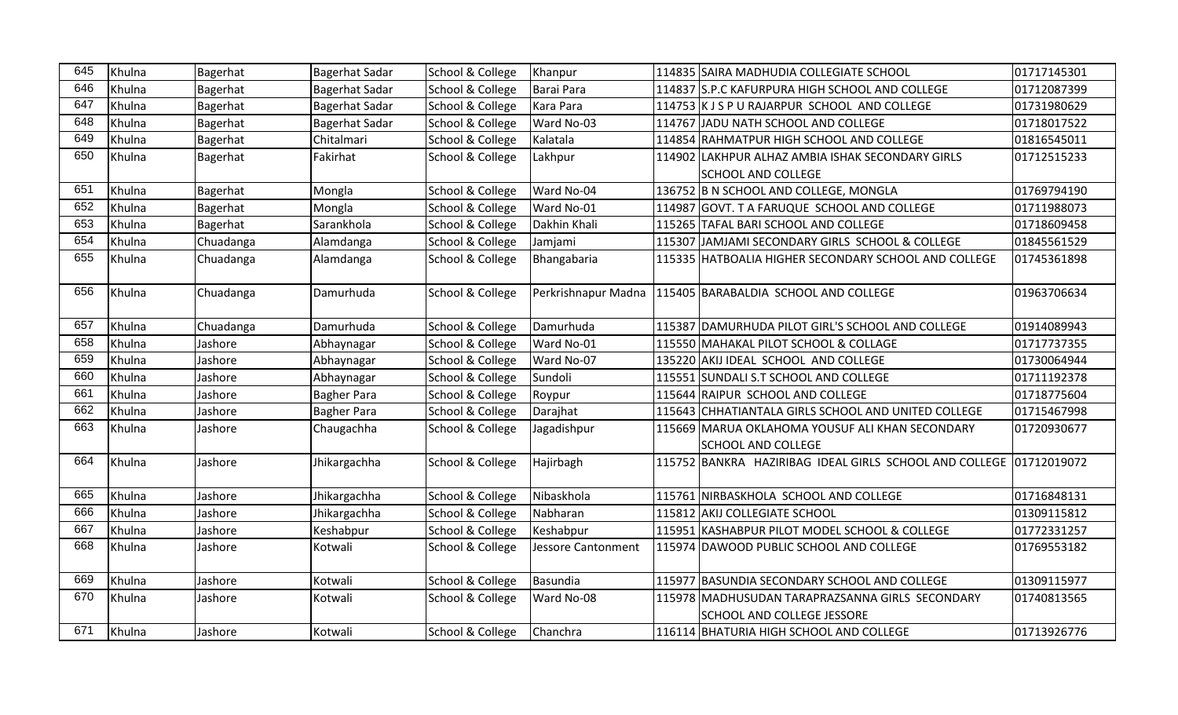| 645 | Khulna | Bagerhat | Bagerhat Sadar | School & College | Khanpur | 114835 | SAIRA MADHUDIA COLLEGIATE SCHOOL | 01717145301 |
|---|---|---|---|---|---|---|---|---|
| 646 | Khulna | Bagerhat | Bagerhat Sadar | School & College | Barai Para | 114837 | S.P.C KAFURPURA HIGH SCHOOL AND COLLEGE | 01712087399 |
| 647 | Khulna | Bagerhat | Bagerhat Sadar | School & College | Kara Para | 114753 | K J S P U RAJARPUR SCHOOL AND COLLEGE | 01731980629 |
| 648 | Khulna | Bagerhat | Bagerhat Sadar | School & College | Ward No-03 | 114767 | JADU NATH SCHOOL AND COLLEGE | 01718017522 |
| 649 | Khulna | Bagerhat | Chitalmari | School & College | Kalatala | 114854 | RAHMATPUR HIGH SCHOOL AND COLLEGE | 01816545011 |
| 650 | Khulna | Bagerhat | Fakirhat | School & College | Lakhpur | 114902 | LAKHPUR ALHAZ AMBIA ISHAK SECONDARY GIRLS SCHOOL AND COLLEGE | 01712515233 |
| 651 | Khulna | Bagerhat | Mongla | School & College | Ward No-04 | 136752 | B N SCHOOL AND COLLEGE, MONGLA | 01769794190 |
| 652 | Khulna | Bagerhat | Mongla | School & College | Ward No-01 | 114987 | GOVT. T A FARUQUE SCHOOL AND COLLEGE | 01711988073 |
| 653 | Khulna | Bagerhat | Sarankhola | School & College | Dakhin Khali | 115265 | TAFAL BARI SCHOOL AND COLLEGE | 01718609458 |
| 654 | Khulna | Chuadanga | Alamdanga | School & College | Jamjami | 115307 | JAMJAMI SECONDARY GIRLS SCHOOL & COLLEGE | 01845561529 |
| 655 | Khulna | Chuadanga | Alamdanga | School & College | Bhangabaria | 115335 | HATBOALIA HIGHER SECONDARY SCHOOL AND COLLEGE | 01745361898 |
| 656 | Khulna | Chuadanga | Damurhuda | School & College | Perkrishnapur Madna | 115405 | BARABALDIA SCHOOL AND COLLEGE | 01963706634 |
| 657 | Khulna | Chuadanga | Damurhuda | School & College | Damurhuda | 115387 | DAMURHUDA PILOT GIRL'S SCHOOL AND COLLEGE | 01914089943 |
| 658 | Khulna | Jashore | Abhaynagar | School & College | Ward No-01 | 115550 | MAHAKAL PILOT SCHOOL & COLLAGE | 01717737355 |
| 659 | Khulna | Jashore | Abhaynagar | School & College | Ward No-07 | 135220 | AKIJ IDEAL SCHOOL AND COLLEGE | 01730064944 |
| 660 | Khulna | Jashore | Abhaynagar | School & College | Sundoli | 115551 | SUNDALI S.T SCHOOL AND COLLEGE | 01711192378 |
| 661 | Khulna | Jashore | Bagher Para | School & College | Roypur | 115644 | RAIPUR SCHOOL AND COLLEGE | 01718775604 |
| 662 | Khulna | Jashore | Bagher Para | School & College | Darajhat | 115643 | CHHATIANTALA GIRLS SCHOOL AND UNITED COLLEGE | 01715467998 |
| 663 | Khulna | Jashore | Chaugachha | School & College | Jagadishpur | 115669 | MARUA OKLAHOMA YOUSUF ALI KHAN SECONDARY SCHOOL AND COLLEGE | 01720930677 |
| 664 | Khulna | Jashore | Jhikargachha | School & College | Hajirbagh | 115752 | BANKRA HAZIRIBAG IDEAL GIRLS SCHOOL AND COLLEGE | 01712019072 |
| 665 | Khulna | Jashore | Jhikargachha | School & College | Nibaskhola | 115761 | NIRBASKHOLA SCHOOL AND COLLEGE | 01716848131 |
| 666 | Khulna | Jashore | Jhikargachha | School & College | Nabharan | 115812 | AKIJ COLLEGIATE SCHOOL | 01309115812 |
| 667 | Khulna | Jashore | Keshabpur | School & College | Keshabpur | 115951 | KASHABPUR PILOT MODEL SCHOOL & COLLEGE | 01772331257 |
| 668 | Khulna | Jashore | Kotwali | School & College | Jessore Cantonment | 115974 | DAWOOD PUBLIC SCHOOL AND COLLEGE | 01769553182 |
| 669 | Khulna | Jashore | Kotwali | School & College | Basundia | 115977 | BASUNDIA SECONDARY SCHOOL AND COLLEGE | 01309115977 |
| 670 | Khulna | Jashore | Kotwali | School & College | Ward No-08 | 115978 | MADHUSUDAN TARAPRAZSANNA GIRLS SECONDARY SCHOOL AND COLLEGE JESSORE | 01740813565 |
| 671 | Khulna | Jashore | Kotwali | School & College | Chanchra | 116114 | BHATURIA HIGH SCHOOL AND COLLEGE | 01713926776 |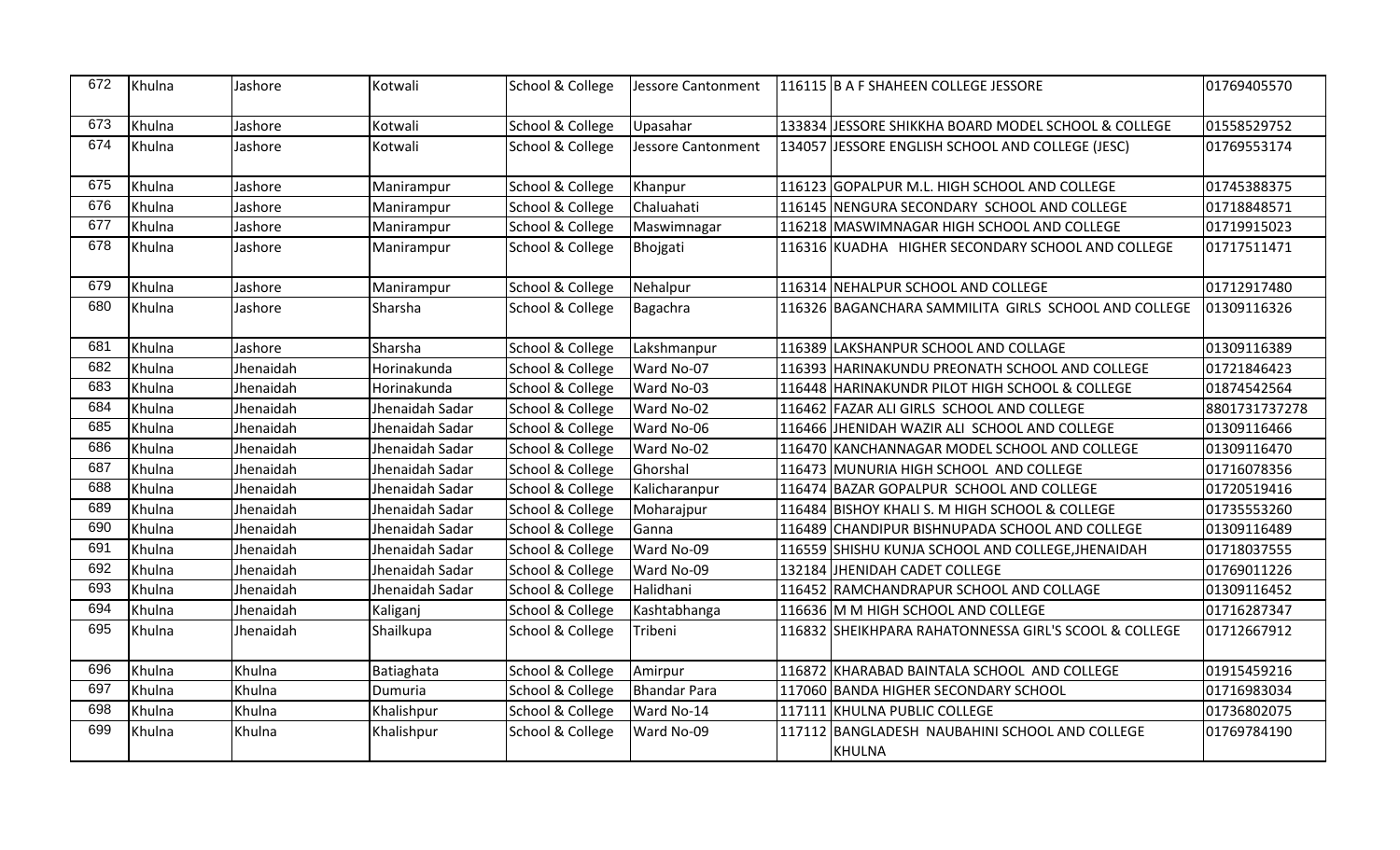| 672 | Khulna | Jashore | Kotwali | School & College | Jessore Cantonment | 116115 | B A F SHAHEEN COLLEGE JESSORE | 01769405570 |
|---|---|---|---|---|---|---|---|---|
| 673 | Khulna | Jashore | Kotwali | School & College | Upasahar | 133834 | JESSORE SHIKKHA BOARD MODEL SCHOOL & COLLEGE | 01558529752 |
| 674 | Khulna | Jashore | Kotwali | School & College | Jessore Cantonment | 134057 | JESSORE ENGLISH SCHOOL AND COLLEGE (JESC) | 01769553174 |
| 675 | Khulna | Jashore | Manirampur | School & College | Khanpur | 116123 | GOPALPUR M.L. HIGH SCHOOL AND COLLEGE | 01745388375 |
| 676 | Khulna | Jashore | Manirampur | School & College | Chaluahati | 116145 | NENGURA SECONDARY SCHOOL AND COLLEGE | 01718848571 |
| 677 | Khulna | Jashore | Manirampur | School & College | Maswimnagar | 116218 | MASWIMNAGAR HIGH SCHOOL AND COLLEGE | 01719915023 |
| 678 | Khulna | Jashore | Manirampur | School & College | Bhojgati | 116316 | KUADHA HIGHER SECONDARY SCHOOL AND COLLEGE | 01717511471 |
| 679 | Khulna | Jashore | Manirampur | School & College | Nehalpur | 116314 | NEHALPUR SCHOOL AND COLLEGE | 01712917480 |
| 680 | Khulna | Jashore | Sharsha | School & College | Bagachra | 116326 | BAGANCHARA SAMMILITA GIRLS SCHOOL AND COLLEGE | 01309116326 |
| 681 | Khulna | Jashore | Sharsha | School & College | Lakshmanpur | 116389 | LAKSHANPUR SCHOOL AND COLLAGE | 01309116389 |
| 682 | Khulna | Jhenaidah | Horinakunda | School & College | Ward No-07 | 116393 | HARINAKUNDU PREONATH SCHOOL AND COLLEGE | 01721846423 |
| 683 | Khulna | Jhenaidah | Horinakunda | School & College | Ward No-03 | 116448 | HARINAKUNDR PILOT HIGH SCHOOL & COLLEGE | 01874542564 |
| 684 | Khulna | Jhenaidah | Jhenaidah Sadar | School & College | Ward No-02 | 116462 | FAZAR ALI GIRLS SCHOOL AND COLLEGE | 8801731737278 |
| 685 | Khulna | Jhenaidah | Jhenaidah Sadar | School & College | Ward No-06 | 116466 | JHENIDAH WAZIR ALI SCHOOL AND COLLEGE | 01309116466 |
| 686 | Khulna | Jhenaidah | Jhenaidah Sadar | School & College | Ward No-02 | 116470 | KANCHANNAGAR MODEL SCHOOL AND COLLEGE | 01309116470 |
| 687 | Khulna | Jhenaidah | Jhenaidah Sadar | School & College | Ghorshal | 116473 | MUNURIA HIGH SCHOOL AND COLLEGE | 01716078356 |
| 688 | Khulna | Jhenaidah | Jhenaidah Sadar | School & College | Kalicharanpur | 116474 | BAZAR GOPALPUR SCHOOL AND COLLEGE | 01720519416 |
| 689 | Khulna | Jhenaidah | Jhenaidah Sadar | School & College | Moharajpur | 116484 | BISHOY KHALI S. M HIGH SCHOOL & COLLEGE | 01735553260 |
| 690 | Khulna | Jhenaidah | Jhenaidah Sadar | School & College | Ganna | 116489 | CHANDIPUR BISHNUPADA SCHOOL AND COLLEGE | 01309116489 |
| 691 | Khulna | Jhenaidah | Jhenaidah Sadar | School & College | Ward No-09 | 116559 | SHISHU KUNJA SCHOOL AND COLLEGE,JHENAIDAH | 01718037555 |
| 692 | Khulna | Jhenaidah | Jhenaidah Sadar | School & College | Ward No-09 | 132184 | JHENIDAH CADET COLLEGE | 01769011226 |
| 693 | Khulna | Jhenaidah | Jhenaidah Sadar | School & College | Halidhani | 116452 | RAMCHANDRAPUR SCHOOL AND COLLAGE | 01309116452 |
| 694 | Khulna | Jhenaidah | Kaliganj | School & College | Kashtabhanga | 116636 | M M HIGH SCHOOL AND COLLEGE | 01716287347 |
| 695 | Khulna | Jhenaidah | Shailkupa | School & College | Tribeni | 116832 | SHEIKHPARA RAHATONNESSA GIRL'S SCOOL & COLLEGE | 01712667912 |
| 696 | Khulna | Khulna | Batiaghata | School & College | Amirpur | 116872 | KHARABAD BAINTALA SCHOOL AND COLLEGE | 01915459216 |
| 697 | Khulna | Khulna | Dumuria | School & College | Bhandar Para | 117060 | BANDA HIGHER SECONDARY SCHOOL | 01716983034 |
| 698 | Khulna | Khulna | Khalishpur | School & College | Ward No-14 | 117111 | KHULNA PUBLIC COLLEGE | 01736802075 |
| 699 | Khulna | Khulna | Khalishpur | School & College | Ward No-09 | 117112 | BANGLADESH NAUBAHINI SCHOOL AND COLLEGE KHULNA | 01769784190 |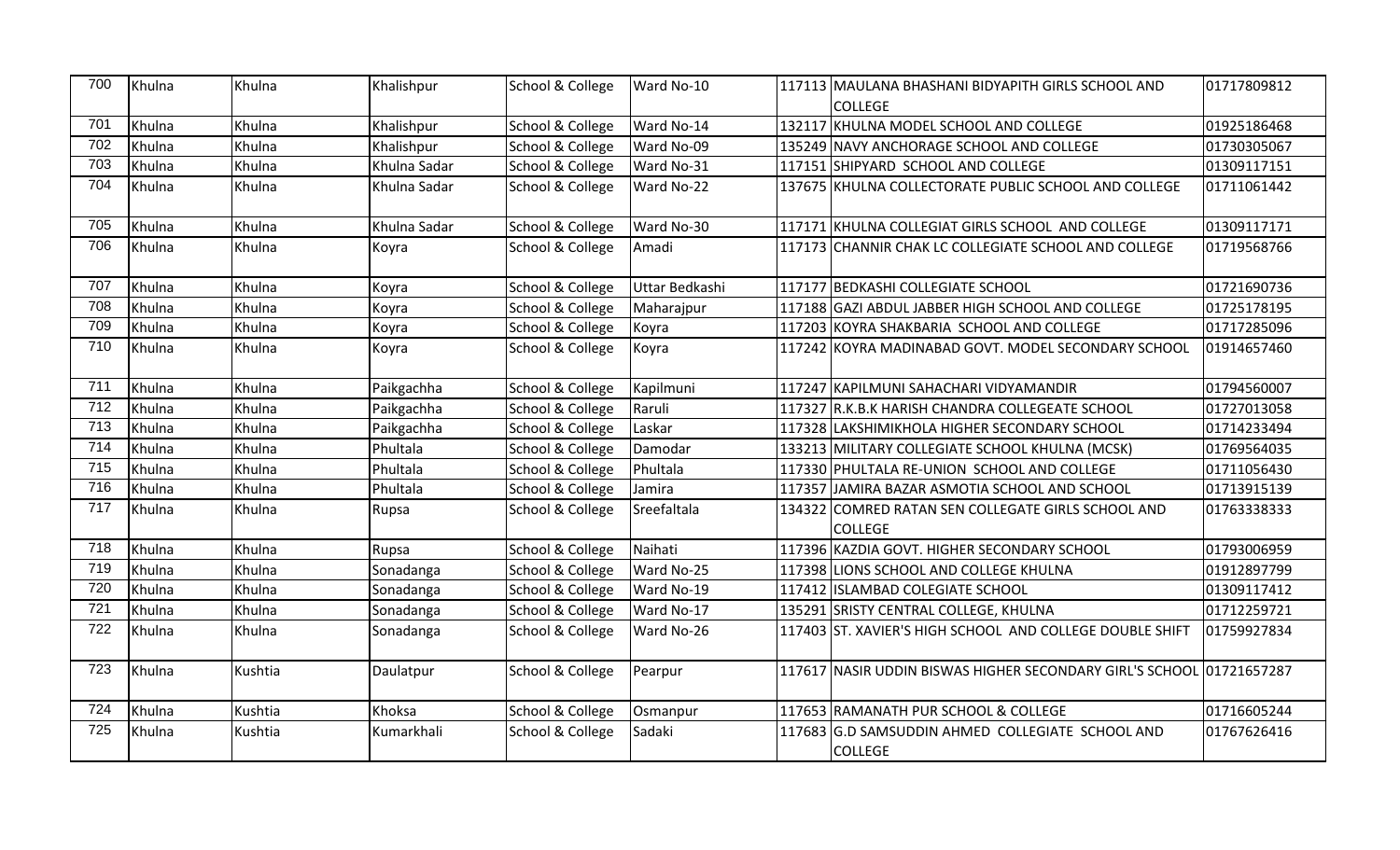| 700 | Khulna | Khulna | Khalishpur | School & College | Ward No-10 | 117113 | MAULANA BHASHANI BIDYAPITH GIRLS SCHOOL AND COLLEGE | 01717809812 |
|---|---|---|---|---|---|---|---|---|
| 701 | Khulna | Khulna | Khalishpur | School & College | Ward No-14 | 132117 | KHULNA MODEL SCHOOL AND COLLEGE | 01925186468 |
| 702 | Khulna | Khulna | Khalishpur | School & College | Ward No-09 | 135249 | NAVY ANCHORAGE SCHOOL AND COLLEGE | 01730305067 |
| 703 | Khulna | Khulna | Khulna Sadar | School & College | Ward No-31 | 117151 | SHIPYARD SCHOOL AND COLLEGE | 01309117151 |
| 704 | Khulna | Khulna | Khulna Sadar | School & College | Ward No-22 | 137675 | KHULNA COLLECTORATE PUBLIC SCHOOL AND COLLEGE | 01711061442 |
| 705 | Khulna | Khulna | Khulna Sadar | School & College | Ward No-30 | 117171 | KHULNA COLLEGIAT GIRLS SCHOOL AND COLLEGE | 01309117171 |
| 706 | Khulna | Khulna | Koyra | School & College | Amadi | 117173 | CHANNIR CHAK LC COLLEGIATE SCHOOL AND COLLEGE | 01719568766 |
| 707 | Khulna | Khulna | Koyra | School & College | Uttar Bedkashi | 117177 | BEDKASHI COLLEGIATE SCHOOL | 01721690736 |
| 708 | Khulna | Khulna | Koyra | School & College | Maharajpur | 117188 | GAZI ABDUL JABBER HIGH SCHOOL AND COLLEGE | 01725178195 |
| 709 | Khulna | Khulna | Koyra | School & College | Koyra | 117203 | KOYRA SHAKBARIA SCHOOL AND COLLEGE | 01717285096 |
| 710 | Khulna | Khulna | Koyra | School & College | Koyra | 117242 | KOYRA MADINABAD GOVT. MODEL SECONDARY SCHOOL | 01914657460 |
| 711 | Khulna | Khulna | Paikgachha | School & College | Kapilmuni | 117247 | KAPILMUNI SAHACHARI VIDYAMANDIR | 01794560007 |
| 712 | Khulna | Khulna | Paikgachha | School & College | Raruli | 117327 | R.K.B.K HARISH CHANDRA COLLEGEATE SCHOOL | 01727013058 |
| 713 | Khulna | Khulna | Paikgachha | School & College | Laskar | 117328 | LAKSHIMIKHOLA HIGHER SECONDARY SCHOOL | 01714233494 |
| 714 | Khulna | Khulna | Phultala | School & College | Damodar | 133213 | MILITARY COLLEGIATE SCHOOL KHULNA (MCSK) | 01769564035 |
| 715 | Khulna | Khulna | Phultala | School & College | Phultala | 117330 | PHULTALA RE-UNION SCHOOL AND COLLEGE | 01711056430 |
| 716 | Khulna | Khulna | Phultala | School & College | Jamira | 117357 | JAMIRA BAZAR ASMOTIA SCHOOL AND SCHOOL | 01713915139 |
| 717 | Khulna | Khulna | Rupsa | School & College | Sreefaltala | 134322 | COMRED RATAN SEN COLLEGATE GIRLS SCHOOL AND COLLEGE | 01763338333 |
| 718 | Khulna | Khulna | Rupsa | School & College | Naihati | 117396 | KAZDIA GOVT. HIGHER SECONDARY SCHOOL | 01793006959 |
| 719 | Khulna | Khulna | Sonadanga | School & College | Ward No-25 | 117398 | LIONS SCHOOL AND COLLEGE KHULNA | 01912897799 |
| 720 | Khulna | Khulna | Sonadanga | School & College | Ward No-19 | 117412 | ISLAMBAD COLEGIATE SCHOOL | 01309117412 |
| 721 | Khulna | Khulna | Sonadanga | School & College | Ward No-17 | 135291 | SRISTY CENTRAL COLLEGE, KHULNA | 01712259721 |
| 722 | Khulna | Khulna | Sonadanga | School & College | Ward No-26 | 117403 | ST. XAVIER'S HIGH SCHOOL AND COLLEGE DOUBLE SHIFT | 01759927834 |
| 723 | Khulna | Kushtia | Daulatpur | School & College | Pearpur | 117617 | NASIR UDDIN BISWAS HIGHER SECONDARY GIRL'S SCHOOL | 01721657287 |
| 724 | Khulna | Kushtia | Khoksa | School & College | Osmanpur | 117653 | RAMANATH PUR SCHOOL & COLLEGE | 01716605244 |
| 725 | Khulna | Kushtia | Kumarkhali | School & College | Sadaki | 117683 | G.D SAMSUDDIN AHMED COLLEGIATE SCHOOL AND COLLEGE | 01767626416 |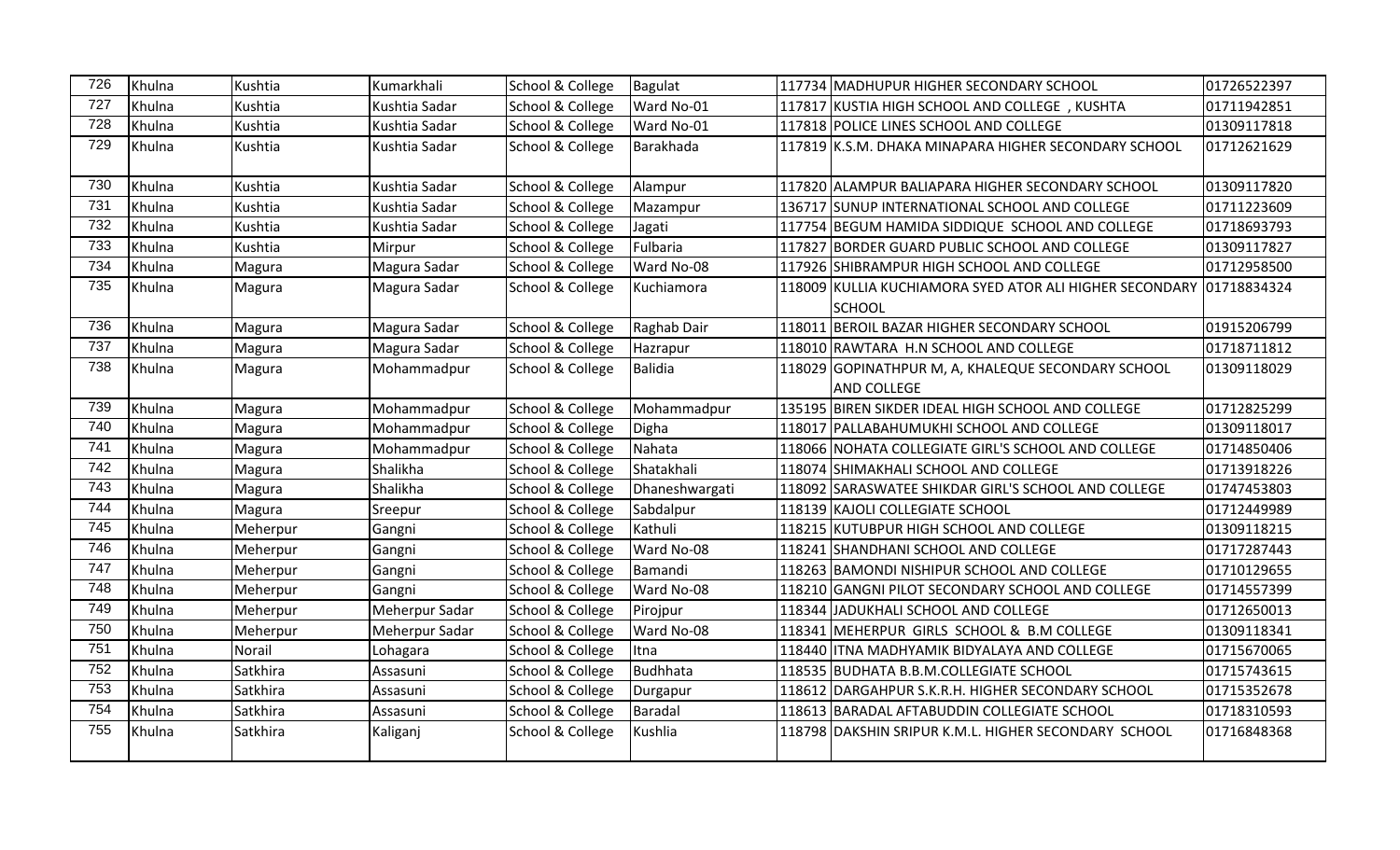| 726 | Khulna | Kushtia | Kumarkhali | School & College | Bagulat | 117734 | MADHUPUR HIGHER SECONDARY SCHOOL | 01726522397 |
|---|---|---|---|---|---|---|---|---|
| 727 | Khulna | Kushtia | Kushtia Sadar | School & College | Ward No-01 | 117817 | KUSTIA HIGH SCHOOL AND COLLEGE , KUSHTA | 01711942851 |
| 728 | Khulna | Kushtia | Kushtia Sadar | School & College | Ward No-01 | 117818 | POLICE LINES SCHOOL AND COLLEGE | 01309117818 |
| 729 | Khulna | Kushtia | Kushtia Sadar | School & College | Barakhada | 117819 | K.S.M. DHAKA MINAPARA HIGHER SECONDARY SCHOOL | 01712621629 |
| 730 | Khulna | Kushtia | Kushtia Sadar | School & College | Alampur | 117820 | ALAMPUR BALIAPARA HIGHER SECONDARY SCHOOL | 01309117820 |
| 731 | Khulna | Kushtia | Kushtia Sadar | School & College | Mazampur | 136717 | SUNUP INTERNATIONAL SCHOOL AND COLLEGE | 01711223609 |
| 732 | Khulna | Kushtia | Kushtia Sadar | School & College | Jagati | 117754 | BEGUM HAMIDA SIDDIQUE SCHOOL AND COLLEGE | 01718693793 |
| 733 | Khulna | Kushtia | Mirpur | School & College | Fulbaria | 117827 | BORDER GUARD PUBLIC SCHOOL AND COLLEGE | 01309117827 |
| 734 | Khulna | Magura | Magura Sadar | School & College | Ward No-08 | 117926 | SHIBRAMPUR HIGH SCHOOL AND COLLEGE | 01712958500 |
| 735 | Khulna | Magura | Magura Sadar | School & College | Kuchiamora | 118009 | KULLIA KUCHIAMORA SYED ATOR ALI HIGHER SECONDARY SCHOOL | 01718834324 |
| 736 | Khulna | Magura | Magura Sadar | School & College | Raghab Dair | 118011 | BEROIL BAZAR HIGHER SECONDARY SCHOOL | 01915206799 |
| 737 | Khulna | Magura | Magura Sadar | School & College | Hazrapur | 118010 | RAWTARA H.N SCHOOL AND COLLEGE | 01718711812 |
| 738 | Khulna | Magura | Mohammadpur | School & College | Balidia | 118029 | GOPINATHPUR M, A, KHALEQUE SECONDARY SCHOOL AND COLLEGE | 01309118029 |
| 739 | Khulna | Magura | Mohammadpur | School & College | Mohammadpur | 135195 | BIREN SIKDER IDEAL HIGH SCHOOL AND COLLEGE | 01712825299 |
| 740 | Khulna | Magura | Mohammadpur | School & College | Digha | 118017 | PALLABAHUMUKHI SCHOOL AND COLLEGE | 01309118017 |
| 741 | Khulna | Magura | Mohammadpur | School & College | Nahata | 118066 | NOHATA COLLEGIATE GIRL'S SCHOOL AND COLLEGE | 01714850406 |
| 742 | Khulna | Magura | Shalikha | School & College | Shatakhali | 118074 | SHIMAKHALI SCHOOL AND COLLEGE | 01713918226 |
| 743 | Khulna | Magura | Shalikha | School & College | Dhaneshwargati | 118092 | SARASWATEE SHIKDAR GIRL'S SCHOOL AND COLLEGE | 01747453803 |
| 744 | Khulna | Magura | Sreepur | School & College | Sabdalpur | 118139 | KAJOLI COLLEGIATE SCHOOL | 01712449989 |
| 745 | Khulna | Meherpur | Gangni | School & College | Kathuli | 118215 | KUTUBPUR HIGH SCHOOL AND COLLEGE | 01309118215 |
| 746 | Khulna | Meherpur | Gangni | School & College | Ward No-08 | 118241 | SHANDHANI SCHOOL AND COLLEGE | 01717287443 |
| 747 | Khulna | Meherpur | Gangni | School & College | Bamandi | 118263 | BAMONDI NISHIPUR SCHOOL AND COLLEGE | 01710129655 |
| 748 | Khulna | Meherpur | Gangni | School & College | Ward No-08 | 118210 | GANGNI PILOT SECONDARY SCHOOL AND COLLEGE | 01714557399 |
| 749 | Khulna | Meherpur | Meherpur Sadar | School & College | Pirojpur | 118344 | JADUKHALI SCHOOL AND COLLEGE | 01712650013 |
| 750 | Khulna | Meherpur | Meherpur Sadar | School & College | Ward No-08 | 118341 | MEHERPUR GIRLS SCHOOL & B.M COLLEGE | 01309118341 |
| 751 | Khulna | Norail | Lohagara | School & College | Itna | 118440 | ITNA MADHYAMIK BIDYALAYA AND COLLEGE | 01715670065 |
| 752 | Khulna | Satkhira | Assasuni | School & College | Budhhata | 118535 | BUDHATA B.B.M.COLLEGIATE SCHOOL | 01715743615 |
| 753 | Khulna | Satkhira | Assasuni | School & College | Durgapur | 118612 | DARGAHPUR S.K.R.H. HIGHER SECONDARY SCHOOL | 01715352678 |
| 754 | Khulna | Satkhira | Assasuni | School & College | Baradal | 118613 | BARADAL AFTABUDDIN COLLEGIATE SCHOOL | 01718310593 |
| 755 | Khulna | Satkhira | Kaliganj | School & College | Kushlia | 118798 | DAKSHIN SRIPUR K.M.L. HIGHER SECONDARY SCHOOL | 01716848368 |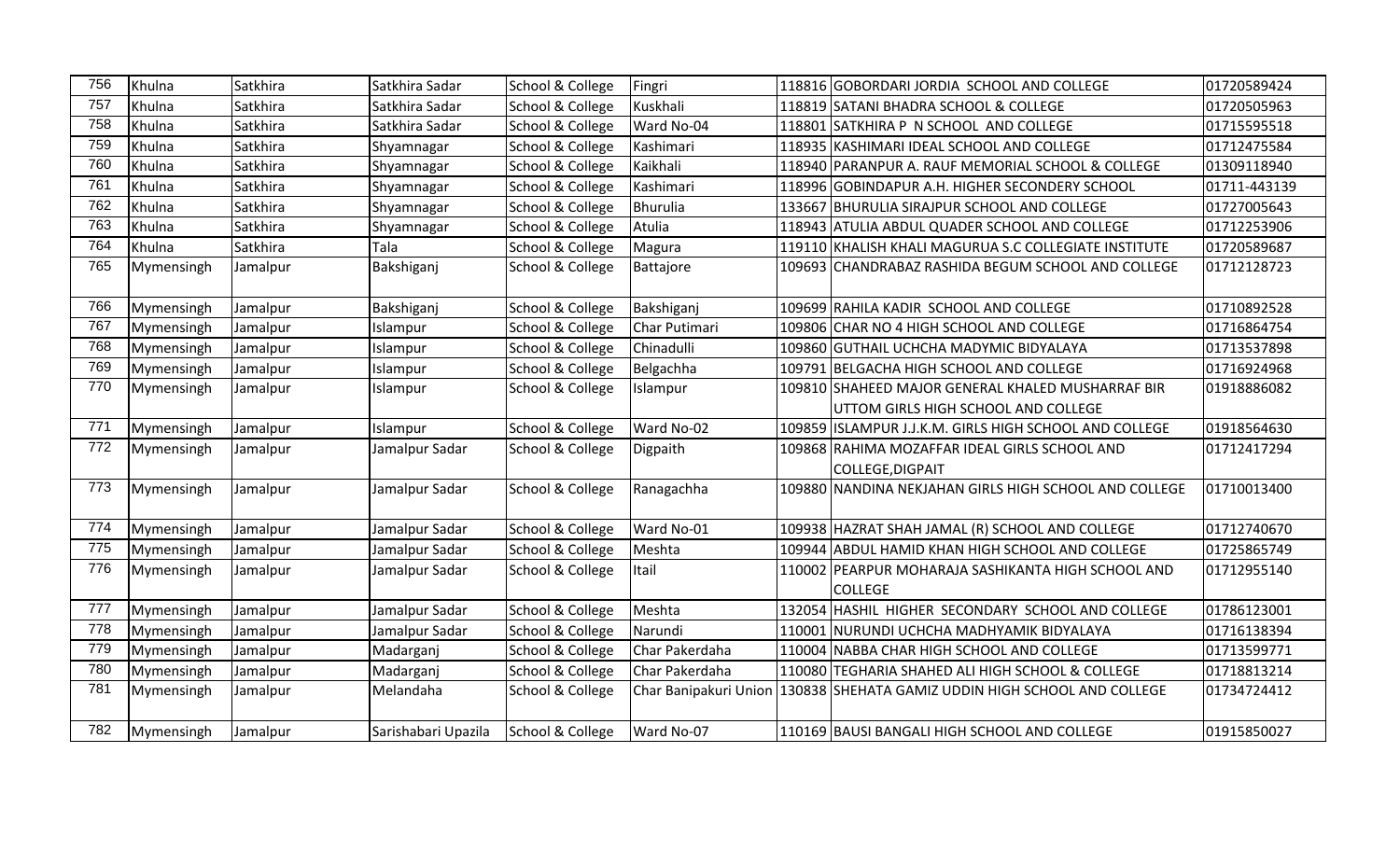| 756 | Khulna | Satkhira | Satkhira Sadar | School & College | Fingri | 118816 | GOBORDARI JORDIA SCHOOL AND COLLEGE | 01720589424 |
|---|---|---|---|---|---|---|---|---|
| 757 | Khulna | Satkhira | Satkhira Sadar | School & College | Kuskhali | 118819 | SATANI BHADRA SCHOOL & COLLEGE | 01720505963 |
| 758 | Khulna | Satkhira | Satkhira Sadar | School & College | Ward No-04 | 118801 | SATKHIRA P N SCHOOL AND COLLEGE | 01715595518 |
| 759 | Khulna | Satkhira | Shyamnagar | School & College | Kashimari | 118935 | KASHIMARI IDEAL SCHOOL AND COLLEGE | 01712475584 |
| 760 | Khulna | Satkhira | Shyamnagar | School & College | Kaikhali | 118940 | PARANPUR A. RAUF MEMORIAL SCHOOL & COLLEGE | 01309118940 |
| 761 | Khulna | Satkhira | Shyamnagar | School & College | Kashimari | 118996 | GOBINDAPUR A.H. HIGHER SECONDERY SCHOOL | 01711-443139 |
| 762 | Khulna | Satkhira | Shyamnagar | School & College | Bhurulia | 133667 | BHURULIA SIRAJPUR SCHOOL AND COLLEGE | 01727005643 |
| 763 | Khulna | Satkhira | Shyamnagar | School & College | Atulia | 118943 | ATULIA ABDUL QUADER SCHOOL AND COLLEGE | 01712253906 |
| 764 | Khulna | Satkhira | Tala | School & College | Magura | 119110 | KHALISH KHALI MAGURUA S.C COLLEGIATE INSTITUTE | 01720589687 |
| 765 | Mymensingh | Jamalpur | Bakshiganj | School & College | Battajore | 109693 | CHANDRABAZ RASHIDA BEGUM SCHOOL AND COLLEGE | 01712128723 |
| 766 | Mymensingh | Jamalpur | Bakshiganj | School & College | Bakshiganj | 109699 | RAHILA KADIR SCHOOL AND COLLEGE | 01710892528 |
| 767 | Mymensingh | Jamalpur | Islampur | School & College | Char Putimari | 109806 | CHAR NO 4 HIGH SCHOOL AND COLLEGE | 01716864754 |
| 768 | Mymensingh | Jamalpur | Islampur | School & College | Chinadulli | 109860 | GUTHAIL UCHCHA MADYMIC BIDYALAYA | 01713537898 |
| 769 | Mymensingh | Jamalpur | Islampur | School & College | Belgachha | 109791 | BELGACHA HIGH SCHOOL AND COLLEGE | 01716924968 |
| 770 | Mymensingh | Jamalpur | Islampur | School & College | Islampur | 109810 | SHAHEED MAJOR GENERAL KHALED MUSHARRAF BIR UTTOM GIRLS HIGH SCHOOL AND COLLEGE | 01918886082 |
| 771 | Mymensingh | Jamalpur | Islampur | School & College | Ward No-02 | 109859 | ISLAMPUR J.J.K.M. GIRLS HIGH SCHOOL AND COLLEGE | 01918564630 |
| 772 | Mymensingh | Jamalpur | Jamalpur Sadar | School & College | Digpaith | 109868 | RAHIMA MOZAFFAR IDEAL GIRLS SCHOOL AND COLLEGE,DIGPAIT | 01712417294 |
| 773 | Mymensingh | Jamalpur | Jamalpur Sadar | School & College | Ranagachha | 109880 | NANDINA NEKJAHAN GIRLS HIGH SCHOOL AND COLLEGE | 01710013400 |
| 774 | Mymensingh | Jamalpur | Jamalpur Sadar | School & College | Ward No-01 | 109938 | HAZRAT SHAH JAMAL (R) SCHOOL AND COLLEGE | 01712740670 |
| 775 | Mymensingh | Jamalpur | Jamalpur Sadar | School & College | Meshta | 109944 | ABDUL HAMID KHAN HIGH SCHOOL AND COLLEGE | 01725865749 |
| 776 | Mymensingh | Jamalpur | Jamalpur Sadar | School & College | Itail | 110002 | PEARPUR MOHARAJA SASHIKANTA HIGH SCHOOL AND COLLEGE | 01712955140 |
| 777 | Mymensingh | Jamalpur | Jamalpur Sadar | School & College | Meshta | 132054 | HASHIL HIGHER SECONDARY SCHOOL AND COLLEGE | 01786123001 |
| 778 | Mymensingh | Jamalpur | Jamalpur Sadar | School & College | Narundi | 110001 | NURUNDI UCHCHA MADHYAMIK BIDYALAYA | 01716138394 |
| 779 | Mymensingh | Jamalpur | Madarganj | School & College | Char Pakerdaha | 110004 | NABBA CHAR HIGH SCHOOL AND COLLEGE | 01713599771 |
| 780 | Mymensingh | Jamalpur | Madarganj | School & College | Char Pakerdaha | 110080 | TEGHARIA SHAHED ALI HIGH SCHOOL & COLLEGE | 01718813214 |
| 781 | Mymensingh | Jamalpur | Melandaha | School & College | Char Banipakuri Union | 130838 | SHEHATA GAMIZ UDDIN HIGH SCHOOL AND COLLEGE | 01734724412 |
| 782 | Mymensingh | Jamalpur | Sarishabari Upazila | School & College | Ward No-07 | 110169 | BAUSI BANGALI HIGH SCHOOL AND COLLEGE | 01915850027 |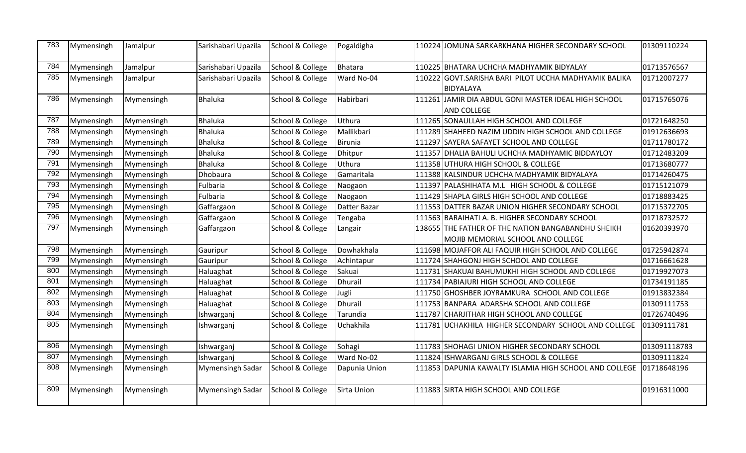| 783 | Mymensingh | Jamalpur | Sarishabari Upazila | School & College | Pogaldigha | 110224 | JOMUNA SARKARKHANA HIGHER SECONDARY SCHOOL | 01309110224 |
|---|---|---|---|---|---|---|---|---|
| 784 | Mymensingh | Jamalpur | Sarishabari Upazila | School & College | Bhatara | 110225 | BHATARA UCHCHA MADHYAMIK BIDYALAY | 01713576567 |
| 785 | Mymensingh | Jamalpur | Sarishabari Upazila | School & College | Ward No-04 | 110222 | GOVT.SARISHA BARI PILOT UCCHA MADHYAMIK BALIKA BIDYALAYA | 01712007277 |
| 786 | Mymensingh | Mymensingh | Bhaluka | School & College | Habirbari | 111261 | JAMIR DIA ABDUL GONI MASTER IDEAL HIGH SCHOOL AND COLLEGE | 01715765076 |
| 787 | Mymensingh | Mymensingh | Bhaluka | School & College | Uthura | 111265 | SONAULLAH HIGH SCHOOL AND COLLEGE | 01721648250 |
| 788 | Mymensingh | Mymensingh | Bhaluka | School & College | Mallikbari | 111289 | SHAHEED NAZIM UDDIN HIGH SCHOOL AND COLLEGE | 01912636693 |
| 789 | Mymensingh | Mymensingh | Bhaluka | School & College | Birunia | 111297 | SAYERA SAFAYET SCHOOL AND COLLEGE | 01711780172 |
| 790 | Mymensingh | Mymensingh | Bhaluka | School & College | Dhitpur | 111357 | DHALIA BAHULI UCHCHA MADHYAMIC BIDDAYLOY | 01712483209 |
| 791 | Mymensingh | Mymensingh | Bhaluka | School & College | Uthura | 111358 | UTHURA HIGH SCHOOL & COLLEGE | 01713680777 |
| 792 | Mymensingh | Mymensingh | Dhobaura | School & College | Gamaritala | 111388 | KALSINDUR UCHCHA MADHYAMIK BIDYALAYA | 01714260475 |
| 793 | Mymensingh | Mymensingh | Fulbaria | School & College | Naogaon | 111397 | PALASHIHATA M.L HIGH SCHOOL & COLLEGE | 01715121079 |
| 794 | Mymensingh | Mymensingh | Fulbaria | School & College | Naogaon | 111429 | SHAPLA GIRLS HIGH SCHOOL AND COLLEGE | 01718883425 |
| 795 | Mymensingh | Mymensingh | Gaffargaon | School & College | Datter Bazar | 111553 | DATTER BAZAR UNION HIGHER SECONDARY SCHOOL | 01715372705 |
| 796 | Mymensingh | Mymensingh | Gaffargaon | School & College | Tengaba | 111563 | BARAIHATI A. B. HIGHER SECONDARY SCHOOL | 01718732572 |
| 797 | Mymensingh | Mymensingh | Gaffargaon | School & College | Langair | 138655 | THE FATHER OF THE NATION BANGABANDHU SHEIKH MOJIB MEMORIAL SCHOOL AND COLLEGE | 01620393970 |
| 798 | Mymensingh | Mymensingh | Gauripur | School & College | Dowhakhala | 111698 | MOJAFFOR ALI FAQUIR HIGH SCHOOL AND COLLEGE | 01725942874 |
| 799 | Mymensingh | Mymensingh | Gauripur | School & College | Achintapur | 111724 | SHAHGONJ HIGH SCHOOL AND COLLEGE | 01716661628 |
| 800 | Mymensingh | Mymensingh | Haluaghat | School & College | Sakuai | 111731 | SHAKUAI BAHUMUKHI HIGH SCHOOL AND COLLEGE | 01719927073 |
| 801 | Mymensingh | Mymensingh | Haluaghat | School & College | Dhurail | 111734 | PABIAJURI HIGH SCHOOL AND COLLEGE | 01734191185 |
| 802 | Mymensingh | Mymensingh | Haluaghat | School & College | Jugli | 111750 | GHOSHBER JOYRAMKURA SCHOOL AND COLLEGE | 01913832384 |
| 803 | Mymensingh | Mymensingh | Haluaghat | School & College | Dhurail | 111753 | BANPARA ADARSHA SCHOOL AND COLLEGE | 01309111753 |
| 804 | Mymensingh | Mymensingh | Ishwarganj | School & College | Tarundia | 111787 | CHARJITHAR HIGH SCHOOL AND COLLEGE | 01726740496 |
| 805 | Mymensingh | Mymensingh | Ishwarganj | School & College | Uchakhila | 111781 | UCHAKHILA HIGHER SECONDARY SCHOOL AND COLLEGE | 01309111781 |
| 806 | Mymensingh | Mymensingh | Ishwarganj | School & College | Sohagi | 111783 | SHOHAGI UNION HIGHER SECONDARY SCHOOL | 013091118783 |
| 807 | Mymensingh | Mymensingh | Ishwarganj | School & College | Ward No-02 | 111824 | ISHWARGANJ GIRLS SCHOOL & COLLEGE | 01309111824 |
| 808 | Mymensingh | Mymensingh | Mymensingh Sadar | School & College | Dapunia Union | 111853 | DAPUNIA KAWALTY ISLAMIA HIGH SCHOOL AND COLLEGE | 01718648196 |
| 809 | Mymensingh | Mymensingh | Mymensingh Sadar | School & College | Sirta Union | 111883 | SIRTA HIGH SCHOOL AND COLLEGE | 01916311000 |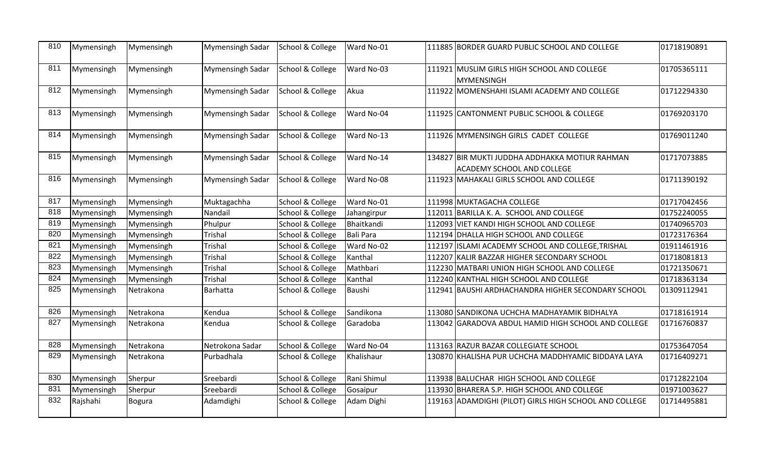| | | | | | | | | |
|---|---|---|---|---|---|---|---|---|
| 810 | Mymensingh | Mymensingh | Mymensingh Sadar | School & College | Ward No-01 | 111885 | BORDER GUARD PUBLIC SCHOOL AND COLLEGE | 01718190891 |
| 811 | Mymensingh | Mymensingh | Mymensingh Sadar | School & College | Ward No-03 | 111921 | MUSLIM GIRLS HIGH SCHOOL AND COLLEGE MYMENSINGH | 01705365111 |
| 812 | Mymensingh | Mymensingh | Mymensingh Sadar | School & College | Akua | 111922 | MOMENSHAHI ISLAMI ACADEMY AND COLLEGE | 01712294330 |
| 813 | Mymensingh | Mymensingh | Mymensingh Sadar | School & College | Ward No-04 | 111925 | CANTONMENT PUBLIC SCHOOL & COLLEGE | 01769203170 |
| 814 | Mymensingh | Mymensingh | Mymensingh Sadar | School & College | Ward No-13 | 111926 | MYMENSINGH GIRLS CADET COLLEGE | 01769011240 |
| 815 | Mymensingh | Mymensingh | Mymensingh Sadar | School & College | Ward No-14 | 134827 | BIR MUKTI JUDDHA ADDHAKKA MOTIUR RAHMAN ACADEMY SCHOOL AND COLLEGE | 01717073885 |
| 816 | Mymensingh | Mymensingh | Mymensingh Sadar | School & College | Ward No-08 | 111923 | MAHAKALI GIRLS SCHOOL AND COLLEGE | 01711390192 |
| 817 | Mymensingh | Mymensingh | Muktagachha | School & College | Ward No-01 | 111998 | MUKTAGACHA COLLEGE | 01717042456 |
| 818 | Mymensingh | Mymensingh | Nandail | School & College | Jahangirpur | 112011 | BARILLA K. A. SCHOOL AND COLLEGE | 01752240055 |
| 819 | Mymensingh | Mymensingh | Phulpur | School & College | Bhaitkandi | 112093 | VIET KANDI HIGH SCHOOL AND COLLEGE | 01740965703 |
| 820 | Mymensingh | Mymensingh | Trishal | School & College | Bali Para | 112194 | DHALLA HIGH SCHOOL AND COLLEGE | 01723176364 |
| 821 | Mymensingh | Mymensingh | Trishal | School & College | Ward No-02 | 112197 | ISLAMI ACADEMY SCHOOL AND COLLEGE,TRISHAL | 01911461916 |
| 822 | Mymensingh | Mymensingh | Trishal | School & College | Kanthal | 112207 | KALIR BAZZAR HIGHER SECONDARY SCHOOL | 01718081813 |
| 823 | Mymensingh | Mymensingh | Trishal | School & College | Mathbari | 112230 | MATBARI UNION HIGH SCHOOL AND COLLEGE | 01721350671 |
| 824 | Mymensingh | Mymensingh | Trishal | School & College | Kanthal | 112240 | KANTHAL HIGH SCHOOL AND COLLEGE | 01718363134 |
| 825 | Mymensingh | Netrakona | Barhatta | School & College | Baushi | 112941 | BAUSHI ARDHACHANDRA HIGHER SECONDARY SCHOOL | 01309112941 |
| 826 | Mymensingh | Netrakona | Kendua | School & College | Sandikona | 113080 | SANDIKONA UCHCHA MADHAYAMIK BIDHALYA | 01718161914 |
| 827 | Mymensingh | Netrakona | Kendua | School & College | Garadoba | 113042 | GARADOVA ABDUL HAMID HIGH SCHOOL AND COLLEGE | 01716760837 |
| 828 | Mymensingh | Netrakona | Netrokona Sadar | School & College | Ward No-04 | 113163 | RAZUR BAZAR COLLEGIATE SCHOOL | 01753647054 |
| 829 | Mymensingh | Netrakona | Purbadhala | School & College | Khalishaur | 130870 | KHALISHA PUR UCHCHA MADDHYAMIC BIDDAYA LAYA | 01716409271 |
| 830 | Mymensingh | Sherpur | Sreebardi | School & College | Rani Shimul | 113938 | BALUCHAR HIGH SCHOOL AND COLLEGE | 01712822104 |
| 831 | Mymensingh | Sherpur | Sreebardi | School & College | Gosaipur | 113930 | BHARERA S.P. HIGH SCHOOL AND COLLEGE | 01971003627 |
| 832 | Rajshahi | Bogura | Adamdighi | School & College | Adam Dighi | 119163 | ADAMDIGHI (PILOT) GIRLS HIGH SCHOOL AND COLLEGE | 01714495881 |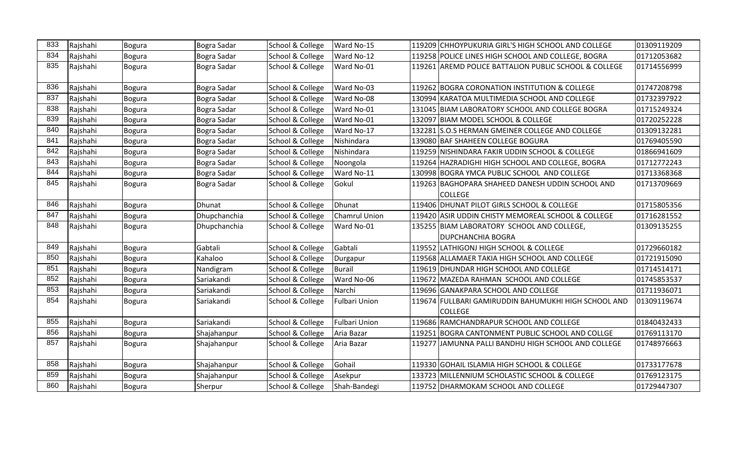| 833 | Rajshahi | Bogura | Bogra Sadar | School & College | Ward No-15 | 119209 | CHHOYPUKURIA GIRL'S HIGH SCHOOL AND COLLEGE | 01309119209 |
|---|---|---|---|---|---|---|---|---|
| 834 | Rajshahi | Bogura | Bogra Sadar | School & College | Ward No-12 | 119258 | POLICE LINES HIGH SCHOOL AND COLLEGE, BOGRA | 01712053682 |
| 835 | Rajshahi | Bogura | Bogra Sadar | School & College | Ward No-01 | 119261 | AREMD POLICE BATTALION PUBLIC SCHOOL & COLLEGE | 01714556999 |
| 836 | Rajshahi | Bogura | Bogra Sadar | School & College | Ward No-03 | 119262 | BOGRA CORONATION INSTITUTION & COLLEGE | 01747208798 |
| 837 | Rajshahi | Bogura | Bogra Sadar | School & College | Ward No-08 | 130994 | KARATOA MULTIMEDIA SCHOOL AND COLLEGE | 01732397922 |
| 838 | Rajshahi | Bogura | Bogra Sadar | School & College | Ward No-01 | 131045 | BIAM LABORATORY SCHOOL AND COLLEGE BOGRA | 01715249324 |
| 839 | Rajshahi | Bogura | Bogra Sadar | School & College | Ward No-01 | 132097 | BIAM MODEL SCHOOL & COLLEGE | 01720252228 |
| 840 | Rajshahi | Bogura | Bogra Sadar | School & College | Ward No-17 | 132281 | S.O.S HERMAN GMEINER COLLEGE AND COLLEGE | 01309132281 |
| 841 | Rajshahi | Bogura | Bogra Sadar | School & College | Nishindara | 139080 | BAF SHAHEEN COLLEGE BOGURA | 01769405590 |
| 842 | Rajshahi | Bogura | Bogra Sadar | School & College | Nishindara | 119259 | NISHINDARA FAKIR UDDIN SCHOOL & COLLEGE | 01866941609 |
| 843 | Rajshahi | Bogura | Bogra Sadar | School & College | Noongola | 119264 | HAZRADIGHI HIGH SCHOOL AND COLLEGE, BOGRA | 01712772243 |
| 844 | Rajshahi | Bogura | Bogra Sadar | School & College | Ward No-11 | 130998 | BOGRA YMCA PUBLIC SCHOOL AND COLLEGE | 01713368368 |
| 845 | Rajshahi | Bogura | Bogra Sadar | School & College | Gokul | 119263 | BAGHOPARA SHAHEED DANESH UDDIN SCHOOL AND COLLEGE | 01713709669 |
| 846 | Rajshahi | Bogura | Dhunat | School & College | Dhunat | 119406 | DHUNAT PILOT GIRLS SCHOOL & COLLEGE | 01715805356 |
| 847 | Rajshahi | Bogura | Dhupchanchia | School & College | Chamrul Union | 119420 | ASIR UDDIN CHISTY MEMOREAL SCHOOL & COLLEGE | 01716281552 |
| 848 | Rajshahi | Bogura | Dhupchanchia | School & College | Ward No-01 | 135255 | BIAM LABORATORY SCHOOL AND COLLEGE, DUPCHANCHIA BOGRA | 01309135255 |
| 849 | Rajshahi | Bogura | Gabtali | School & College | Gabtali | 119552 | LATHIGONJ HIGH SCHOOL & COLLEGE | 01729660182 |
| 850 | Rajshahi | Bogura | Kahaloo | School & College | Durgapur | 119568 | ALLAMAER TAKIA HIGH SCHOOL AND COLLEGE | 01721915090 |
| 851 | Rajshahi | Bogura | Nandigram | School & College | Burail | 119619 | DHUNDAR HIGH SCHOOL AND COLLEGE | 01714514171 |
| 852 | Rajshahi | Bogura | Sariakandi | School & College | Ward No-06 | 119672 | MAZEDA RAHMAN SCHOOL AND COLLEGE | 01745853537 |
| 853 | Rajshahi | Bogura | Sariakandi | School & College | Narchi | 119696 | GANAKPARA SCHOOL AND COLLEGE | 01711936071 |
| 854 | Rajshahi | Bogura | Sariakandi | School & College | Fulbari Union | 119674 | FULLBARI GAMIRUDDIN BAHUMUKHI HIGH SCHOOL AND COLLEGE | 01309119674 |
| 855 | Rajshahi | Bogura | Sariakandi | School & College | Fulbari Union | 119686 | RAMCHANDRAPUR SCHOOL AND COLLEGE | 01840432433 |
| 856 | Rajshahi | Bogura | Shajahanpur | School & College | Aria Bazar | 119251 | BOGRA CANTONMENT PUBLIC SCHOOL AND COLLGE | 01769113170 |
| 857 | Rajshahi | Bogura | Shajahanpur | School & College | Aria Bazar | 119277 | JAMUNNA PALLI BANDHU HIGH SCHOOL AND COLLEGE | 01748976663 |
| 858 | Rajshahi | Bogura | Shajahanpur | School & College | Gohail | 119330 | GOHAIL ISLAMIA HIGH SCHOOL & COLLEGE | 01733177678 |
| 859 | Rajshahi | Bogura | Shajahanpur | School & College | Asekpur | 133723 | MILLENNIUM SCHOLASTIC SCHOOL & COLLEGE | 01769123175 |
| 860 | Rajshahi | Bogura | Sherpur | School & College | Shah-Bandegi | 119752 | DHARMOKAM SCHOOL AND COLLEGE | 01729447307 |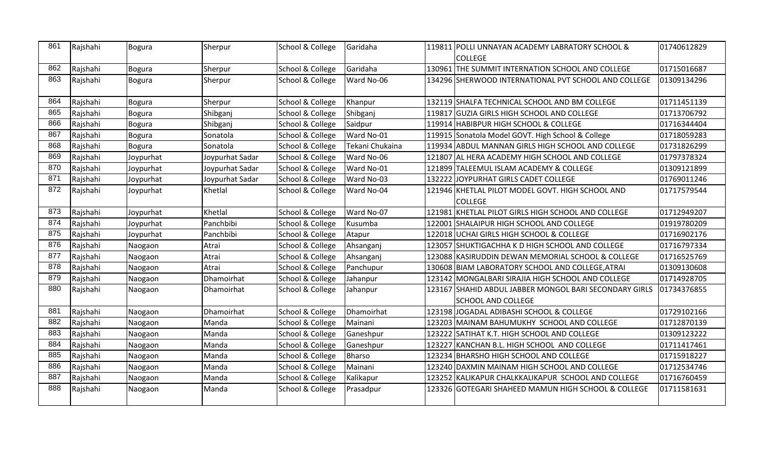| | | | | | | | | |
|---|---|---|---|---|---|---|---|---|
| 861 | Rajshahi | Bogura | Sherpur | School & College | Garidaha | 119811 | POLLI UNNAYAN ACADEMY LABRATORY SCHOOL & COLLEGE | 01740612829 |
| 862 | Rajshahi | Bogura | Sherpur | School & College | Garidaha | 130961 | THE SUMMIT INTERNATION SCHOOL AND COLLEGE | 01715016687 |
| 863 | Rajshahi | Bogura | Sherpur | School & College | Ward No-06 | 134296 | SHERWOOD INTERNATIONAL PVT SCHOOL AND COLLEGE | 01309134296 |
| 864 | Rajshahi | Bogura | Sherpur | School & College | Khanpur | 132119 | SHALFA TECHNICAL SCHOOL AND BM COLLEGE | 01711451139 |
| 865 | Rajshahi | Bogura | Shibganj | School & College | Shibganj | 119817 | GUZIA GIRLS HIGH SCHOOL AND COLLEGE | 01713706792 |
| 866 | Rajshahi | Bogura | Shibganj | School & College | Saidpur | 119914 | HABIBPUR HIGH SCHOOL & COLLEGE | 01716344404 |
| 867 | Rajshahi | Bogura | Sonatola | School & College | Ward No-01 | 119915 | Sonatola Model GOVT. High School & College | 01718059283 |
| 868 | Rajshahi | Bogura | Sonatola | School & College | Tekani Chukaina | 119934 | ABDUL MANNAN GIRLS HIGH SCHOOL AND COLLEGE | 01731826299 |
| 869 | Rajshahi | Joypurhat | Joypurhat Sadar | School & College | Ward No-06 | 121807 | AL HERA ACADEMY HIGH SCHOOL AND COLLEGE | 01797378324 |
| 870 | Rajshahi | Joypurhat | Joypurhat Sadar | School & College | Ward No-01 | 121899 | TALEEMUL ISLAM ACADEMY & COLLEGE | 01309121899 |
| 871 | Rajshahi | Joypurhat | Joypurhat Sadar | School & College | Ward No-03 | 132222 | JOYPURHAT GIRLS CADET COLLEGE | 01769011246 |
| 872 | Rajshahi | Joypurhat | Khetlal | School & College | Ward No-04 | 121946 | KHETLAL PILOT MODEL GOVT. HIGH SCHOOL AND COLLEGE | 01717579544 |
| 873 | Rajshahi | Joypurhat | Khetlal | School & College | Ward No-07 | 121981 | KHETLAL PILOT GIRLS HIGH SCHOOL AND COLLEGE | 01712949207 |
| 874 | Rajshahi | Joypurhat | Panchbibi | School & College | Kusumba | 122001 | SHALAIPUR HIGH SCHOOL AND COLLEGE | 01919780209 |
| 875 | Rajshahi | Joypurhat | Panchbibi | School & College | Atapur | 122018 | UCHAI GIRLS HIGH SCHOOL & COLLEGE | 01716902176 |
| 876 | Rajshahi | Naogaon | Atrai | School & College | Ahsanganj | 123057 | SHUKTIGACHHA K D HIGH SCHOOL AND COLLEGE | 01716797334 |
| 877 | Rajshahi | Naogaon | Atrai | School & College | Ahsanganj | 123088 | KASIRUDDIN DEWAN MEMORIAL SCHOOL & COLLEGE | 01716525769 |
| 878 | Rajshahi | Naogaon | Atrai | School & College | Panchupur | 130608 | BIAM LABORATORY SCHOOL AND COLLEGE,ATRAI | 01309130608 |
| 879 | Rajshahi | Naogaon | Dhamoirhat | School & College | Jahanpur | 123142 | MONGALBARI SIRAJIA HIGH SCHOOL AND COLLEGE | 01714928705 |
| 880 | Rajshahi | Naogaon | Dhamoirhat | School & College | Jahanpur | 123167 | SHAHID ABDUL JABBER MONGOL BARI SECONDARY GIRLS SCHOOL AND COLLEGE | 01734376855 |
| 881 | Rajshahi | Naogaon | Dhamoirhat | School & College | Dhamoirhat | 123198 | JOGADAL ADIBASHI SCHOOL & COLLEGE | 01729102166 |
| 882 | Rajshahi | Naogaon | Manda | School & College | Mainani | 123203 | MAINAM BAHUMUKHY SCHOOL AND COLLEGE | 01712870139 |
| 883 | Rajshahi | Naogaon | Manda | School & College | Ganeshpur | 123222 | SATIHAT K.T. HIGH SCHOOL AND COLLEGE | 01309123222 |
| 884 | Rajshahi | Naogaon | Manda | School & College | Ganeshpur | 123227 | KANCHAN B.L. HIGH SCHOOL AND COLLEGE | 01711417461 |
| 885 | Rajshahi | Naogaon | Manda | School & College | Bharso | 123234 | BHARSHO HIGH SCHOOL AND COLLEGE | 01715918227 |
| 886 | Rajshahi | Naogaon | Manda | School & College | Mainani | 123240 | DAXMIN MAINAM HIGH SCHOOL AND COLLEGE | 01712534746 |
| 887 | Rajshahi | Naogaon | Manda | School & College | Kalikapur | 123252 | KALIKAPUR CHALKKALIKAPUR SCHOOL AND COLLEGE | 01716760459 |
| 888 | Rajshahi | Naogaon | Manda | School & College | Prasadpur | 123326 | GOTEGARI SHAHEED MAMUN HIGH SCHOOL & COLLEGE | 01711581631 |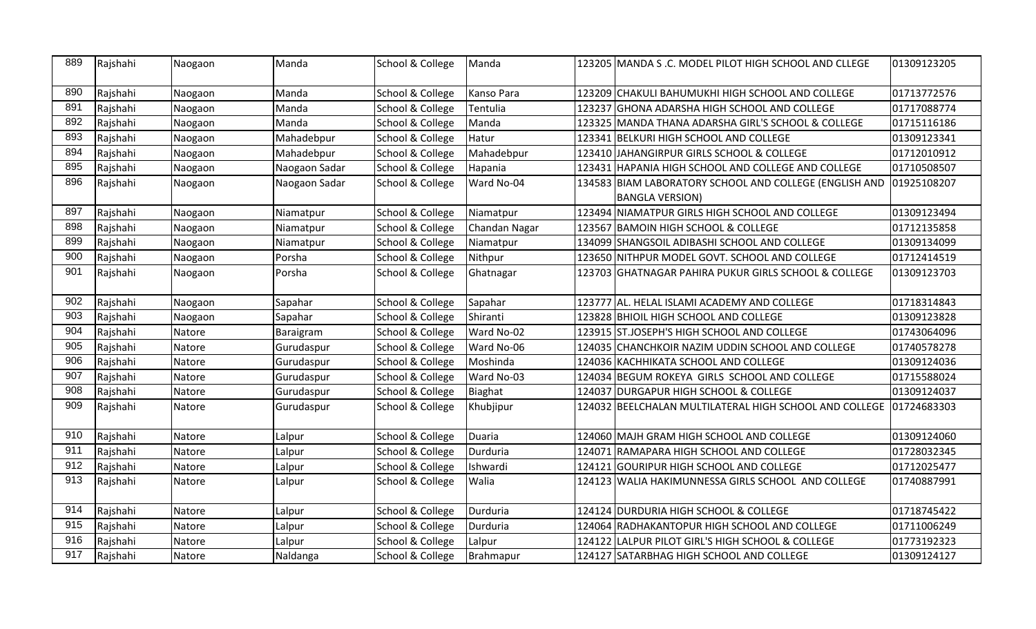| 889 | Rajshahi | Naogaon | Manda | School & College | Manda | 123205 | MANDA S .C. MODEL PILOT HIGH SCHOOL AND CLLEGE | 01309123205 |
|---|---|---|---|---|---|---|---|---|
| 890 | Rajshahi | Naogaon | Manda | School & College | Kanso Para | 123209 | CHAKULI BAHUMUKHI HIGH SCHOOL AND COLLEGE | 01713772576 |
| 891 | Rajshahi | Naogaon | Manda | School & College | Tentulia | 123237 | GHONA ADARSHA HIGH SCHOOL AND COLLEGE | 01717088774 |
| 892 | Rajshahi | Naogaon | Manda | School & College | Manda | 123325 | MANDA THANA ADARSHA GIRL'S SCHOOL & COLLEGE | 01715116186 |
| 893 | Rajshahi | Naogaon | Mahadebpur | School & College | Hatur | 123341 | BELKURI HIGH SCHOOL AND COLLEGE | 01309123341 |
| 894 | Rajshahi | Naogaon | Mahadebpur | School & College | Mahadebpur | 123410 | JAHANGIRPUR GIRLS SCHOOL & COLLEGE | 01712010912 |
| 895 | Rajshahi | Naogaon | Naogaon Sadar | School & College | Hapania | 123431 | HAPANIA HIGH SCHOOL AND COLLEGE AND COLLEGE | 01710508507 |
| 896 | Rajshahi | Naogaon | Naogaon Sadar | School & College | Ward No-04 | 134583 | BIAM LABORATORY SCHOOL AND COLLEGE (ENGLISH AND BANGLA VERSION) | 01925108207 |
| 897 | Rajshahi | Naogaon | Niamatpur | School & College | Niamatpur | 123494 | NIAMATPUR GIRLS HIGH SCHOOL AND COLLEGE | 01309123494 |
| 898 | Rajshahi | Naogaon | Niamatpur | School & College | Chandan Nagar | 123567 | BAMOIN HIGH SCHOOL & COLLEGE | 01712135858 |
| 899 | Rajshahi | Naogaon | Niamatpur | School & College | Niamatpur | 134099 | SHANGSOIL ADIBASHI SCHOOL AND COLLEGE | 01309134099 |
| 900 | Rajshahi | Naogaon | Porsha | School & College | Nithpur | 123650 | NITHPUR MODEL GOVT. SCHOOL AND COLLEGE | 01712414519 |
| 901 | Rajshahi | Naogaon | Porsha | School & College | Ghatnagar | 123703 | GHATNAGAR PAHIRA PUKUR GIRLS SCHOOL & COLLEGE | 01309123703 |
| 902 | Rajshahi | Naogaon | Sapahar | School & College | Sapahar | 123777 | AL. HELAL ISLAMI ACADEMY AND COLLEGE | 01718314843 |
| 903 | Rajshahi | Naogaon | Sapahar | School & College | Shiranti | 123828 | BHIOIL HIGH SCHOOL AND COLLEGE | 01309123828 |
| 904 | Rajshahi | Natore | Baraigram | School & College | Ward No-02 | 123915 | ST.JOSEPH'S HIGH SCHOOL AND COLLEGE | 01743064096 |
| 905 | Rajshahi | Natore | Gurudaspur | School & College | Ward No-06 | 124035 | CHANCHKOIR NAZIM UDDIN SCHOOL AND COLLEGE | 01740578278 |
| 906 | Rajshahi | Natore | Gurudaspur | School & College | Moshinda | 124036 | KACHHIKATA SCHOOL AND COLLEGE | 01309124036 |
| 907 | Rajshahi | Natore | Gurudaspur | School & College | Ward No-03 | 124034 | BEGUM ROKEYA GIRLS SCHOOL AND COLLEGE | 01715588024 |
| 908 | Rajshahi | Natore | Gurudaspur | School & College | Biaghat | 124037 | DURGAPUR HIGH SCHOOL & COLLEGE | 01309124037 |
| 909 | Rajshahi | Natore | Gurudaspur | School & College | Khubjipur | 124032 | BEELCHALAN MULTILATERAL HIGH SCHOOL AND COLLEGE | 01724683303 |
| 910 | Rajshahi | Natore | Lalpur | School & College | Duaria | 124060 | MAJH GRAM HIGH SCHOOL AND COLLEGE | 01309124060 |
| 911 | Rajshahi | Natore | Lalpur | School & College | Durduria | 124071 | RAMAPARA HIGH SCHOOL AND COLLEGE | 01728032345 |
| 912 | Rajshahi | Natore | Lalpur | School & College | Ishwardi | 124121 | GOURIPUR HIGH SCHOOL AND COLLEGE | 01712025477 |
| 913 | Rajshahi | Natore | Lalpur | School & College | Walia | 124123 | WALIA HAKIMUNNESSA GIRLS SCHOOL AND COLLEGE | 01740887991 |
| 914 | Rajshahi | Natore | Lalpur | School & College | Durduria | 124124 | DURDURIA HIGH SCHOOL & COLLEGE | 01718745422 |
| 915 | Rajshahi | Natore | Lalpur | School & College | Durduria | 124064 | RADHAKANTOPUR HIGH SCHOOL AND COLLEGE | 01711006249 |
| 916 | Rajshahi | Natore | Lalpur | School & College | Lalpur | 124122 | LALPUR PILOT GIRL'S HIGH SCHOOL & COLLEGE | 01773192323 |
| 917 | Rajshahi | Natore | Naldanga | School & College | Brahmapur | 124127 | SATARBHAG HIGH SCHOOL AND COLLEGE | 01309124127 |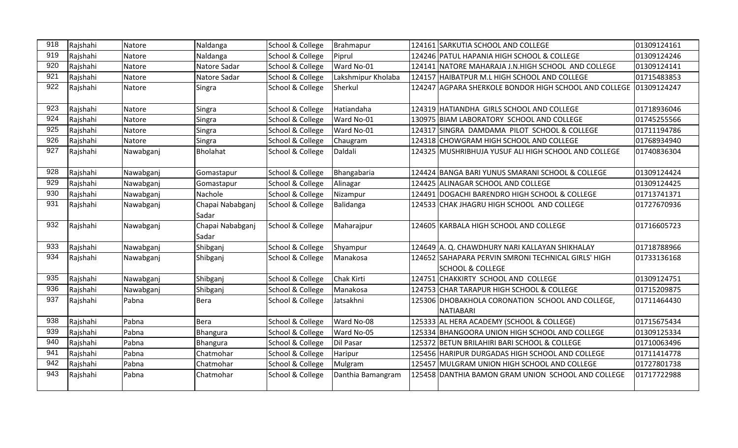| 918 | Rajshahi | Natore | Naldanga | School & College | Brahmapur | 124161 | SARKUTIA SCHOOL AND COLLEGE | 01309124161 |
|---|---|---|---|---|---|---|---|---|
| 919 | Rajshahi | Natore | Naldanga | School & College | Piprul | 124246 | PATUL HAPANIA HIGH SCHOOL & COLLEGE | 01309124246 |
| 920 | Rajshahi | Natore | Natore Sadar | School & College | Ward No-01 | 124141 | NATORE MAHARAJA J.N.HIGH SCHOOL AND COLLEGE | 01309124141 |
| 921 | Rajshahi | Natore | Natore Sadar | School & College | Lakshmipur Kholaba | 124157 | HAIBATPUR M.L HIGH SCHOOL AND COLLEGE | 01715483853 |
| 922 | Rajshahi | Natore | Singra | School & College | Sherkul | 124247 | AGPARA SHERKOLE BONDOR HIGH SCHOOL AND COLLEGE | 01309124247 |
| 923 | Rajshahi | Natore | Singra | School & College | Hatiandaha | 124319 | HATIANDHA GIRLS SCHOOL AND COLLEGE | 01718936046 |
| 924 | Rajshahi | Natore | Singra | School & College | Ward No-01 | 130975 | BIAM LABORATORY SCHOOL AND COLLEGE | 01745255566 |
| 925 | Rajshahi | Natore | Singra | School & College | Ward No-01 | 124317 | SINGRA DAMDAMA PILOT SCHOOL & COLLEGE | 01711194786 |
| 926 | Rajshahi | Natore | Singra | School & College | Chaugram | 124318 | CHOWGRAM HIGH SCHOOL AND COLLEGE | 01768934940 |
| 927 | Rajshahi | Nawabganj | Bholahat | School & College | Daldali | 124325 | MUSHRIBHUJA YUSUF ALI HIGH SCHOOL AND COLLEGE | 01740836304 |
| 928 | Rajshahi | Nawabganj | Gomastapur | School & College | Bhangabaria | 124424 | BANGA BARI YUNUS SMARANI SCHOOL & COLLEGE | 01309124424 |
| 929 | Rajshahi | Nawabganj | Gomastapur | School & College | Alinagar | 124425 | ALINAGAR SCHOOL AND COLLEGE | 01309124425 |
| 930 | Rajshahi | Nawabganj | Nachole | School & College | Nizampur | 124491 | DOGACHI BARENDRO HIGH SCHOOL & COLLEGE | 01713741371 |
| 931 | Rajshahi | Nawabganj | Chapai Nababganj Sadar | School & College | Balidanga | 124533 | CHAK JHAGRU HIGH SCHOOL AND COLLEGE | 01727670936 |
| 932 | Rajshahi | Nawabganj | Chapai Nababganj Sadar | School & College | Maharajpur | 124605 | KARBALA HIGH SCHOOL AND COLLEGE | 01716605723 |
| 933 | Rajshahi | Nawabganj | Shibganj | School & College | Shyampur | 124649 | A. Q. CHAWDHURY NARI KALLAYAN SHIKHALAY | 01718788966 |
| 934 | Rajshahi | Nawabganj | Shibganj | School & College | Manakosa | 124652 | SAHAPARA PERVIN SMRONI TECHNICAL GIRLS' HIGH SCHOOL & COLLEGE | 01733136168 |
| 935 | Rajshahi | Nawabganj | Shibganj | School & College | Chak Kirti | 124751 | CHAKKIRTY SCHOOL AND COLLEGE | 01309124751 |
| 936 | Rajshahi | Nawabganj | Shibganj | School & College | Manakosa | 124753 | CHAR TARAPUR HIGH SCHOOL & COLLEGE | 01715209875 |
| 937 | Rajshahi | Pabna | Bera | School & College | Jatsakhni | 125306 | DHOBAKHOLA CORONATION SCHOOL AND COLLEGE, NATIABARI | 01711464430 |
| 938 | Rajshahi | Pabna | Bera | School & College | Ward No-08 | 125333 | AL HERA ACADEMY (SCHOOL & COLLEGE) | 01715675434 |
| 939 | Rajshahi | Pabna | Bhangura | School & College | Ward No-05 | 125334 | BHANGOORA UNION HIGH SCHOOL AND COLLEGE | 01309125334 |
| 940 | Rajshahi | Pabna | Bhangura | School & College | Dil Pasar | 125372 | BETUN BRILAHIRI BARI SCHOOL & COLLEGE | 01710063496 |
| 941 | Rajshahi | Pabna | Chatmohar | School & College | Haripur | 125456 | HARIPUR DURGADAS HIGH SCHOOL AND COLLEGE | 01711414778 |
| 942 | Rajshahi | Pabna | Chatmohar | School & College | Mulgram | 125457 | MULGRAM UNION HIGH SCHOOL AND COLLEGE | 01727801738 |
| 943 | Rajshahi | Pabna | Chatmohar | School & College | Danthia Bamangram | 125458 | DANTHIA BAMON GRAM UNION SCHOOL AND COLLEGE | 01717722988 |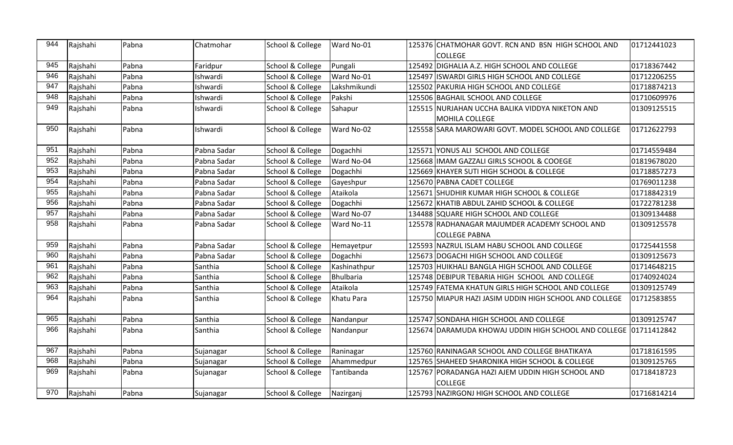| 944 | Rajshahi | Pabna | Chatmohar | School & College | Ward No-01 | 125376 | CHATMOHAR GOVT. RCN AND BSN HIGH SCHOOL AND COLLEGE | 01712441023 |
|---|---|---|---|---|---|---|---|---|
| 945 | Rajshahi | Pabna | Faridpur | School & College | Pungali | 125492 | DIGHALIA A.Z. HIGH SCHOOL AND COLLEGE | 01718367442 |
| 946 | Rajshahi | Pabna | Ishwardi | School & College | Ward No-01 | 125497 | ISWARDI GIRLS HIGH SCHOOL AND COLLEGE | 01712206255 |
| 947 | Rajshahi | Pabna | Ishwardi | School & College | Lakshmikundi | 125502 | PAKURIA HIGH SCHOOL AND COLLEGE | 01718874213 |
| 948 | Rajshahi | Pabna | Ishwardi | School & College | Pakshi | 125506 | BAGHAIL SCHOOL AND COLLEGE | 01710609976 |
| 949 | Rajshahi | Pabna | Ishwardi | School & College | Sahapur | 125515 | NURJAHAN UCCHA BALIKA VIDDYA NIKETON AND MOHILA COLLEGE | 01309125515 |
| 950 | Rajshahi | Pabna | Ishwardi | School & College | Ward No-02 | 125558 | SARA MAROWARI GOVT. MODEL SCHOOL AND COLLEGE | 01712622793 |
| 951 | Rajshahi | Pabna | Pabna Sadar | School & College | Dogachhi | 125571 | YONUS ALI SCHOOL AND COLLEGE | 01714559484 |
| 952 | Rajshahi | Pabna | Pabna Sadar | School & College | Ward No-04 | 125668 | IMAM GAZZALI GIRLS SCHOOL & COOEGE | 01819678020 |
| 953 | Rajshahi | Pabna | Pabna Sadar | School & College | Dogachhi | 125669 | KHAYER SUTI HIGH SCHOOL & COLLEGE | 01718857273 |
| 954 | Rajshahi | Pabna | Pabna Sadar | School & College | Gayeshpur | 125670 | PABNA CADET COLLEGE | 01769011238 |
| 955 | Rajshahi | Pabna | Pabna Sadar | School & College | Ataikola | 125671 | SHUDHIR KUMAR HIGH SCHOOL & COLLEGE | 01718842319 |
| 956 | Rajshahi | Pabna | Pabna Sadar | School & College | Dogachhi | 125672 | KHATIB ABDUL ZAHID SCHOOL & COLLEGE | 01722781238 |
| 957 | Rajshahi | Pabna | Pabna Sadar | School & College | Ward No-07 | 134488 | SQUARE HIGH SCHOOL AND COLLEGE | 01309134488 |
| 958 | Rajshahi | Pabna | Pabna Sadar | School & College | Ward No-11 | 125578 | RADHANAGAR MAJUMDER ACADEMY SCHOOL AND COLLEGE PABNA | 01309125578 |
| 959 | Rajshahi | Pabna | Pabna Sadar | School & College | Hemayetpur | 125593 | NAZRUL ISLAM HABU SCHOOL AND COLLEGE | 01725441558 |
| 960 | Rajshahi | Pabna | Pabna Sadar | School & College | Dogachhi | 125673 | DOGACHI HIGH SCHOOL AND COLLEGE | 01309125673 |
| 961 | Rajshahi | Pabna | Santhia | School & College | Kashinathpur | 125703 | HUIKHALI BANGLA HIGH SCHOOL AND COLLEGE | 01714648215 |
| 962 | Rajshahi | Pabna | Santhia | School & College | Bhulbaria | 125748 | DEBIPUR TEBARIA HIGH SCHOOL AND COLLEGE | 01740924024 |
| 963 | Rajshahi | Pabna | Santhia | School & College | Ataikola | 125749 | FATEMA KHATUN GIRLS HIGH SCHOOL AND COLLEGE | 01309125749 |
| 964 | Rajshahi | Pabna | Santhia | School & College | Khatu Para | 125750 | MIAPUR HAZI JASIM UDDIN HIGH SCHOOL AND COLLEGE | 01712583855 |
| 965 | Rajshahi | Pabna | Santhia | School & College | Nandanpur | 125747 | SONDAHA HIGH SCHOOL AND COLLEGE | 01309125747 |
| 966 | Rajshahi | Pabna | Santhia | School & College | Nandanpur | 125674 | DARAMUDA KHOWAJ UDDIN HIGH SCHOOL AND COLLEGE | 01711412842 |
| 967 | Rajshahi | Pabna | Sujanagar | School & College | Raninagar | 125760 | RANINAGAR SCHOOL AND COLLEGE BHATIKAYA | 01718161595 |
| 968 | Rajshahi | Pabna | Sujanagar | School & College | Ahammedpur | 125765 | SHAHEED SHARONIKA HIGH SCHOOL & COLLEGE | 01309125765 |
| 969 | Rajshahi | Pabna | Sujanagar | School & College | Tantibanda | 125767 | PORADANGA HAZI AJEM UDDIN HIGH SCHOOL AND COLLEGE | 01718418723 |
| 970 | Rajshahi | Pabna | Sujanagar | School & College | Nazirganj | 125793 | NAZIRGONJ HIGH SCHOOL AND COLLEGE | 01716814214 |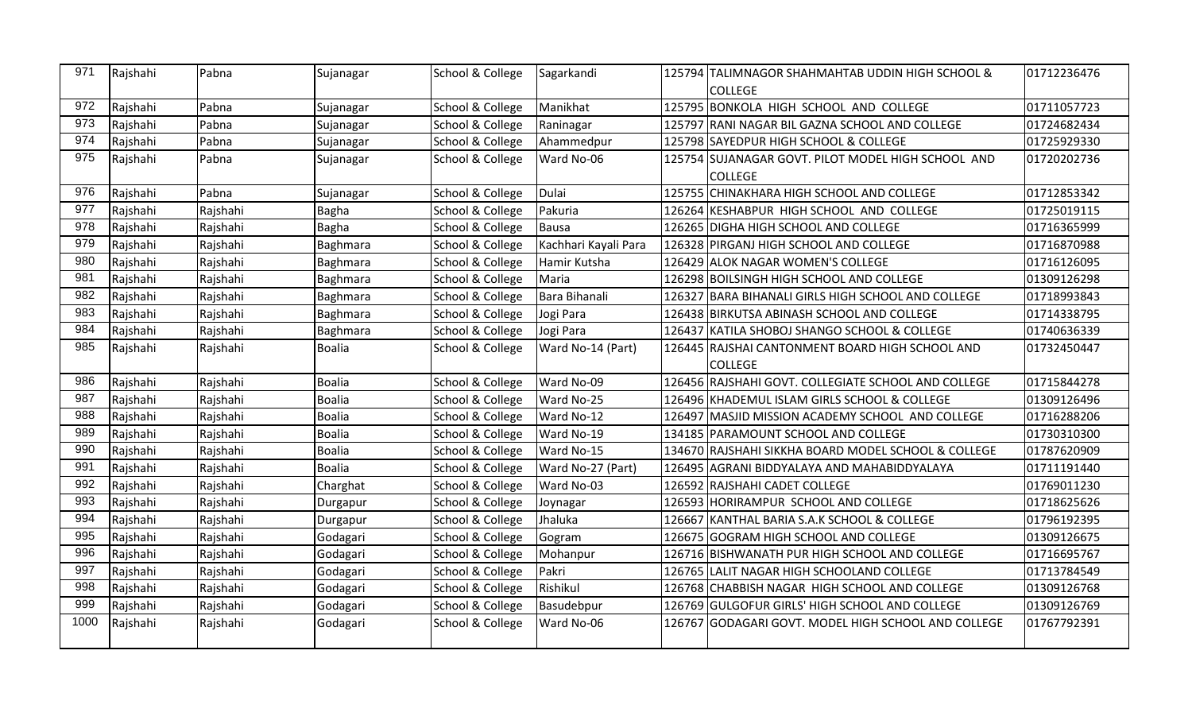| 971 | Rajshahi | Pabna | Sujanagar | School & College | Sagarkandi | 125794 | TALIMNAGOR SHAHMAHTAB UDDIN HIGH SCHOOL & COLLEGE | 01712236476 |
|---|---|---|---|---|---|---|---|---|
| 972 | Rajshahi | Pabna | Sujanagar | School & College | Manikhat | 125795 | BONKOLA HIGH SCHOOL AND COLLEGE | 01711057723 |
| 973 | Rajshahi | Pabna | Sujanagar | School & College | Raninagar | 125797 | RANI NAGAR BIL GAZNA SCHOOL AND COLLEGE | 01724682434 |
| 974 | Rajshahi | Pabna | Sujanagar | School & College | Ahammedpur | 125798 | SAYEDPUR HIGH SCHOOL & COLLEGE | 01725929330 |
| 975 | Rajshahi | Pabna | Sujanagar | School & College | Ward No-06 | 125754 | SUJANAGAR GOVT. PILOT MODEL HIGH SCHOOL AND COLLEGE | 01720202736 |
| 976 | Rajshahi | Pabna | Sujanagar | School & College | Dulai | 125755 | CHINAKHARA HIGH SCHOOL AND COLLEGE | 01712853342 |
| 977 | Rajshahi | Rajshahi | Bagha | School & College | Pakuria | 126264 | KESHABPUR HIGH SCHOOL AND COLLEGE | 01725019115 |
| 978 | Rajshahi | Rajshahi | Bagha | School & College | Bausa | 126265 | DIGHA HIGH SCHOOL AND COLLEGE | 01716365999 |
| 979 | Rajshahi | Rajshahi | Baghmara | School & College | Kachhari Kayali Para | 126328 | PIRGANJ HIGH SCHOOL AND COLLEGE | 01716870988 |
| 980 | Rajshahi | Rajshahi | Baghmara | School & College | Hamir Kutsha | 126429 | ALOK NAGAR WOMEN'S COLLEGE | 01716126095 |
| 981 | Rajshahi | Rajshahi | Baghmara | School & College | Maria | 126298 | BOILSINGH HIGH SCHOOL AND COLLEGE | 01309126298 |
| 982 | Rajshahi | Rajshahi | Baghmara | School & College | Bara Bihanali | 126327 | BARA BIHANALI GIRLS HIGH SCHOOL AND COLLEGE | 01718993843 |
| 983 | Rajshahi | Rajshahi | Baghmara | School & College | Jogi Para | 126438 | BIRKUTSA ABINASH SCHOOL AND COLLEGE | 01714338795 |
| 984 | Rajshahi | Rajshahi | Baghmara | School & College | Jogi Para | 126437 | KATILA SHOBOJ SHANGO SCHOOL & COLLEGE | 01740636339 |
| 985 | Rajshahi | Rajshahi | Boalia | School & College | Ward No-14 (Part) | 126445 | RAJSHAI CANTONMENT BOARD HIGH SCHOOL AND COLLEGE | 01732450447 |
| 986 | Rajshahi | Rajshahi | Boalia | School & College | Ward No-09 | 126456 | RAJSHAHI GOVT. COLLEGIATE SCHOOL AND COLLEGE | 01715844278 |
| 987 | Rajshahi | Rajshahi | Boalia | School & College | Ward No-25 | 126496 | KHADEMUL ISLAM GIRLS SCHOOL & COLLEGE | 01309126496 |
| 988 | Rajshahi | Rajshahi | Boalia | School & College | Ward No-12 | 126497 | MASJID MISSION ACADEMY SCHOOL AND COLLEGE | 01716288206 |
| 989 | Rajshahi | Rajshahi | Boalia | School & College | Ward No-19 | 134185 | PARAMOUNT SCHOOL AND COLLEGE | 01730310300 |
| 990 | Rajshahi | Rajshahi | Boalia | School & College | Ward No-15 | 134670 | RAJSHAHI SIKKHA BOARD MODEL SCHOOL & COLLEGE | 01787620909 |
| 991 | Rajshahi | Rajshahi | Boalia | School & College | Ward No-27 (Part) | 126495 | AGRANI BIDDYALAYA AND MAHABIDDYALAYA | 01711191440 |
| 992 | Rajshahi | Rajshahi | Charghat | School & College | Ward No-03 | 126592 | RAJSHAHI CADET COLLEGE | 01769011230 |
| 993 | Rajshahi | Rajshahi | Durgapur | School & College | Joynagar | 126593 | HORIRAMPUR SCHOOL AND COLLEGE | 01718625626 |
| 994 | Rajshahi | Rajshahi | Durgapur | School & College | Jhaluka | 126667 | KANTHAL BARIA S.A.K SCHOOL & COLLEGE | 01796192395 |
| 995 | Rajshahi | Rajshahi | Godagari | School & College | Gogram | 126675 | GOGRAM HIGH SCHOOL AND COLLEGE | 01309126675 |
| 996 | Rajshahi | Rajshahi | Godagari | School & College | Mohanpur | 126716 | BISHWANATH PUR HIGH SCHOOL AND COLLEGE | 01716695767 |
| 997 | Rajshahi | Rajshahi | Godagari | School & College | Pakri | 126765 | LALIT NAGAR HIGH SCHOOLAND COLLEGE | 01713784549 |
| 998 | Rajshahi | Rajshahi | Godagari | School & College | Rishikul | 126768 | CHABBISH NAGAR HIGH SCHOOL AND COLLEGE | 01309126768 |
| 999 | Rajshahi | Rajshahi | Godagari | School & College | Basudebpur | 126769 | GULGOFUR GIRLS' HIGH SCHOOL AND COLLEGE | 01309126769 |
| 1000 | Rajshahi | Rajshahi | Godagari | School & College | Ward No-06 | 126767 | GODAGARI GOVT. MODEL HIGH SCHOOL AND COLLEGE | 01767792391 |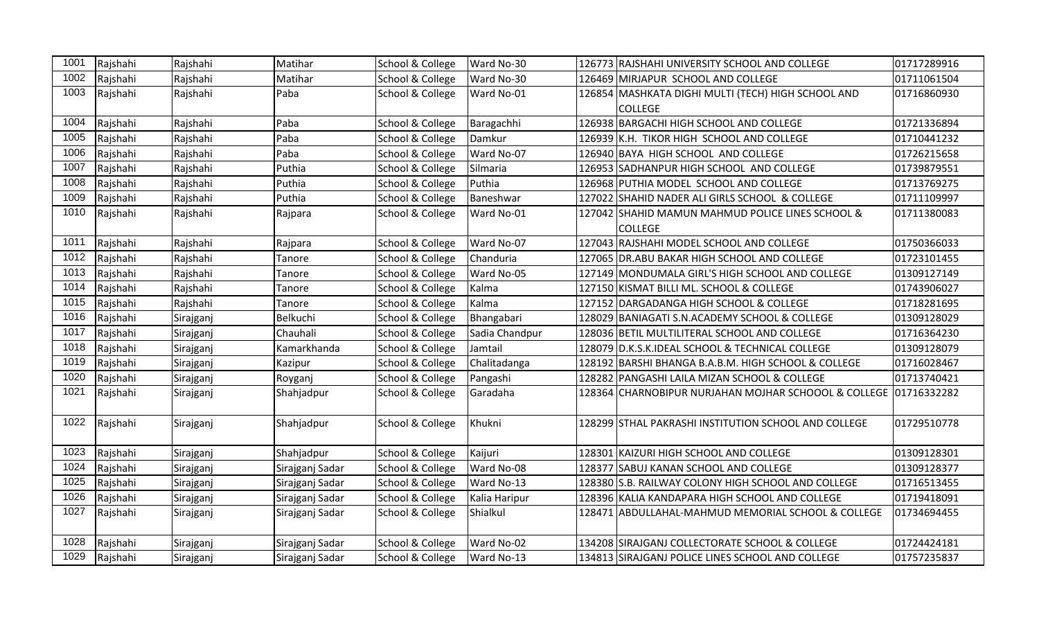| 1001 | Rajshahi | Rajshahi | Matihar | School & College | Ward No-30 | 126773 | RAJSHAHI UNIVERSITY SCHOOL AND COLLEGE | 01717289916 |
|---|---|---|---|---|---|---|---|---|
| 1002 | Rajshahi | Rajshahi | Matihar | School & College | Ward No-30 | 126469 | MIRJAPUR SCHOOL AND COLLEGE | 01711061504 |
| 1003 | Rajshahi | Rajshahi | Paba | School & College | Ward No-01 | 126854 | MASHKATA DIGHI MULTI (TECH) HIGH SCHOOL AND COLLEGE | 01716860930 |
| 1004 | Rajshahi | Rajshahi | Paba | School & College | Baragachhi | 126938 | BARGACHI HIGH SCHOOL AND COLLEGE | 01721336894 |
| 1005 | Rajshahi | Rajshahi | Paba | School & College | Damkur | 126939 | K.H. TIKOR HIGH SCHOOL AND COLLEGE | 01710441232 |
| 1006 | Rajshahi | Rajshahi | Paba | School & College | Ward No-07 | 126940 | BAYA HIGH SCHOOL AND COLLEGE | 01726215658 |
| 1007 | Rajshahi | Rajshahi | Puthia | School & College | Silmaria | 126953 | SADHANPUR HIGH SCHOOL AND COLLEGE | 01739879551 |
| 1008 | Rajshahi | Rajshahi | Puthia | School & College | Puthia | 126968 | PUTHIA MODEL SCHOOL AND COLLEGE | 01713769275 |
| 1009 | Rajshahi | Rajshahi | Puthia | School & College | Baneshwar | 127022 | SHAHID NADER ALI GIRLS SCHOOL & COLLEGE | 01711109997 |
| 1010 | Rajshahi | Rajshahi | Rajpara | School & College | Ward No-01 | 127042 | SHAHID MAMUN MAHMUD POLICE LINES SCHOOL & COLLEGE | 01711380083 |
| 1011 | Rajshahi | Rajshahi | Rajpara | School & College | Ward No-07 | 127043 | RAJSHAHI MODEL SCHOOL AND COLLEGE | 01750366033 |
| 1012 | Rajshahi | Rajshahi | Tanore | School & College | Chanduria | 127065 | DR.ABU BAKAR HIGH SCHOOL AND COLLEGE | 01723101455 |
| 1013 | Rajshahi | Rajshahi | Tanore | School & College | Ward No-05 | 127149 | MONDUMALA GIRL'S HIGH SCHOOL AND COLLEGE | 01309127149 |
| 1014 | Rajshahi | Rajshahi | Tanore | School & College | Kalma | 127150 | KISMAT BILLI ML. SCHOOL & COLLEGE | 01743906027 |
| 1015 | Rajshahi | Rajshahi | Tanore | School & College | Kalma | 127152 | DARGADANGA HIGH SCHOOL & COLLEGE | 01718281695 |
| 1016 | Rajshahi | Sirajganj | Belkuchi | School & College | Bhangabari | 128029 | BANIAGATI S.N.ACADEMY SCHOOL & COLLEGE | 01309128029 |
| 1017 | Rajshahi | Sirajganj | Chauhali | School & College | Sadia Chandpur | 128036 | BETIL MULTILITERAL SCHOOL AND COLLEGE | 01716364230 |
| 1018 | Rajshahi | Sirajganj | Kamarkhanda | School & College | Jamtail | 128079 | D.K.S.K.IDEAL SCHOOL & TECHNICAL COLLEGE | 01309128079 |
| 1019 | Rajshahi | Sirajganj | Kazipur | School & College | Chalitadanga | 128192 | BARSHI BHANGA B.A.B.M. HIGH SCHOOL & COLLEGE | 01716028467 |
| 1020 | Rajshahi | Sirajganj | Royganj | School & College | Pangashi | 128282 | PANGASHI LAILA MIZAN SCHOOL & COLLEGE | 01713740421 |
| 1021 | Rajshahi | Sirajganj | Shahjadpur | School & College | Garadaha | 128364 | CHARNOBIPUR NURJAHAN MOJHAR SCHOOOL & COLLEGE | 01716332282 |
| 1022 | Rajshahi | Sirajganj | Shahjadpur | School & College | Khukni | 128299 | STHAL PAKRASHI INSTITUTION SCHOOL AND COLLEGE | 01729510778 |
| 1023 | Rajshahi | Sirajganj | Shahjadpur | School & College | Kaijuri | 128301 | KAIZURI HIGH SCHOOL AND COLLEGE | 01309128301 |
| 1024 | Rajshahi | Sirajganj | Sirajganj Sadar | School & College | Ward No-08 | 128377 | SABUJ KANAN SCHOOL AND COLLEGE | 01309128377 |
| 1025 | Rajshahi | Sirajganj | Sirajganj Sadar | School & College | Ward No-13 | 128380 | S.B. RAILWAY COLONY HIGH SCHOOL AND COLLEGE | 01716513455 |
| 1026 | Rajshahi | Sirajganj | Sirajganj Sadar | School & College | Kalia Haripur | 128396 | KALIA KANDAPARA HIGH SCHOOL AND COLLEGE | 01719418091 |
| 1027 | Rajshahi | Sirajganj | Sirajganj Sadar | School & College | Shialkul | 128471 | ABDULLAHAL-MAHMUD MEMORIAL SCHOOL & COLLEGE | 01734694455 |
| 1028 | Rajshahi | Sirajganj | Sirajganj Sadar | School & College | Ward No-02 | 134208 | SIRAJGANJ COLLECTORATE SCHOOL & COLLEGE | 01724424181 |
| 1029 | Rajshahi | Sirajganj | Sirajganj Sadar | School & College | Ward No-13 | 134813 | SIRAJGANJ POLICE LINES SCHOOL AND COLLEGE | 01757235837 |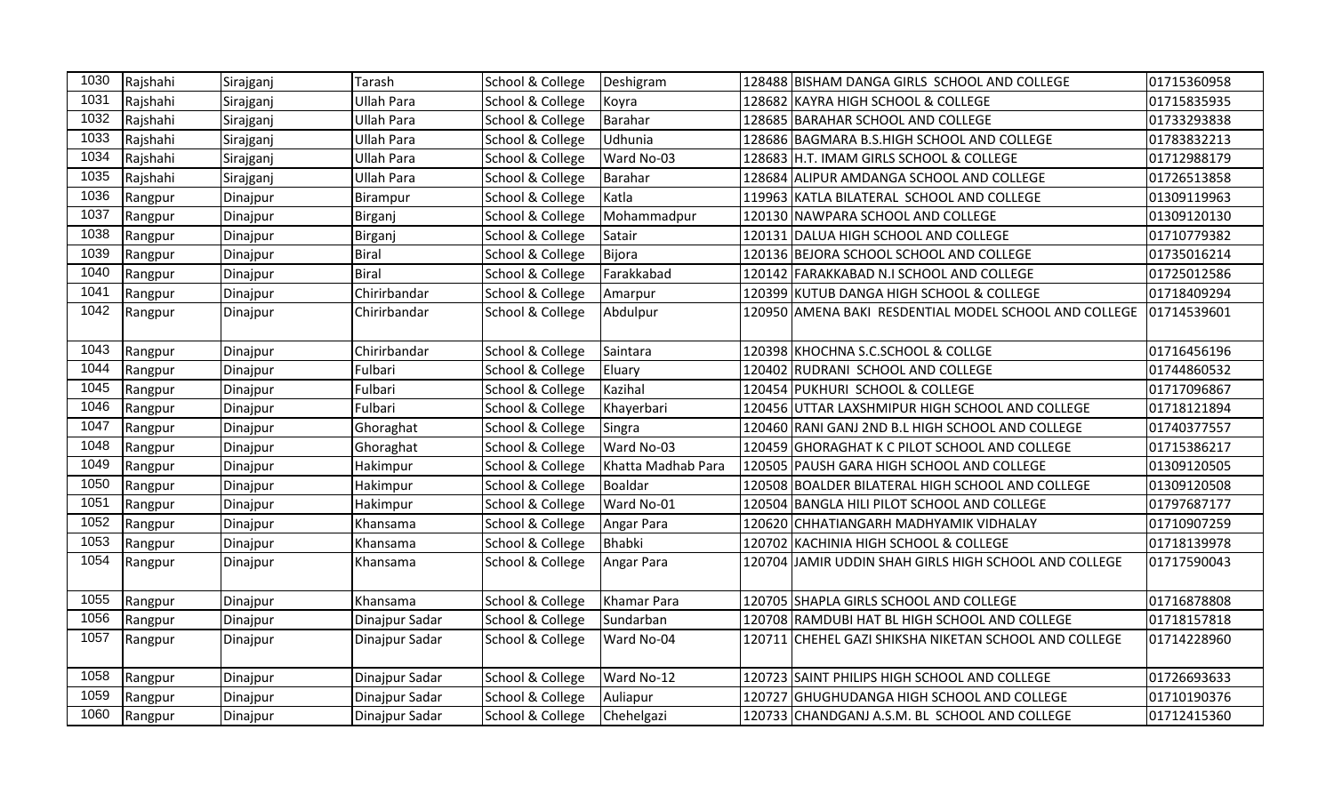| 1030 | Rajshahi | Sirajganj | Tarash | School & College | Deshigram | 128488 | BISHAM DANGA GIRLS SCHOOL AND COLLEGE | 01715360958 |
|---|---|---|---|---|---|---|---|---|
| 1031 | Rajshahi | Sirajganj | Ullah Para | School & College | Koyra | 128682 | KAYRA HIGH SCHOOL & COLLEGE | 01715835935 |
| 1032 | Rajshahi | Sirajganj | Ullah Para | School & College | Barahar | 128685 | BARAHAR SCHOOL AND COLLEGE | 01733293838 |
| 1033 | Rajshahi | Sirajganj | Ullah Para | School & College | Udhunia | 128686 | BAGMARA B.S.HIGH SCHOOL AND COLLEGE | 01783832213 |
| 1034 | Rajshahi | Sirajganj | Ullah Para | School & College | Ward No-03 | 128683 | H.T. IMAM GIRLS SCHOOL & COLLEGE | 01712988179 |
| 1035 | Rajshahi | Sirajganj | Ullah Para | School & College | Barahar | 128684 | ALIPUR AMDANGA SCHOOL AND COLLEGE | 01726513858 |
| 1036 | Rangpur | Dinajpur | Birampur | School & College | Katla | 119963 | KATLA BILATERAL SCHOOL AND COLLEGE | 01309119963 |
| 1037 | Rangpur | Dinajpur | Birganj | School & College | Mohammadpur | 120130 | NAWPARA SCHOOL AND COLLEGE | 01309120130 |
| 1038 | Rangpur | Dinajpur | Birganj | School & College | Satair | 120131 | DALUA HIGH SCHOOL AND COLLEGE | 01710779382 |
| 1039 | Rangpur | Dinajpur | Biral | School & College | Bijora | 120136 | BEJORA SCHOOL SCHOOL AND COLLEGE | 01735016214 |
| 1040 | Rangpur | Dinajpur | Biral | School & College | Farakkabad | 120142 | FARAKKABAD N.I SCHOOL AND COLLEGE | 01725012586 |
| 1041 | Rangpur | Dinajpur | Chirirbandar | School & College | Amarpur | 120399 | KUTUB DANGA HIGH SCHOOL & COLLEGE | 01718409294 |
| 1042 | Rangpur | Dinajpur | Chirirbandar | School & College | Abdulpur | 120950 | AMENA BAKI RESDENTIAL MODEL SCHOOL AND COLLEGE | 01714539601 |
| 1043 | Rangpur | Dinajpur | Chirirbandar | School & College | Saintara | 120398 | KHOCHNA S.C.SCHOOL & COLLGE | 01716456196 |
| 1044 | Rangpur | Dinajpur | Fulbari | School & College | Eluary | 120402 | RUDRANI SCHOOL AND COLLEGE | 01744860532 |
| 1045 | Rangpur | Dinajpur | Fulbari | School & College | Kazihal | 120454 | PUKHURI SCHOOL & COLLEGE | 01717096867 |
| 1046 | Rangpur | Dinajpur | Fulbari | School & College | Khayerbari | 120456 | UTTAR LAXSHMIPUR HIGH SCHOOL AND COLLEGE | 01718121894 |
| 1047 | Rangpur | Dinajpur | Ghoraghat | School & College | Singra | 120460 | RANI GANJ 2ND B.L HIGH SCHOOL AND COLLEGE | 01740377557 |
| 1048 | Rangpur | Dinajpur | Ghoraghat | School & College | Ward No-03 | 120459 | GHORAGHAT K C PILOT SCHOOL AND COLLEGE | 01715386217 |
| 1049 | Rangpur | Dinajpur | Hakimpur | School & College | Khatta Madhab Para | 120505 | PAUSH GARA HIGH SCHOOL AND COLLEGE | 01309120505 |
| 1050 | Rangpur | Dinajpur | Hakimpur | School & College | Boaldar | 120508 | BOALDER BILATERAL HIGH SCHOOL AND COLLEGE | 01309120508 |
| 1051 | Rangpur | Dinajpur | Hakimpur | School & College | Ward No-01 | 120504 | BANGLA HILI PILOT SCHOOL AND COLLEGE | 01797687177 |
| 1052 | Rangpur | Dinajpur | Khansama | School & College | Angar Para | 120620 | CHHATIANGARH MADHYAMIK VIDHALAY | 01710907259 |
| 1053 | Rangpur | Dinajpur | Khansama | School & College | Bhabki | 120702 | KACHINIA HIGH SCHOOL & COLLEGE | 01718139978 |
| 1054 | Rangpur | Dinajpur | Khansama | School & College | Angar Para | 120704 | JAMIR UDDIN SHAH GIRLS HIGH SCHOOL AND COLLEGE | 01717590043 |
| 1055 | Rangpur | Dinajpur | Khansama | School & College | Khamar Para | 120705 | SHAPLA GIRLS SCHOOL AND COLLEGE | 01716878808 |
| 1056 | Rangpur | Dinajpur | Dinajpur Sadar | School & College | Sundarban | 120708 | RAMDUBI HAT BL HIGH SCHOOL AND COLLEGE | 01718157818 |
| 1057 | Rangpur | Dinajpur | Dinajpur Sadar | School & College | Ward No-04 | 120711 | CHEHEL GAZI SHIKSHA NIKETAN SCHOOL AND COLLEGE | 01714228960 |
| 1058 | Rangpur | Dinajpur | Dinajpur Sadar | School & College | Ward No-12 | 120723 | SAINT PHILIPS HIGH SCHOOL AND COLLEGE | 01726693633 |
| 1059 | Rangpur | Dinajpur | Dinajpur Sadar | School & College | Auliapur | 120727 | GHUGHUDANGA HIGH SCHOOL AND COLLEGE | 01710190376 |
| 1060 | Rangpur | Dinajpur | Dinajpur Sadar | School & College | Chehelgazi | 120733 | CHANDGANJ A.S.M. BL SCHOOL AND COLLEGE | 01712415360 |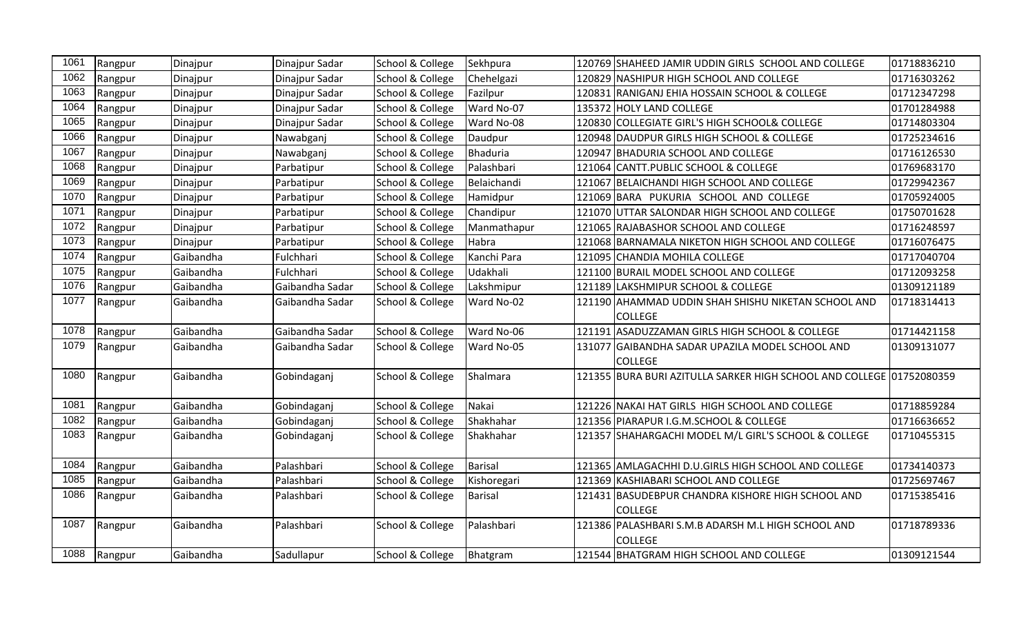| 1061 | Rangpur | Dinajpur | Dinajpur Sadar | School & College | Sekhpura | 120769 | SHAHEED JAMIR UDDIN GIRLS SCHOOL AND COLLEGE | 01718836210 |
|---|---|---|---|---|---|---|---|---|
| 1062 | Rangpur | Dinajpur | Dinajpur Sadar | School & College | Chehelgazi | 120829 | NASHIPUR HIGH SCHOOL AND COLLEGE | 01716303262 |
| 1063 | Rangpur | Dinajpur | Dinajpur Sadar | School & College | Fazilpur | 120831 | RANIGANJ EHIA HOSSAIN SCHOOL & COLLEGE | 01712347298 |
| 1064 | Rangpur | Dinajpur | Dinajpur Sadar | School & College | Ward No-07 | 135372 | HOLY LAND COLLEGE | 01701284988 |
| 1065 | Rangpur | Dinajpur | Dinajpur Sadar | School & College | Ward No-08 | 120830 | COLLEGIATE GIRL'S HIGH SCHOOL& COLLEGE | 01714803304 |
| 1066 | Rangpur | Dinajpur | Nawabganj | School & College | Daudpur | 120948 | DAUDPUR GIRLS HIGH SCHOOL & COLLEGE | 01725234616 |
| 1067 | Rangpur | Dinajpur | Nawabganj | School & College | Bhaduria | 120947 | BHADURIA SCHOOL AND COLLEGE | 01716126530 |
| 1068 | Rangpur | Dinajpur | Parbatipur | School & College | Palashbari | 121064 | CANTT.PUBLIC SCHOOL & COLLEGE | 01769683170 |
| 1069 | Rangpur | Dinajpur | Parbatipur | School & College | Belaichandi | 121067 | BELAICHANDI HIGH SCHOOL AND COLLEGE | 01729942367 |
| 1070 | Rangpur | Dinajpur | Parbatipur | School & College | Hamidpur | 121069 | BARA PUKURIA SCHOOL AND COLLEGE | 01705924005 |
| 1071 | Rangpur | Dinajpur | Parbatipur | School & College | Chandipur | 121070 | UTTAR SALONDAR HIGH SCHOOL AND COLLEGE | 01750701628 |
| 1072 | Rangpur | Dinajpur | Parbatipur | School & College | Manmathapur | 121065 | RAJABASHOR SCHOOL AND COLLEGE | 01716248597 |
| 1073 | Rangpur | Dinajpur | Parbatipur | School & College | Habra | 121068 | BARNAMALA NIKETON HIGH SCHOOL AND COLLEGE | 01716076475 |
| 1074 | Rangpur | Gaibandha | Fulchhari | School & College | Kanchi Para | 121095 | CHANDIA MOHILA COLLEGE | 01717040704 |
| 1075 | Rangpur | Gaibandha | Fulchhari | School & College | Udakhali | 121100 | BURAIL MODEL SCHOOL AND COLLEGE | 01712093258 |
| 1076 | Rangpur | Gaibandha | Gaibandha Sadar | School & College | Lakshmipur | 121189 | LAKSHMIPUR SCHOOL & COLLEGE | 01309121189 |
| 1077 | Rangpur | Gaibandha | Gaibandha Sadar | School & College | Ward No-02 | 121190 | AHAMMAD UDDIN SHAH SHISHU NIKETAN SCHOOL AND COLLEGE | 01718314413 |
| 1078 | Rangpur | Gaibandha | Gaibandha Sadar | School & College | Ward No-06 | 121191 | ASADUZZAMAN GIRLS HIGH SCHOOL & COLLEGE | 01714421158 |
| 1079 | Rangpur | Gaibandha | Gaibandha Sadar | School & College | Ward No-05 | 131077 | GAIBANDHA SADAR UPAZILA MODEL SCHOOL AND COLLEGE | 01309131077 |
| 1080 | Rangpur | Gaibandha | Gobindaganj | School & College | Shalmara | 121355 | BURA BURI AZITULLA SARKER HIGH SCHOOL AND COLLEGE | 01752080359 |
| 1081 | Rangpur | Gaibandha | Gobindaganj | School & College | Nakai | 121226 | NAKAI HAT GIRLS HIGH SCHOOL AND COLLEGE | 01718859284 |
| 1082 | Rangpur | Gaibandha | Gobindaganj | School & College | Shakhahar | 121356 | PIARAPUR I.G.M.SCHOOL & COLLEGE | 01716636652 |
| 1083 | Rangpur | Gaibandha | Gobindaganj | School & College | Shakhahar | 121357 | SHAHARGACHI MODEL M/L GIRL'S SCHOOL & COLLEGE | 01710455315 |
| 1084 | Rangpur | Gaibandha | Palashbari | School & College | Barisal | 121365 | AMLAGACHHI D.U.GIRLS HIGH SCHOOL AND COLLEGE | 01734140373 |
| 1085 | Rangpur | Gaibandha | Palashbari | School & College | Kishoregari | 121369 | KASHIABARI SCHOOL AND COLLEGE | 01725697467 |
| 1086 | Rangpur | Gaibandha | Palashbari | School & College | Barisal | 121431 | BASUDEBPUR CHANDRA KISHORE HIGH SCHOOL AND COLLEGE | 01715385416 |
| 1087 | Rangpur | Gaibandha | Palashbari | School & College | Palashbari | 121386 | PALASHBARI S.M.B ADARSH M.L HIGH SCHOOL AND COLLEGE | 01718789336 |
| 1088 | Rangpur | Gaibandha | Sadullapur | School & College | Bhatgram | 121544 | BHATGRAM HIGH SCHOOL AND COLLEGE | 01309121544 |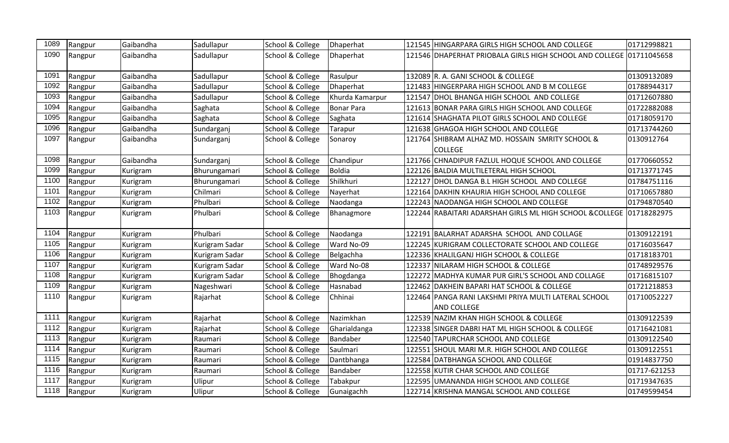| 1089 | Rangpur | Gaibandha | Sadullapur | School & College | Dhaperhat | 121545 | HINGARPARA GIRLS HIGH SCHOOL AND COLLEGE | 01712998821 |
|---|---|---|---|---|---|---|---|---|
| 1090 | Rangpur | Gaibandha | Sadullapur | School & College | Dhaperhat | 121546 | DHAPERHAT PRIOBALA GIRLS HIGH SCHOOL AND COLLEGE | 01711045658 |
| 1091 | Rangpur | Gaibandha | Sadullapur | School & College | Rasulpur | 132089 | R. A. GANI SCHOOL & COLLEGE | 01309132089 |
| 1092 | Rangpur | Gaibandha | Sadullapur | School & College | Dhaperhat | 121483 | HINGERPARA HIGH SCHOOL AND B M COLLEGE | 01788944317 |
| 1093 | Rangpur | Gaibandha | Sadullapur | School & College | Khurda Kamarpur | 121547 | DHOL BHANGA HIGH SCHOOL AND COLLEGE | 01712607880 |
| 1094 | Rangpur | Gaibandha | Saghata | School & College | Bonar Para | 121613 | BONAR PARA GIRLS HIGH SCHOOL AND COLLEGE | 01722882088 |
| 1095 | Rangpur | Gaibandha | Saghata | School & College | Saghata | 121614 | SHAGHATA PILOT GIRLS SCHOOL AND COLLEGE | 01718059170 |
| 1096 | Rangpur | Gaibandha | Sundarganj | School & College | Tarapur | 121638 | GHAGOA HIGH SCHOOL AND COLLEGE | 01713744260 |
| 1097 | Rangpur | Gaibandha | Sundarganj | School & College | Sonaroy | 121764 | SHIBRAM ALHAZ MD. HOSSAIN SMRITY SCHOOL & COLLEGE | 0130912764 |
| 1098 | Rangpur | Gaibandha | Sundarganj | School & College | Chandipur | 121766 | CHNADIPUR FAZLUL HOQUE SCHOOL AND COLLEGE | 01770660552 |
| 1099 | Rangpur | Kurigram | Bhurungamari | School & College | Boldia | 122126 | BALDIA MULTILETERAL HIGH SCHOOL | 01713771745 |
| 1100 | Rangpur | Kurigram | Bhurungamari | School & College | Shilkhuri | 122127 | DHOL DANGA B.L HIGH SCHOOL AND COLLEGE | 01784751116 |
| 1101 | Rangpur | Kurigram | Chilmari | School & College | Nayerhat | 122164 | DAKHIN KHAURIA HIGH SCHOOL AND COLLEGE | 01710657880 |
| 1102 | Rangpur | Kurigram | Phulbari | School & College | Naodanga | 122243 | NAODANGA HIGH SCHOOL AND COLLEGE | 01794870540 |
| 1103 | Rangpur | Kurigram | Phulbari | School & College | Bhanagmore | 122244 | RABAITARI ADARSHAH GIRLS ML HIGH SCHOOL &COLLEGE | 01718282975 |
| 1104 | Rangpur | Kurigram | Phulbari | School & College | Naodanga | 122191 | BALARHAT ADARSHA SCHOOL AND COLLAGE | 01309122191 |
| 1105 | Rangpur | Kurigram | Kurigram Sadar | School & College | Ward No-09 | 122245 | KURIGRAM COLLECTORATE SCHOOL AND COLLEGE | 01716035647 |
| 1106 | Rangpur | Kurigram | Kurigram Sadar | School & College | Belgachha | 122336 | KHALILGANJ HIGH SCHOOL & COLLEGE | 01718183701 |
| 1107 | Rangpur | Kurigram | Kurigram Sadar | School & College | Ward No-08 | 122337 | NILARAM HIGH SCHOOL & COLLEGE | 01748929576 |
| 1108 | Rangpur | Kurigram | Kurigram Sadar | School & College | Bhogdanga | 122272 | MADHYA KUMAR PUR GIRL'S SCHOOL AND COLLAGE | 01716815107 |
| 1109 | Rangpur | Kurigram | Nageshwari | School & College | Hasnabad | 122462 | DAKHEIN BAPARI HAT SCHOOL & COLLEGE | 01721218853 |
| 1110 | Rangpur | Kurigram | Rajarhat | School & College | Chhinai | 122464 | PANGA RANI LAKSHMI PRIYA MULTI LATERAL SCHOOL AND COLLEGE | 01710052227 |
| 1111 | Rangpur | Kurigram | Rajarhat | School & College | Nazimkhan | 122539 | NAZIM KHAN HIGH SCHOOL & COLLEGE | 01309122539 |
| 1112 | Rangpur | Kurigram | Rajarhat | School & College | Gharialdanga | 122338 | SINGER DABRI HAT ML HIGH SCHOOL & COLLEGE | 01716421081 |
| 1113 | Rangpur | Kurigram | Raumari | School & College | Bandaber | 122540 | TAPURCHAR SCHOOL AND COLLEGE | 01309122540 |
| 1114 | Rangpur | Kurigram | Raumari | School & College | Saulmari | 122551 | SHOUL MARI M.R. HIGH SCHOOL AND COLLEGE | 01309122551 |
| 1115 | Rangpur | Kurigram | Raumari | School & College | Dantbhanga | 122584 | DATBHANGA SCHOOL AND COLLEGE | 01914837750 |
| 1116 | Rangpur | Kurigram | Raumari | School & College | Bandaber | 122558 | KUTIR CHAR SCHOOL AND COLLEGE | 01717-621253 |
| 1117 | Rangpur | Kurigram | Ulipur | School & College | Tabakpur | 122595 | UMANANDA HIGH SCHOOL AND COLLEGE | 01719347635 |
| 1118 | Rangpur | Kurigram | Ulipur | School & College | Gunaigachh | 122714 | KRISHNA MANGAL SCHOOL AND COLLEGE | 01749599454 |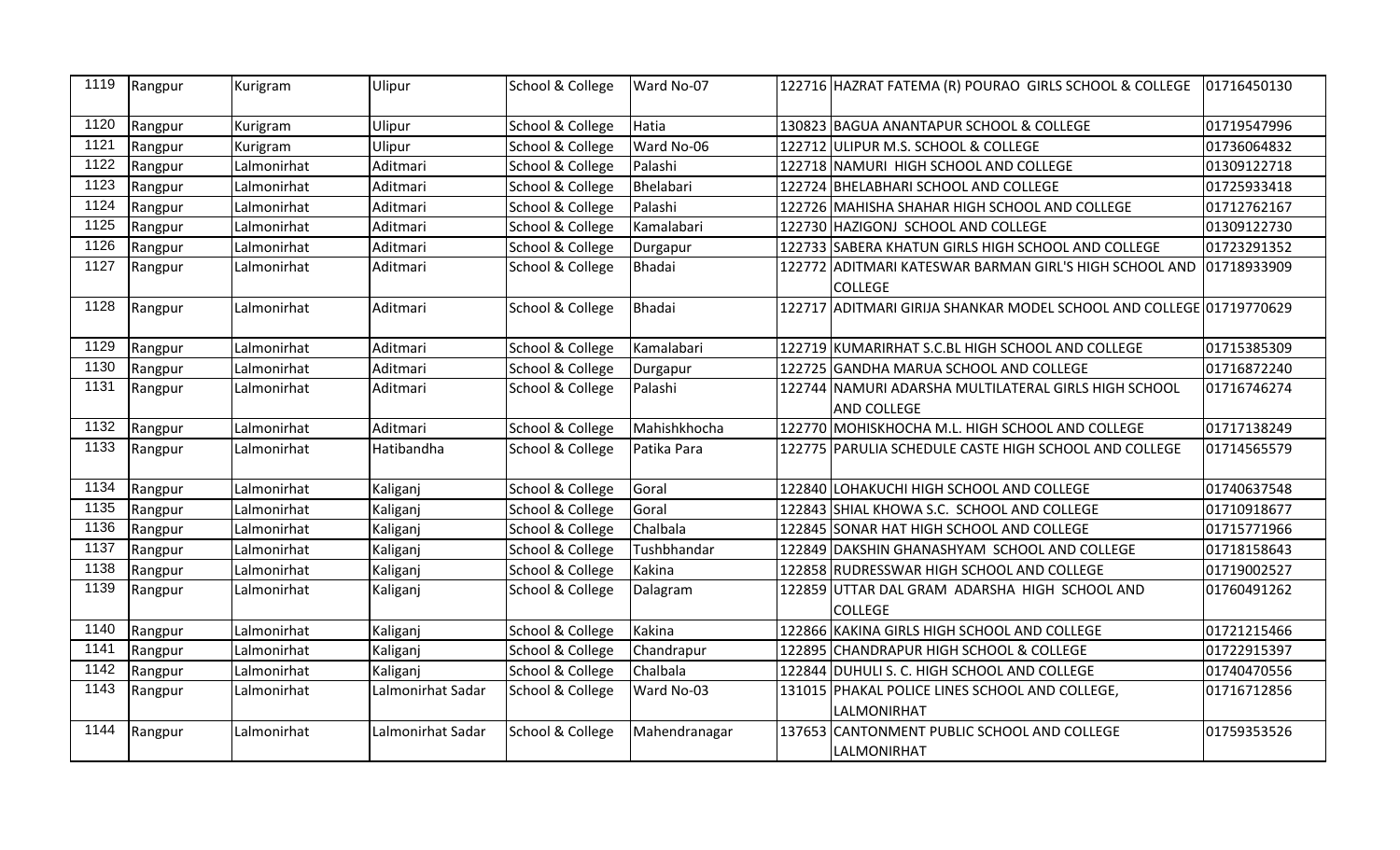| 1119 | Rangpur | Kurigram | Ulipur | School & College | Ward No-07 | 122716 | HAZRAT FATEMA (R) POURAO GIRLS SCHOOL & COLLEGE | 01716450130 |
|---|---|---|---|---|---|---|---|---|
| 1120 | Rangpur | Kurigram | Ulipur | School & College | Hatia | 130823 | BAGUA ANANTAPUR SCHOOL & COLLEGE | 01719547996 |
| 1121 | Rangpur | Kurigram | Ulipur | School & College | Ward No-06 | 122712 | ULIPUR M.S. SCHOOL & COLLEGE | 01736064832 |
| 1122 | Rangpur | Lalmonirhat | Aditmari | School & College | Palashi | 122718 | NAMURI HIGH SCHOOL AND COLLEGE | 01309122718 |
| 1123 | Rangpur | Lalmonirhat | Aditmari | School & College | Bhelabari | 122724 | BHELABHARI SCHOOL AND COLLEGE | 01725933418 |
| 1124 | Rangpur | Lalmonirhat | Aditmari | School & College | Palashi | 122726 | MAHISHA SHAHAR HIGH SCHOOL AND COLLEGE | 01712762167 |
| 1125 | Rangpur | Lalmonirhat | Aditmari | School & College | Kamalabari | 122730 | HAZIGONJ SCHOOL AND COLLEGE | 01309122730 |
| 1126 | Rangpur | Lalmonirhat | Aditmari | School & College | Durgapur | 122733 | SABERA KHATUN GIRLS HIGH SCHOOL AND COLLEGE | 01723291352 |
| 1127 | Rangpur | Lalmonirhat | Aditmari | School & College | Bhadai | 122772 | ADITMARI KATESWAR BARMAN GIRL'S HIGH SCHOOL AND COLLEGE | 01718933909 |
| 1128 | Rangpur | Lalmonirhat | Aditmari | School & College | Bhadai | 122717 | ADITMARI GIRIJA SHANKAR MODEL SCHOOL AND COLLEGE | 01719770629 |
| 1129 | Rangpur | Lalmonirhat | Aditmari | School & College | Kamalabari | 122719 | KUMARIRHAT S.C.BL HIGH SCHOOL AND COLLEGE | 01715385309 |
| 1130 | Rangpur | Lalmonirhat | Aditmari | School & College | Durgapur | 122725 | GANDHA MARUA SCHOOL AND COLLEGE | 01716872240 |
| 1131 | Rangpur | Lalmonirhat | Aditmari | School & College | Palashi | 122744 | NAMURI ADARSHA MULTILATERAL GIRLS HIGH SCHOOL AND COLLEGE | 01716746274 |
| 1132 | Rangpur | Lalmonirhat | Aditmari | School & College | Mahishkhocha | 122770 | MOHISKHOCHA M.L. HIGH SCHOOL AND COLLEGE | 01717138249 |
| 1133 | Rangpur | Lalmonirhat | Hatibandha | School & College | Patika Para | 122775 | PARULIA SCHEDULE CASTE HIGH SCHOOL AND COLLEGE | 01714565579 |
| 1134 | Rangpur | Lalmonirhat | Kaliganj | School & College | Goral | 122840 | LOHAKUCHI HIGH SCHOOL AND COLLEGE | 01740637548 |
| 1135 | Rangpur | Lalmonirhat | Kaliganj | School & College | Goral | 122843 | SHIAL KHOWA S.C. SCHOOL AND COLLEGE | 01710918677 |
| 1136 | Rangpur | Lalmonirhat | Kaliganj | School & College | Chalbala | 122845 | SONAR HAT HIGH SCHOOL AND COLLEGE | 01715771966 |
| 1137 | Rangpur | Lalmonirhat | Kaliganj | School & College | Tushbhandar | 122849 | DAKSHIN GHANASHYAM SCHOOL AND COLLEGE | 01718158643 |
| 1138 | Rangpur | Lalmonirhat | Kaliganj | School & College | Kakina | 122858 | RUDRESSWAR HIGH SCHOOL AND COLLEGE | 01719002527 |
| 1139 | Rangpur | Lalmonirhat | Kaliganj | School & College | Dalagram | 122859 | UTTAR DAL GRAM ADARSHA HIGH SCHOOL AND COLLEGE | 01760491262 |
| 1140 | Rangpur | Lalmonirhat | Kaliganj | School & College | Kakina | 122866 | KAKINA GIRLS HIGH SCHOOL AND COLLEGE | 01721215466 |
| 1141 | Rangpur | Lalmonirhat | Kaliganj | School & College | Chandrapur | 122895 | CHANDRAPUR HIGH SCHOOL & COLLEGE | 01722915397 |
| 1142 | Rangpur | Lalmonirhat | Kaliganj | School & College | Chalbala | 122844 | DUHULI S. C. HIGH SCHOOL AND COLLEGE | 01740470556 |
| 1143 | Rangpur | Lalmonirhat | Lalmonirhat Sadar | School & College | Ward No-03 | 131015 | PHAKAL POLICE LINES SCHOOL AND COLLEGE, LALMONIRHAT | 01716712856 |
| 1144 | Rangpur | Lalmonirhat | Lalmonirhat Sadar | School & College | Mahendranagar | 137653 | CANTONMENT PUBLIC SCHOOL AND COLLEGE LALMONIRHAT | 01759353526 |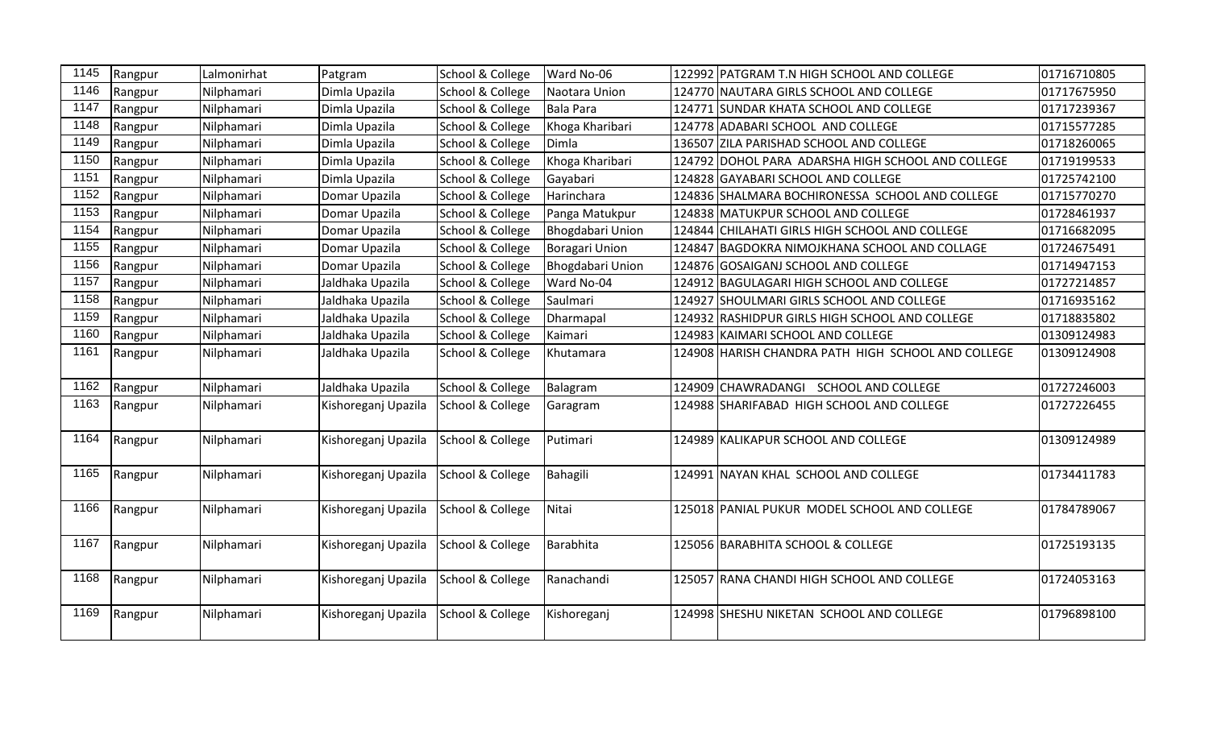| 1145 | Rangpur | Lalmonirhat | Patgram | School & College | Ward No-06 | 122992 | PATGRAM T.N HIGH SCHOOL AND COLLEGE | 01716710805 |
|---|---|---|---|---|---|---|---|---|
| 1146 | Rangpur | Nilphamari | Dimla Upazila | School & College | Naotara Union | 124770 | NAUTARA GIRLS SCHOOL AND COLLEGE | 01717675950 |
| 1147 | Rangpur | Nilphamari | Dimla Upazila | School & College | Bala Para | 124771 | SUNDAR KHATA SCHOOL AND COLLEGE | 01717239367 |
| 1148 | Rangpur | Nilphamari | Dimla Upazila | School & College | Khoga Kharibari | 124778 | ADABARI SCHOOL AND COLLEGE | 01715577285 |
| 1149 | Rangpur | Nilphamari | Dimla Upazila | School & College | Dimla | 136507 | ZILA PARISHAD SCHOOL AND COLLEGE | 01718260065 |
| 1150 | Rangpur | Nilphamari | Dimla Upazila | School & College | Khoga Kharibari | 124792 | DOHOL PARA ADARSHA HIGH SCHOOL AND COLLEGE | 01719199533 |
| 1151 | Rangpur | Nilphamari | Dimla Upazila | School & College | Gayabari | 124828 | GAYABARI SCHOOL AND COLLEGE | 01725742100 |
| 1152 | Rangpur | Nilphamari | Domar Upazila | School & College | Harinchara | 124836 | SHALMARA BOCHIRONESSA SCHOOL AND COLLEGE | 01715770270 |
| 1153 | Rangpur | Nilphamari | Domar Upazila | School & College | Panga Matukpur | 124838 | MATUKPUR SCHOOL AND COLLEGE | 01728461937 |
| 1154 | Rangpur | Nilphamari | Domar Upazila | School & College | Bhogdabari Union | 124844 | CHILAHATI GIRLS HIGH SCHOOL AND COLLEGE | 01716682095 |
| 1155 | Rangpur | Nilphamari | Domar Upazila | School & College | Boragari Union | 124847 | BAGDOKRA NIMOJKHANA SCHOOL AND COLLAGE | 01724675491 |
| 1156 | Rangpur | Nilphamari | Domar Upazila | School & College | Bhogdabari Union | 124876 | GOSAIGANJ SCHOOL AND COLLEGE | 01714947153 |
| 1157 | Rangpur | Nilphamari | Jaldhaka Upazila | School & College | Ward No-04 | 124912 | BAGULAGARI HIGH SCHOOL AND COLLEGE | 01727214857 |
| 1158 | Rangpur | Nilphamari | Jaldhaka Upazila | School & College | Saulmari | 124927 | SHOULMARI GIRLS SCHOOL AND COLLEGE | 01716935162 |
| 1159 | Rangpur | Nilphamari | Jaldhaka Upazila | School & College | Dharmapal | 124932 | RASHIDPUR GIRLS HIGH SCHOOL AND COLLEGE | 01718835802 |
| 1160 | Rangpur | Nilphamari | Jaldhaka Upazila | School & College | Kaimari | 124983 | KAIMARI SCHOOL AND COLLEGE | 01309124983 |
| 1161 | Rangpur | Nilphamari | Jaldhaka Upazila | School & College | Khutamara | 124908 | HARISH CHANDRA PATH HIGH SCHOOL AND COLLEGE | 01309124908 |
| 1162 | Rangpur | Nilphamari | Jaldhaka Upazila | School & College | Balagram | 124909 | CHAWRADANGI SCHOOL AND COLLEGE | 01727246003 |
| 1163 | Rangpur | Nilphamari | Kishoreganj Upazila | School & College | Garagram | 124988 | SHARIFABAD HIGH SCHOOL AND COLLEGE | 01727226455 |
| 1164 | Rangpur | Nilphamari | Kishoreganj Upazila | School & College | Putimari | 124989 | KALIKAPUR SCHOOL AND COLLEGE | 01309124989 |
| 1165 | Rangpur | Nilphamari | Kishoreganj Upazila | School & College | Bahagili | 124991 | NAYAN KHAL SCHOOL AND COLLEGE | 01734411783 |
| 1166 | Rangpur | Nilphamari | Kishoreganj Upazila | School & College | Nitai | 125018 | PANIAL PUKUR MODEL SCHOOL AND COLLEGE | 01784789067 |
| 1167 | Rangpur | Nilphamari | Kishoreganj Upazila | School & College | Barabhita | 125056 | BARABHITA SCHOOL & COLLEGE | 01725193135 |
| 1168 | Rangpur | Nilphamari | Kishoreganj Upazila | School & College | Ranachandi | 125057 | RANA CHANDI HIGH SCHOOL AND COLLEGE | 01724053163 |
| 1169 | Rangpur | Nilphamari | Kishoreganj Upazila | School & College | Kishoreganj | 124998 | SHESHU NIKETAN SCHOOL AND COLLEGE | 01796898100 |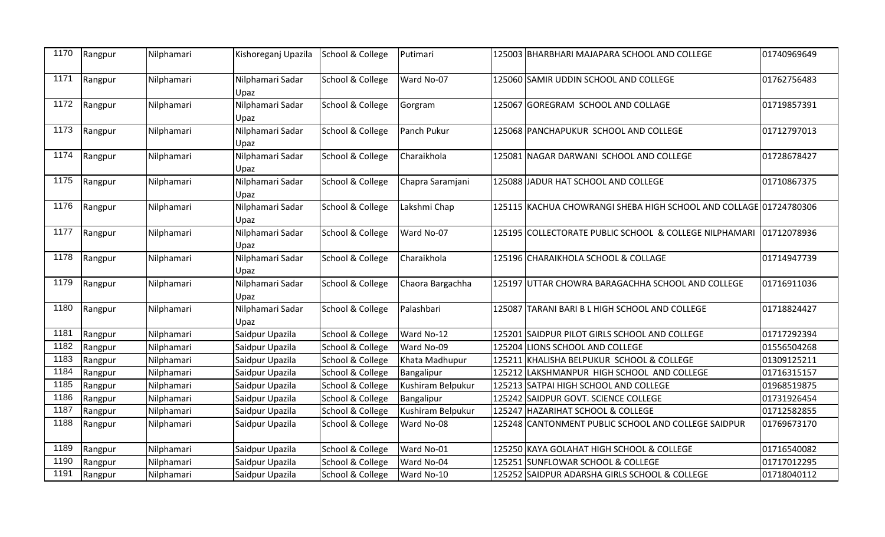| 1170 | Rangpur | Nilphamari | Kishoreganj Upazila | School & College | Putimari | 125003 | BHARBHARI MAJAPARA SCHOOL AND COLLEGE | 01740969649 |
|---|---|---|---|---|---|---|---|---|
| 1171 | Rangpur | Nilphamari | Nilphamari Sadar Upaz | School & College | Ward No-07 | 125060 | SAMIR UDDIN SCHOOL AND COLLEGE | 01762756483 |
| 1172 | Rangpur | Nilphamari | Nilphamari Sadar Upaz | School & College | Gorgram | 125067 | GOREGRAM SCHOOL AND COLLAGE | 01719857391 |
| 1173 | Rangpur | Nilphamari | Nilphamari Sadar Upaz | School & College | Panch Pukur | 125068 | PANCHAPUKUR SCHOOL AND COLLEGE | 01712797013 |
| 1174 | Rangpur | Nilphamari | Nilphamari Sadar Upaz | School & College | Charaikhola | 125081 | NAGAR DARWANI SCHOOL AND COLLEGE | 01728678427 |
| 1175 | Rangpur | Nilphamari | Nilphamari Sadar Upaz | School & College | Chapra Saramjani | 125088 | JADUR HAT SCHOOL AND COLLEGE | 01710867375 |
| 1176 | Rangpur | Nilphamari | Nilphamari Sadar Upaz | School & College | Lakshmi Chap | 125115 | KACHUA CHOWRANGI SHEBA HIGH SCHOOL AND COLLAGE | 01724780306 |
| 1177 | Rangpur | Nilphamari | Nilphamari Sadar Upaz | School & College | Ward No-07 | 125195 | COLLECTORATE PUBLIC SCHOOL & COLLEGE NILPHAMARI | 01712078936 |
| 1178 | Rangpur | Nilphamari | Nilphamari Sadar Upaz | School & College | Charaikhola | 125196 | CHARAIKHOLA SCHOOL & COLLAGE | 01714947739 |
| 1179 | Rangpur | Nilphamari | Nilphamari Sadar Upaz | School & College | Chaora Bargachha | 125197 | UTTAR CHOWRA BARAGACHHA SCHOOL AND COLLEGE | 01716911036 |
| 1180 | Rangpur | Nilphamari | Nilphamari Sadar Upaz | School & College | Palashbari | 125087 | TARANI BARI B L HIGH SCHOOL AND COLLEGE | 01718824427 |
| 1181 | Rangpur | Nilphamari | Saidpur Upazila | School & College | Ward No-12 | 125201 | SAIDPUR PILOT GIRLS SCHOOL AND COLLEGE | 01717292394 |
| 1182 | Rangpur | Nilphamari | Saidpur Upazila | School & College | Ward No-09 | 125204 | LIONS SCHOOL AND COLLEGE | 01556504268 |
| 1183 | Rangpur | Nilphamari | Saidpur Upazila | School & College | Khata Madhupur | 125211 | KHALISHA BELPUKUR SCHOOL & COLLEGE | 01309125211 |
| 1184 | Rangpur | Nilphamari | Saidpur Upazila | School & College | Bangalipur | 125212 | LAKSHMANPUR HIGH SCHOOL AND COLLEGE | 01716315157 |
| 1185 | Rangpur | Nilphamari | Saidpur Upazila | School & College | Kushiram Belpukur | 125213 | SATPAI HIGH SCHOOL AND COLLEGE | 01968519875 |
| 1186 | Rangpur | Nilphamari | Saidpur Upazila | School & College | Bangalipur | 125242 | SAIDPUR GOVT. SCIENCE COLLEGE | 01731926454 |
| 1187 | Rangpur | Nilphamari | Saidpur Upazila | School & College | Kushiram Belpukur | 125247 | HAZARIHAT SCHOOL & COLLEGE | 01712582855 |
| 1188 | Rangpur | Nilphamari | Saidpur Upazila | School & College | Ward No-08 | 125248 | CANTONMENT PUBLIC SCHOOL AND COLLEGE SAIDPUR | 01769673170 |
| 1189 | Rangpur | Nilphamari | Saidpur Upazila | School & College | Ward No-01 | 125250 | KAYA GOLAHAT HIGH SCHOOL & COLLEGE | 01716540082 |
| 1190 | Rangpur | Nilphamari | Saidpur Upazila | School & College | Ward No-04 | 125251 | SUNFLOWAR SCHOOL & COLLEGE | 01717012295 |
| 1191 | Rangpur | Nilphamari | Saidpur Upazila | School & College | Ward No-10 | 125252 | SAIDPUR ADARSHA GIRLS SCHOOL & COLLEGE | 01718040112 |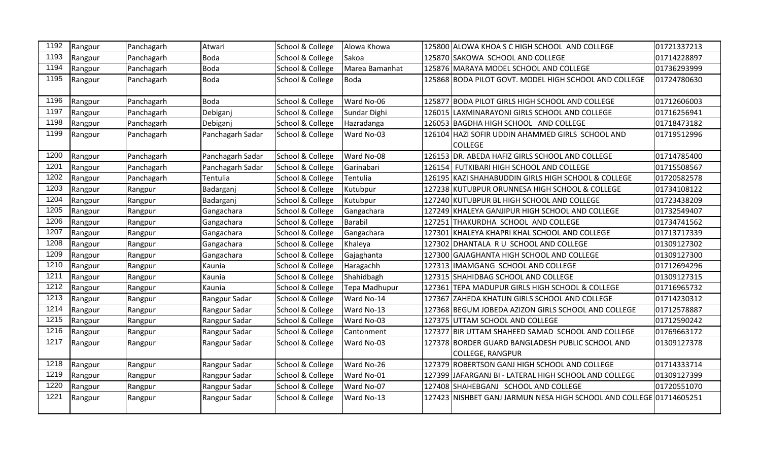| 1192 | Rangpur | Panchagarh | Atwari | School & College | Alowa Khowa | 125800 | ALOWA KHOA S C HIGH SCHOOL AND COLLEGE | 01721337213 |
|---|---|---|---|---|---|---|---|---|
| 1193 | Rangpur | Panchagarh | Boda | School & College | Sakoa | 125870 | SAKOWA SCHOOL AND COLLEGE | 01714228897 |
| 1194 | Rangpur | Panchagarh | Boda | School & College | Marea Bamanhat | 125876 | MARAYA MODEL SCHOOL AND COLLEGE | 01736293999 |
| 1195 | Rangpur | Panchagarh | Boda | School & College | Boda | 125868 | BODA PILOT GOVT. MODEL HIGH SCHOOL AND COLLEGE | 01724780630 |
| 1196 | Rangpur | Panchagarh | Boda | School & College | Ward No-06 | 125877 | BODA PILOT GIRLS HIGH SCHOOL AND COLLEGE | 01712606003 |
| 1197 | Rangpur | Panchagarh | Debiganj | School & College | Sundar Dighi | 126015 | LAXMINARAYONI GIRLS SCHOOL AND COLLEGE | 01716256941 |
| 1198 | Rangpur | Panchagarh | Debiganj | School & College | Hazradanga | 126053 | BAGDHA HIGH SCHOOL AND COLLEGE | 01718473182 |
| 1199 | Rangpur | Panchagarh | Panchagarh Sadar | School & College | Ward No-03 | 126104 | HAZI SOFIR UDDIN AHAMMED GIRLS SCHOOL AND COLLEGE | 01719512996 |
| 1200 | Rangpur | Panchagarh | Panchagarh Sadar | School & College | Ward No-08 | 126153 | DR. ABEDA HAFIZ GIRLS SCHOOL AND COLLEGE | 01714785400 |
| 1201 | Rangpur | Panchagarh | Panchagarh Sadar | School & College | Garinabari | 126154 | FUTKIBARI HIGH SCHOOL AND COLLEGE | 01715508567 |
| 1202 | Rangpur | Panchagarh | Tentulia | School & College | Tentulia | 126195 | KAZI SHAHABUDDIN GIRLS HIGH SCHOOL & COLLEGE | 01720582578 |
| 1203 | Rangpur | Rangpur | Badarganj | School & College | Kutubpur | 127238 | KUTUBPUR ORUNNESA HIGH SCHOOL & COLLEGE | 01734108122 |
| 1204 | Rangpur | Rangpur | Badarganj | School & College | Kutubpur | 127240 | KUTUBPUR BL HIGH SCHOOL AND COLLEGE | 01723438209 |
| 1205 | Rangpur | Rangpur | Gangachara | School & College | Gangachara | 127249 | KHALEYA GANJIPUR HIGH SCHOOL AND COLLEGE | 01732549407 |
| 1206 | Rangpur | Rangpur | Gangachara | School & College | Barabil | 127251 | THAKURDHA SCHOOL AND COLLEGE | 01734741562 |
| 1207 | Rangpur | Rangpur | Gangachara | School & College | Gangachara | 127301 | KHALEYA KHAPRI KHAL SCHOOL AND COLLEGE | 01713717339 |
| 1208 | Rangpur | Rangpur | Gangachara | School & College | Khaleya | 127302 | DHANTALA R U SCHOOL AND COLLEGE | 01309127302 |
| 1209 | Rangpur | Rangpur | Gangachara | School & College | Gajaghanta | 127300 | GAJAGHANTA HIGH SCHOOL AND COLLEGE | 01309127300 |
| 1210 | Rangpur | Rangpur | Kaunia | School & College | Haragachh | 127313 | IMAMGANG SCHOOL AND COLLEGE | 01712694296 |
| 1211 | Rangpur | Rangpur | Kaunia | School & College | Shahidbagh | 127315 | SHAHIDBAG SCHOOL AND COLLEGE | 01309127315 |
| 1212 | Rangpur | Rangpur | Kaunia | School & College | Tepa Madhupur | 127361 | TEPA MADUPUR GIRLS HIGH SCHOOL & COLLEGE | 01716965732 |
| 1213 | Rangpur | Rangpur | Rangpur Sadar | School & College | Ward No-14 | 127367 | ZAHEDA KHATUN GIRLS SCHOOL AND COLLEGE | 01714230312 |
| 1214 | Rangpur | Rangpur | Rangpur Sadar | School & College | Ward No-13 | 127368 | BEGUM JOBEDA AZIZON GIRLS SCHOOL AND COLLEGE | 01712578887 |
| 1215 | Rangpur | Rangpur | Rangpur Sadar | School & College | Ward No-03 | 127375 | UTTAM SCHOOL AND COLLEGE | 01712590242 |
| 1216 | Rangpur | Rangpur | Rangpur Sadar | School & College | Cantonment | 127377 | BIR UTTAM SHAHEED SAMAD SCHOOL AND COLLEGE | 01769663172 |
| 1217 | Rangpur | Rangpur | Rangpur Sadar | School & College | Ward No-03 | 127378 | BORDER GUARD BANGLADESH PUBLIC SCHOOL AND COLLEGE, RANGPUR | 01309127378 |
| 1218 | Rangpur | Rangpur | Rangpur Sadar | School & College | Ward No-26 | 127379 | ROBERTSON GANJ HIGH SCHOOL AND COLLEGE | 01714333714 |
| 1219 | Rangpur | Rangpur | Rangpur Sadar | School & College | Ward No-01 | 127399 | JAFARGANJ BI - LATERAL HIGH SCHOOL AND COLLEGE | 01309127399 |
| 1220 | Rangpur | Rangpur | Rangpur Sadar | School & College | Ward No-07 | 127408 | SHAHEBGANJ SCHOOL AND COLLEGE | 01720551070 |
| 1221 | Rangpur | Rangpur | Rangpur Sadar | School & College | Ward No-13 | 127423 | NISHBET GANJ JARMUN NESA HIGH SCHOOL AND COLLEGE | 01714605251 |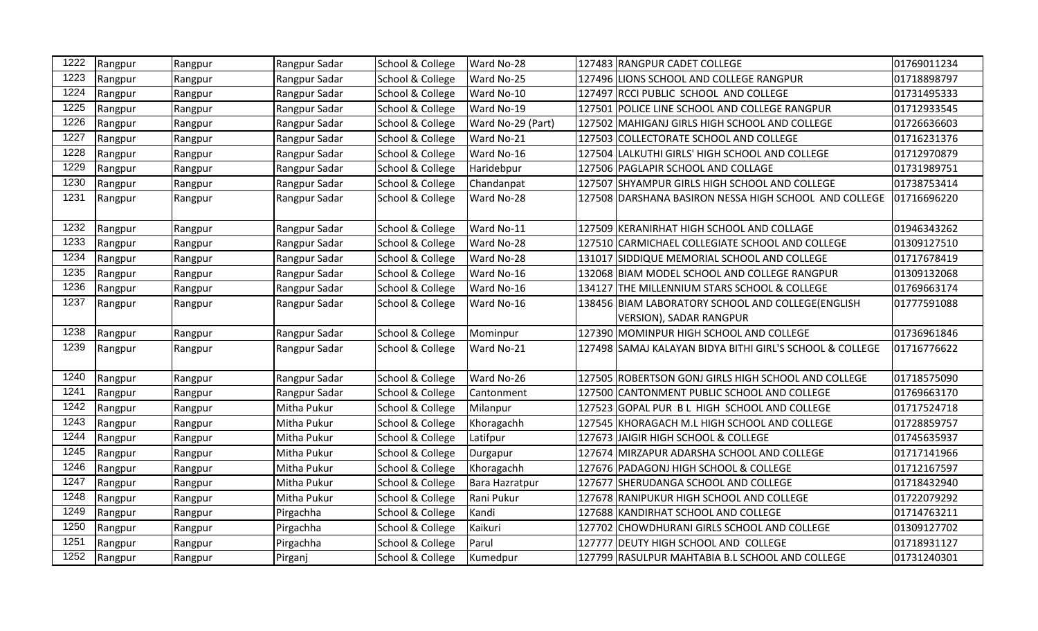| 1222 | Rangpur | Rangpur | Rangpur Sadar | School & College | Ward No-28 | 127483 | RANGPUR CADET COLLEGE | 01769011234 |
|---|---|---|---|---|---|---|---|---|
| 1223 | Rangpur | Rangpur | Rangpur Sadar | School & College | Ward No-25 | 127496 | LIONS SCHOOL AND COLLEGE RANGPUR | 01718898797 |
| 1224 | Rangpur | Rangpur | Rangpur Sadar | School & College | Ward No-10 | 127497 | RCCI PUBLIC SCHOOL AND COLLEGE | 01731495333 |
| 1225 | Rangpur | Rangpur | Rangpur Sadar | School & College | Ward No-19 | 127501 | POLICE LINE SCHOOL AND COLLEGE RANGPUR | 01712933545 |
| 1226 | Rangpur | Rangpur | Rangpur Sadar | School & College | Ward No-29 (Part) | 127502 | MAHIGANJ GIRLS HIGH SCHOOL AND COLLEGE | 01726636603 |
| 1227 | Rangpur | Rangpur | Rangpur Sadar | School & College | Ward No-21 | 127503 | COLLECTORATE SCHOOL AND COLLEGE | 01716231376 |
| 1228 | Rangpur | Rangpur | Rangpur Sadar | School & College | Ward No-16 | 127504 | LALKUTHI GIRLS' HIGH SCHOOL AND COLLEGE | 01712970879 |
| 1229 | Rangpur | Rangpur | Rangpur Sadar | School & College | Haridebpur | 127506 | PAGLAPIR SCHOOL AND COLLAGE | 01731989751 |
| 1230 | Rangpur | Rangpur | Rangpur Sadar | School & College | Chandanpat | 127507 | SHYAMPUR GIRLS HIGH SCHOOL AND COLLEGE | 01738753414 |
| 1231 | Rangpur | Rangpur | Rangpur Sadar | School & College | Ward No-28 | 127508 | DARSHANA BASIRON NESSA HIGH SCHOOL AND COLLEGE | 01716696220 |
| 1232 | Rangpur | Rangpur | Rangpur Sadar | School & College | Ward No-11 | 127509 | KERANIRHAT HIGH SCHOOL AND COLLAGE | 01946343262 |
| 1233 | Rangpur | Rangpur | Rangpur Sadar | School & College | Ward No-28 | 127510 | CARMICHAEL COLLEGIATE SCHOOL AND COLLEGE | 01309127510 |
| 1234 | Rangpur | Rangpur | Rangpur Sadar | School & College | Ward No-28 | 131017 | SIDDIQUE MEMORIAL SCHOOL AND COLLEGE | 01717678419 |
| 1235 | Rangpur | Rangpur | Rangpur Sadar | School & College | Ward No-16 | 132068 | BIAM MODEL SCHOOL AND COLLEGE RANGPUR | 01309132068 |
| 1236 | Rangpur | Rangpur | Rangpur Sadar | School & College | Ward No-16 | 134127 | THE MILLENNIUM STARS SCHOOL & COLLEGE | 01769663174 |
| 1237 | Rangpur | Rangpur | Rangpur Sadar | School & College | Ward No-16 | 138456 | BIAM LABORATORY SCHOOL AND COLLEGE(ENGLISH VERSION), SADAR RANGPUR | 01777591088 |
| 1238 | Rangpur | Rangpur | Rangpur Sadar | School & College | Mominpur | 127390 | MOMINPUR HIGH SCHOOL AND COLLEGE | 01736961846 |
| 1239 | Rangpur | Rangpur | Rangpur Sadar | School & College | Ward No-21 | 127498 | SAMAJ KALAYAN BIDYA BITHI GIRL'S SCHOOL & COLLEGE | 01716776622 |
| 1240 | Rangpur | Rangpur | Rangpur Sadar | School & College | Ward No-26 | 127505 | ROBERTSON GONJ GIRLS HIGH SCHOOL AND COLLEGE | 01718575090 |
| 1241 | Rangpur | Rangpur | Rangpur Sadar | School & College | Cantonment | 127500 | CANTONMENT PUBLIC SCHOOL AND COLLEGE | 01769663170 |
| 1242 | Rangpur | Rangpur | Mitha Pukur | School & College | Milanpur | 127523 | GOPAL PUR B L HIGH SCHOOL AND COLLEGE | 01717524718 |
| 1243 | Rangpur | Rangpur | Mitha Pukur | School & College | Khoragachh | 127545 | KHORAGACH M.L HIGH SCHOOL AND COLLEGE | 01728859757 |
| 1244 | Rangpur | Rangpur | Mitha Pukur | School & College | Latifpur | 127673 | JAIGIR HIGH SCHOOL & COLLEGE | 01745635937 |
| 1245 | Rangpur | Rangpur | Mitha Pukur | School & College | Durgapur | 127674 | MIRZAPUR ADARSHA SCHOOL AND COLLEGE | 01717141966 |
| 1246 | Rangpur | Rangpur | Mitha Pukur | School & College | Khoragachh | 127676 | PADAGONJ HIGH SCHOOL & COLLEGE | 01712167597 |
| 1247 | Rangpur | Rangpur | Mitha Pukur | School & College | Bara Hazratpur | 127677 | SHERUDANGA SCHOOL AND COLLEGE | 01718432940 |
| 1248 | Rangpur | Rangpur | Mitha Pukur | School & College | Rani Pukur | 127678 | RANIPUKUR HIGH SCHOOL AND COLLEGE | 01722079292 |
| 1249 | Rangpur | Rangpur | Pirgachha | School & College | Kandi | 127688 | KANDIRHAT SCHOOL AND COLLEGE | 01714763211 |
| 1250 | Rangpur | Rangpur | Pirgachha | School & College | Kaikuri | 127702 | CHOWDHURANI GIRLS SCHOOL AND COLLEGE | 01309127702 |
| 1251 | Rangpur | Rangpur | Pirgachha | School & College | Parul | 127777 | DEUTY HIGH SCHOOL AND COLLEGE | 01718931127 |
| 1252 | Rangpur | Rangpur | Pirganj | School & College | Kumedpur | 127799 | RASULPUR MAHTABIA B.L SCHOOL AND COLLEGE | 01731240301 |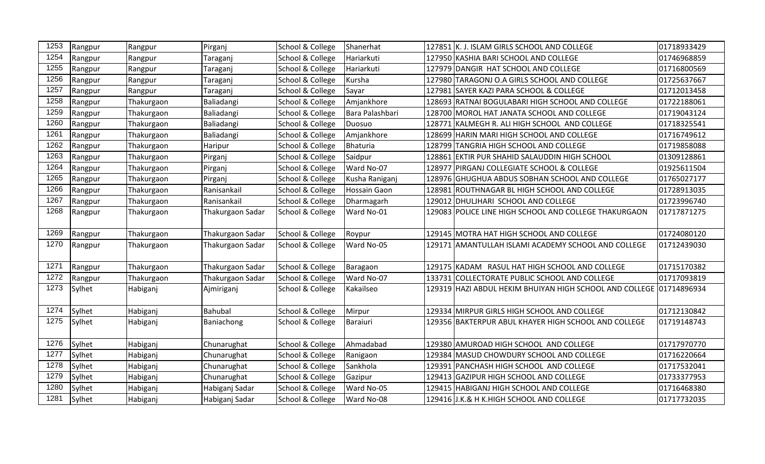| | | | | | | | | |
|---|---|---|---|---|---|---|---|---|
| 1253 | Rangpur | Rangpur | Pirganj | School & College | Shanerhat | 127851 | K. J. ISLAM GIRLS SCHOOL AND COLLEGE | 01718933429 |
| 1254 | Rangpur | Rangpur | Taraganj | School & College | Hariarkuti | 127950 | KASHIA BARI SCHOOL AND COLLEGE | 01746968859 |
| 1255 | Rangpur | Rangpur | Taraganj | School & College | Hariarkuti | 127979 | DANGIR HAT SCHOOL AND COLLEGE | 01716800569 |
| 1256 | Rangpur | Rangpur | Taraganj | School & College | Kursha | 127980 | TARAGONJ O.A GIRLS SCHOOL AND COLLEGE | 01725637667 |
| 1257 | Rangpur | Rangpur | Taraganj | School & College | Sayar | 127981 | SAYER KAZI PARA SCHOOL & COLLEGE | 01712013458 |
| 1258 | Rangpur | Thakurgaon | Baliadangi | School & College | Amjankhore | 128693 | RATNAI BOGULABARI HIGH SCHOOL AND COLLEGE | 01722188061 |
| 1259 | Rangpur | Thakurgaon | Baliadangi | School & College | Bara Palashbari | 128700 | MOROL HAT JANATA SCHOOL AND COLLEGE | 01719043124 |
| 1260 | Rangpur | Thakurgaon | Baliadangi | School & College | Duosuo | 128771 | KALMEGH R. ALI HIGH SCHOOL AND COLLEGE | 01718325541 |
| 1261 | Rangpur | Thakurgaon | Baliadangi | School & College | Amjankhore | 128699 | HARIN MARI HIGH SCHOOL AND COLLEGE | 01716749612 |
| 1262 | Rangpur | Thakurgaon | Haripur | School & College | Bhaturia | 128799 | TANGRIA HIGH SCHOOL AND COLLEGE | 01719858088 |
| 1263 | Rangpur | Thakurgaon | Pirganj | School & College | Saidpur | 128861 | EKTIR PUR SHAHID SALAUDDIN HIGH SCHOOL | 01309128861 |
| 1264 | Rangpur | Thakurgaon | Pirganj | School & College | Ward No-07 | 128977 | PIRGANJ COLLEGIATE SCHOOL & COLLEGE | 01925611504 |
| 1265 | Rangpur | Thakurgaon | Pirganj | School & College | Kusha Raniganj | 128976 | GHUGHUA ABDUS SOBHAN SCHOOL AND COLLEGE | 01765027177 |
| 1266 | Rangpur | Thakurgaon | Ranisankail | School & College | Hossain Gaon | 128981 | ROUTHNAGAR BL HIGH SCHOOL AND COLLEGE | 01728913035 |
| 1267 | Rangpur | Thakurgaon | Ranisankail | School & College | Dharmagarh | 129012 | DHULJHARI SCHOOL AND COLLEGE | 01723996740 |
| 1268 | Rangpur | Thakurgaon | Thakurgaon Sadar | School & College | Ward No-01 | 129083 | POLICE LINE HIGH SCHOOL AND COLLEGE THAKURGAON | 01717871275 |
| 1269 | Rangpur | Thakurgaon | Thakurgaon Sadar | School & College | Roypur | 129145 | MOTRA HAT HIGH SCHOOL AND COLLEGE | 01724080120 |
| 1270 | Rangpur | Thakurgaon | Thakurgaon Sadar | School & College | Ward No-05 | 129171 | AMANTULLAH ISLAMI ACADEMY SCHOOL AND COLLEGE | 01712439030 |
| 1271 | Rangpur | Thakurgaon | Thakurgaon Sadar | School & College | Baragaon | 129175 | KADAM RASUL HAT HIGH SCHOOL AND COLLEGE | 01715170382 |
| 1272 | Rangpur | Thakurgaon | Thakurgaon Sadar | School & College | Ward No-07 | 133731 | COLLECTORATE PUBLIC SCHOOL AND COLLEGE | 01717093819 |
| 1273 | Sylhet | Habiganj | Ajmiriganj | School & College | Kakailseo | 129319 | HAZI ABDUL HEKIM BHUIYAN HIGH SCHOOL AND COLLEGE | 01714896934 |
| 1274 | Sylhet | Habiganj | Bahubal | School & College | Mirpur | 129334 | MIRPUR GIRLS HIGH SCHOOL AND COLLEGE | 01712130842 |
| 1275 | Sylhet | Habiganj | Baniachong | School & College | Baraiuri | 129356 | BAKTERPUR ABUL KHAYER HIGH SCHOOL AND COLLEGE | 01719148743 |
| 1276 | Sylhet | Habiganj | Chunarughat | School & College | Ahmadabad | 129380 | AMUROAD HIGH SCHOOL AND COLLEGE | 01717970770 |
| 1277 | Sylhet | Habiganj | Chunarughat | School & College | Ranigaon | 129384 | MASUD CHOWDURY SCHOOL AND COLLEGE | 01716220664 |
| 1278 | Sylhet | Habiganj | Chunarughat | School & College | Sankhola | 129391 | PANCHASH HIGH SCHOOL AND COLLEGE | 01717532041 |
| 1279 | Sylhet | Habiganj | Chunarughat | School & College | Gazipur | 129413 | GAZIPUR HIGH SCHOOL AND COLLEGE | 01733377953 |
| 1280 | Sylhet | Habiganj | Habiganj Sadar | School & College | Ward No-05 | 129415 | HABIGANJ HIGH SCHOOL AND COLLEGE | 01716468380 |
| 1281 | Sylhet | Habiganj | Habiganj Sadar | School & College | Ward No-08 | 129416 | J.K.& H K.HIGH SCHOOL AND COLLEGE | 01717732035 |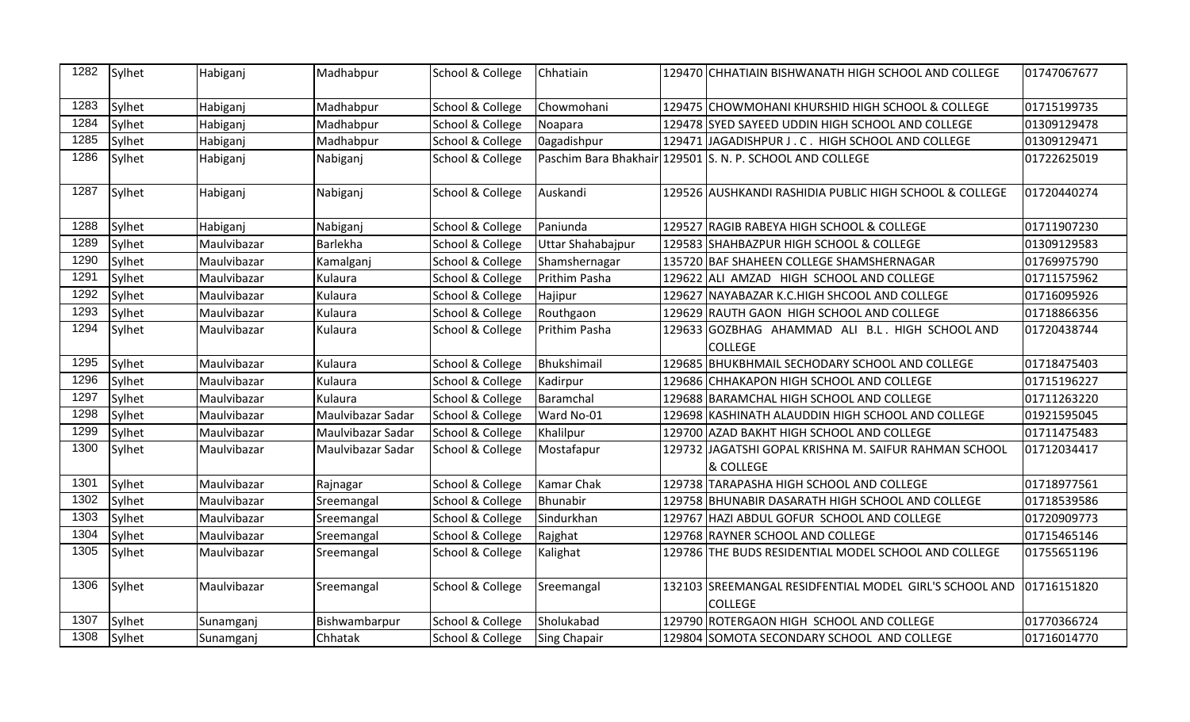| 1282 | Sylhet | Habiganj | Madhabpur | School & College | Chhatiain | 129470 | CHHATIAIN BISHWANATH HIGH SCHOOL AND COLLEGE | 01747067677 |
|---|---|---|---|---|---|---|---|---|
| 1283 | Sylhet | Habiganj | Madhabpur | School & College | Chowmohani | 129475 | CHOWMOHANI KHURSHID HIGH SCHOOL & COLLEGE | 01715199735 |
| 1284 | Sylhet | Habiganj | Madhabpur | School & College | Noapara | 129478 | SYED SAYEED UDDIN HIGH SCHOOL AND COLLEGE | 01309129478 |
| 1285 | Sylhet | Habiganj | Madhabpur | School & College | 0agadishpur | 129471 | JAGADISHPUR J . C . HIGH SCHOOL AND COLLEGE | 01309129471 |
| 1286 | Sylhet | Habiganj | Nabiganj | School & College | Paschim Bara Bhakhair | 129501 | S. N. P. SCHOOL AND COLLEGE | 01722625019 |
| 1287 | Sylhet | Habiganj | Nabiganj | School & College | Auskandi | 129526 | AUSHKANDI RASHIDIA PUBLIC HIGH SCHOOL & COLLEGE | 01720440274 |
| 1288 | Sylhet | Habiganj | Nabiganj | School & College | Paniunda | 129527 | RAGIB RABEYA HIGH SCHOOL & COLLEGE | 01711907230 |
| 1289 | Sylhet | Maulvibazar | Barlekha | School & College | Uttar Shahabajpur | 129583 | SHAHBAZPUR HIGH SCHOOL & COLLEGE | 01309129583 |
| 1290 | Sylhet | Maulvibazar | Kamalganj | School & College | Shamshernagar | 135720 | BAF SHAHEEN COLLEGE SHAMSHERNAGAR | 01769975790 |
| 1291 | Sylhet | Maulvibazar | Kulaura | School & College | Prithim Pasha | 129622 | ALI AMZAD HIGH SCHOOL AND COLLEGE | 01711575962 |
| 1292 | Sylhet | Maulvibazar | Kulaura | School & College | Hajipur | 129627 | NAYABAZAR K.C.HIGH SHCOOL AND COLLEGE | 01716095926 |
| 1293 | Sylhet | Maulvibazar | Kulaura | School & College | Routhgaon | 129629 | RAUTH GAON HIGH SCHOOL AND COLLEGE | 01718866356 |
| 1294 | Sylhet | Maulvibazar | Kulaura | School & College | Prithim Pasha | 129633 | GOZBHAG AHAMMAD ALI B.L . HIGH SCHOOL AND COLLEGE | 01720438744 |
| 1295 | Sylhet | Maulvibazar | Kulaura | School & College | Bhukshimail | 129685 | BHUKBHMAIL SECHODARY SCHOOL AND COLLEGE | 01718475403 |
| 1296 | Sylhet | Maulvibazar | Kulaura | School & College | Kadirpur | 129686 | CHHAKAPON HIGH SCHOOL AND COLLEGE | 01715196227 |
| 1297 | Sylhet | Maulvibazar | Kulaura | School & College | Baramchal | 129688 | BARAMCHAL HIGH SCHOOL AND COLLEGE | 01711263220 |
| 1298 | Sylhet | Maulvibazar | Maulvibazar Sadar | School & College | Ward No-01 | 129698 | KASHINATH ALAUDDIN HIGH SCHOOL AND COLLEGE | 01921595045 |
| 1299 | Sylhet | Maulvibazar | Maulvibazar Sadar | School & College | Khalilpur | 129700 | AZAD BAKHT HIGH SCHOOL AND COLLEGE | 01711475483 |
| 1300 | Sylhet | Maulvibazar | Maulvibazar Sadar | School & College | Mostafapur | 129732 | JAGATSHI GOPAL KRISHNA M. SAIFUR RAHMAN SCHOOL & COLLEGE | 01712034417 |
| 1301 | Sylhet | Maulvibazar | Rajnagar | School & College | Kamar Chak | 129738 | TARAPASHA HIGH SCHOOL AND COLLEGE | 01718977561 |
| 1302 | Sylhet | Maulvibazar | Sreemangal | School & College | Bhunabir | 129758 | BHUNABIR DASARATH HIGH SCHOOL AND COLLEGE | 01718539586 |
| 1303 | Sylhet | Maulvibazar | Sreemangal | School & College | Sindurkhan | 129767 | HAZI ABDUL GOFUR SCHOOL AND COLLEGE | 01720909773 |
| 1304 | Sylhet | Maulvibazar | Sreemangal | School & College | Rajghat | 129768 | RAYNER SCHOOL AND COLLEGE | 01715465146 |
| 1305 | Sylhet | Maulvibazar | Sreemangal | School & College | Kalighat | 129786 | THE BUDS RESIDENTIAL MODEL SCHOOL AND COLLEGE | 01755651196 |
| 1306 | Sylhet | Maulvibazar | Sreemangal | School & College | Sreemangal | 132103 | SREEMANGAL RESIDFENTIAL MODEL GIRL'S SCHOOL AND COLLEGE | 01716151820 |
| 1307 | Sylhet | Sunamganj | Bishwambarpur | School & College | Sholukabad | 129790 | ROTERGAON HIGH SCHOOL AND COLLEGE | 01770366724 |
| 1308 | Sylhet | Sunamganj | Chhatak | School & College | Sing Chapair | 129804 | SOMOTA SECONDARY SCHOOL AND COLLEGE | 01716014770 |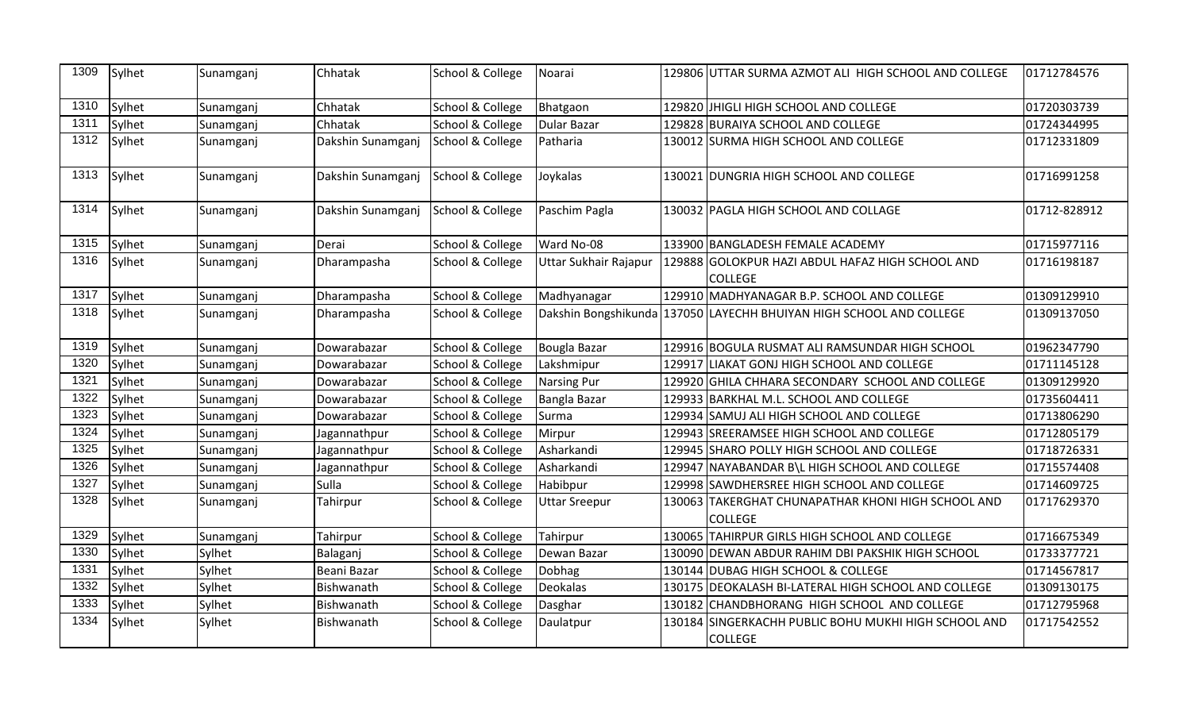| 1309 | Sylhet | Sunamganj | Chhatak | School & College | Noarai | 129806 | UTTAR SURMA AZMOT ALI HIGH SCHOOL AND COLLEGE | 01712784576 |
|---|---|---|---|---|---|---|---|---|
| 1310 | Sylhet | Sunamganj | Chhatak | School & College | Bhatgaon | 129820 | JHIGLI HIGH SCHOOL AND COLLEGE | 01720303739 |
| 1311 | Sylhet | Sunamganj | Chhatak | School & College | Dular Bazar | 129828 | BURAIYA SCHOOL AND COLLEGE | 01724344995 |
| 1312 | Sylhet | Sunamganj | Dakshin Sunamganj | School & College | Patharia | 130012 | SURMA HIGH SCHOOL AND COLLEGE | 01712331809 |
| 1313 | Sylhet | Sunamganj | Dakshin Sunamganj | School & College | Joykalas | 130021 | DUNGRIA HIGH SCHOOL AND COLLEGE | 01716991258 |
| 1314 | Sylhet | Sunamganj | Dakshin Sunamganj | School & College | Paschim Pagla | 130032 | PAGLA HIGH SCHOOL AND COLLAGE | 01712-828912 |
| 1315 | Sylhet | Sunamganj | Derai | School & College | Ward No-08 | 133900 | BANGLADESH FEMALE ACADEMY | 01715977116 |
| 1316 | Sylhet | Sunamganj | Dharampasha | School & College | Uttar Sukhair Rajapur | 129888 | GOLOKPUR HAZI ABDUL HAFAZ HIGH SCHOOL AND COLLEGE | 01716198187 |
| 1317 | Sylhet | Sunamganj | Dharampasha | School & College | Madhyanagar | 129910 | MADHYANAGAR B.P. SCHOOL AND COLLEGE | 01309129910 |
| 1318 | Sylhet | Sunamganj | Dharampasha | School & College | Dakshin Bongshikunda | 137050 | LAYECHH BHUIYAN HIGH SCHOOL AND COLLEGE | 01309137050 |
| 1319 | Sylhet | Sunamganj | Dowarabazar | School & College | Bougla Bazar | 129916 | BOGULA RUSMAT ALI RAMSUNDAR HIGH SCHOOL | 01962347790 |
| 1320 | Sylhet | Sunamganj | Dowarabazar | School & College | Lakshmipur | 129917 | LIAKAT GONJ HIGH SCHOOL AND COLLEGE | 01711145128 |
| 1321 | Sylhet | Sunamganj | Dowarabazar | School & College | Narsing Pur | 129920 | GHILA CHHARA SECONDARY SCHOOL AND COLLEGE | 01309129920 |
| 1322 | Sylhet | Sunamganj | Dowarabazar | School & College | Bangla Bazar | 129933 | BARKHAL M.L. SCHOOL AND COLLEGE | 01735604411 |
| 1323 | Sylhet | Sunamganj | Dowarabazar | School & College | Surma | 129934 | SAMUJ ALI HIGH SCHOOL AND COLLEGE | 01713806290 |
| 1324 | Sylhet | Sunamganj | Jagannathpur | School & College | Mirpur | 129943 | SREERAMSEE HIGH SCHOOL AND COLLEGE | 01712805179 |
| 1325 | Sylhet | Sunamganj | Jagannathpur | School & College | Asharkandi | 129945 | SHARO POLLY HIGH SCHOOL AND COLLEGE | 01718726331 |
| 1326 | Sylhet | Sunamganj | Jagannathpur | School & College | Asharkandi | 129947 | NAYABANDAR B\L HIGH SCHOOL AND COLLEGE | 01715574408 |
| 1327 | Sylhet | Sunamganj | Sulla | School & College | Habibpur | 129998 | SAWDHERSREE HIGH SCHOOL AND COLLEGE | 01714609725 |
| 1328 | Sylhet | Sunamganj | Tahirpur | School & College | Uttar Sreepur | 130063 | TAKERGHAT CHUNAPATHAR KHONI HIGH SCHOOL AND COLLEGE | 01717629370 |
| 1329 | Sylhet | Sunamganj | Tahirpur | School & College | Tahirpur | 130065 | TAHIRPUR GIRLS HIGH SCHOOL AND COLLEGE | 01716675349 |
| 1330 | Sylhet | Sylhet | Balaganj | School & College | Dewan Bazar | 130090 | DEWAN ABDUR RAHIM DBI PAKSHIK HIGH SCHOOL | 01733377721 |
| 1331 | Sylhet | Sylhet | Beani Bazar | School & College | Dobhag | 130144 | DUBAG HIGH SCHOOL & COLLEGE | 01714567817 |
| 1332 | Sylhet | Sylhet | Bishwanath | School & College | Deokalas | 130175 | DEOKALASH BI-LATERAL HIGH SCHOOL AND COLLEGE | 01309130175 |
| 1333 | Sylhet | Sylhet | Bishwanath | School & College | Dasghar | 130182 | CHANDBHORANG HIGH SCHOOL AND COLLEGE | 01712795968 |
| 1334 | Sylhet | Sylhet | Bishwanath | School & College | Daulatpur | 130184 | SINGERKACHH PUBLIC BOHU MUKHI HIGH SCHOOL AND COLLEGE | 01717542552 |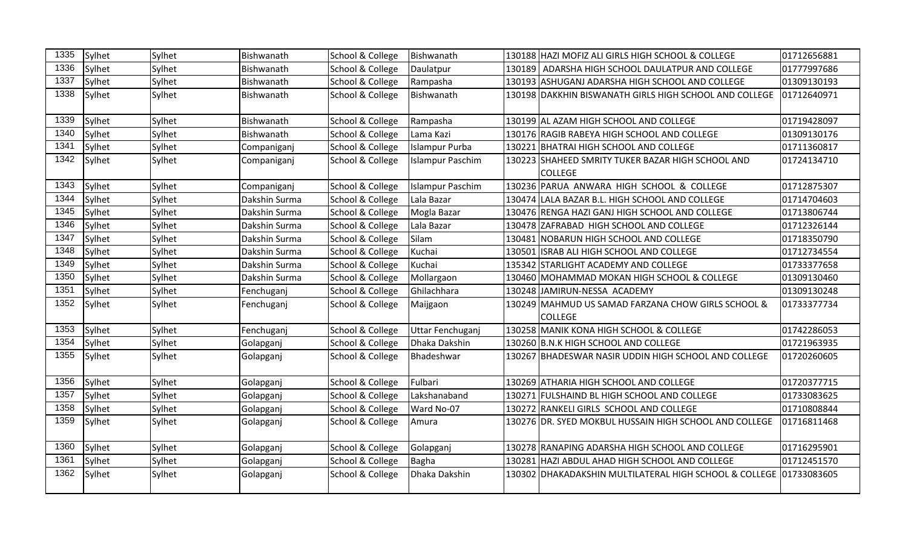| | | | | | | | | |
|---|---|---|---|---|---|---|---|---|
| 1335 | Sylhet | Sylhet | Bishwanath | School & College | Bishwanath | 130188 | HAZI MOFIZ ALI GIRLS HIGH SCHOOL & COLLEGE | 01712656881 |
| 1336 | Sylhet | Sylhet | Bishwanath | School & College | Daulatpur | 130189 | ADARSHA HIGH SCHOOL DAULATPUR AND COLLEGE | 01777997686 |
| 1337 | Sylhet | Sylhet | Bishwanath | School & College | Rampasha | 130193 | ASHUGANJ ADARSHA HIGH SCHOOL AND COLLEGE | 01309130193 |
| 1338 | Sylhet | Sylhet | Bishwanath | School & College | Bishwanath | 130198 | DAKKHIN BISWANATH GIRLS HIGH SCHOOL AND COLLEGE | 01712640971 |
| 1339 | Sylhet | Sylhet | Bishwanath | School & College | Rampasha | 130199 | AL AZAM HIGH SCHOOL AND COLLEGE | 01719428097 |
| 1340 | Sylhet | Sylhet | Bishwanath | School & College | Lama Kazi | 130176 | RAGIB RABEYA HIGH SCHOOL AND COLLEGE | 01309130176 |
| 1341 | Sylhet | Sylhet | Companiganj | School & College | Islampur Purba | 130221 | BHATRAI HIGH SCHOOL AND COLLEGE | 01711360817 |
| 1342 | Sylhet | Sylhet | Companiganj | School & College | Islampur Paschim | 130223 | SHAHEED SMRITY TUKER BAZAR HIGH SCHOOL AND COLLEGE | 01724134710 |
| 1343 | Sylhet | Sylhet | Companiganj | School & College | Islampur Paschim | 130236 | PARUA ANWARA HIGH SCHOOL & COLLEGE | 01712875307 |
| 1344 | Sylhet | Sylhet | Dakshin Surma | School & College | Lala Bazar | 130474 | LALA BAZAR B.L. HIGH SCHOOL AND COLLEGE | 01714704603 |
| 1345 | Sylhet | Sylhet | Dakshin Surma | School & College | Mogla Bazar | 130476 | RENGA HAZI GANJ HIGH SCHOOL AND COLLEGE | 01713806744 |
| 1346 | Sylhet | Sylhet | Dakshin Surma | School & College | Lala Bazar | 130478 | ZAFRABAD HIGH SCHOOL AND COLLEGE | 01712326144 |
| 1347 | Sylhet | Sylhet | Dakshin Surma | School & College | Silam | 130481 | NOBARUN HIGH SCHOOL AND COLLEGE | 01718350790 |
| 1348 | Sylhet | Sylhet | Dakshin Surma | School & College | Kuchai | 130501 | ISRAB ALI HIGH SCHOOL AND COLLEGE | 01712734554 |
| 1349 | Sylhet | Sylhet | Dakshin Surma | School & College | Kuchai | 135342 | STARLIGHT ACADEMY AND COLLEGE | 01733377658 |
| 1350 | Sylhet | Sylhet | Dakshin Surma | School & College | Mollargaon | 130460 | MOHAMMAD MOKAN HIGH SCHOOL & COLLEGE | 01309130460 |
| 1351 | Sylhet | Sylhet | Fenchuganj | School & College | Ghilachhara | 130248 | JAMIRUN-NESSA ACADEMY | 01309130248 |
| 1352 | Sylhet | Sylhet | Fenchuganj | School & College | Maijgaon | 130249 | MAHMUD US SAMAD FARZANA CHOW GIRLS SCHOOL & COLLEGE | 01733377734 |
| 1353 | Sylhet | Sylhet | Fenchuganj | School & College | Uttar Fenchuganj | 130258 | MANIK KONA HIGH SCHOOL & COLLEGE | 01742286053 |
| 1354 | Sylhet | Sylhet | Golapganj | School & College | Dhaka Dakshin | 130260 | B.N.K HIGH SCHOOL AND COLLEGE | 01721963935 |
| 1355 | Sylhet | Sylhet | Golapganj | School & College | Bhadeshwar | 130267 | BHADESWAR NASIR UDDIN HIGH SCHOOL AND COLLEGE | 01720260605 |
| 1356 | Sylhet | Sylhet | Golapganj | School & College | Fulbari | 130269 | ATHARIA HIGH SCHOOL AND COLLEGE | 01720377715 |
| 1357 | Sylhet | Sylhet | Golapganj | School & College | Lakshanaband | 130271 | FULSHAIND BL HIGH SCHOOL AND COLLEGE | 01733083625 |
| 1358 | Sylhet | Sylhet | Golapganj | School & College | Ward No-07 | 130272 | RANKELI GIRLS SCHOOL AND COLLEGE | 01710808844 |
| 1359 | Sylhet | Sylhet | Golapganj | School & College | Amura | 130276 | DR. SYED MOKBUL HUSSAIN HIGH SCHOOL AND COLLEGE | 01716811468 |
| 1360 | Sylhet | Sylhet | Golapganj | School & College | Golapganj | 130278 | RANAPING ADARSHA HIGH SCHOOL AND COLLEGE | 01716295901 |
| 1361 | Sylhet | Sylhet | Golapganj | School & College | Bagha | 130281 | HAZI ABDUL AHAD HIGH SCHOOL AND COLLEGE | 01712451570 |
| 1362 | Sylhet | Sylhet | Golapganj | School & College | Dhaka Dakshin | 130302 | DHAKADAKSHIN MULTILATERAL HIGH SCHOOL & COLLEGE | 01733083605 |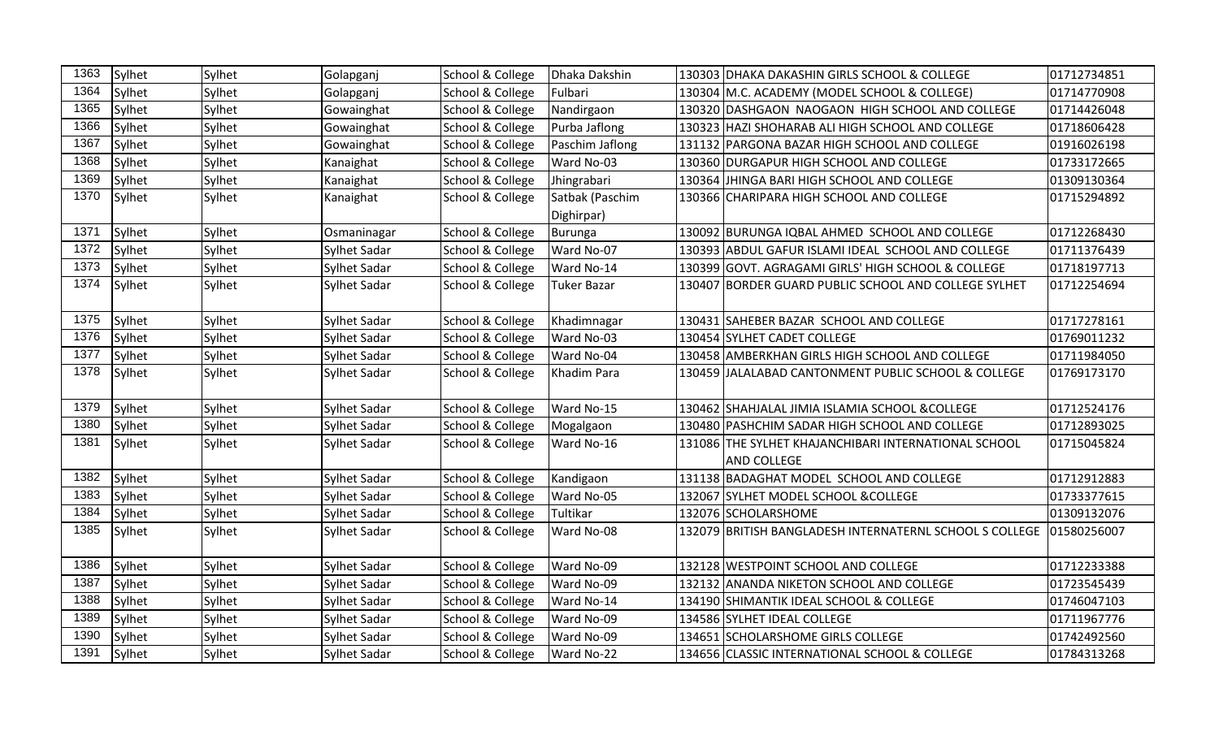| | | | | | | | | |
|---|---|---|---|---|---|---|---|---|
| 1363 | Sylhet | Sylhet | Golapganj | School & College | Dhaka Dakshin | 130303 | DHAKA DAKASHIN GIRLS SCHOOL & COLLEGE | 01712734851 |
| 1364 | Sylhet | Sylhet | Golapganj | School & College | Fulbari | 130304 | M.C. ACADEMY (MODEL SCHOOL & COLLEGE) | 01714770908 |
| 1365 | Sylhet | Sylhet | Gowainghat | School & College | Nandirgaon | 130320 | DASHGAON NAOGAON HIGH SCHOOL AND COLLEGE | 01714426048 |
| 1366 | Sylhet | Sylhet | Gowainghat | School & College | Purba Jaflong | 130323 | HAZI SHOHARAB ALI HIGH SCHOOL AND COLLEGE | 01718606428 |
| 1367 | Sylhet | Sylhet | Gowainghat | School & College | Paschim Jaflong | 131132 | PARGONA BAZAR HIGH SCHOOL AND COLLEGE | 01916026198 |
| 1368 | Sylhet | Sylhet | Kanaighat | School & College | Ward No-03 | 130360 | DURGAPUR HIGH SCHOOL AND COLLEGE | 01733172665 |
| 1369 | Sylhet | Sylhet | Kanaighat | School & College | Jhingrabari | 130364 | JHINGA BARI HIGH SCHOOL AND COLLEGE | 01309130364 |
| 1370 | Sylhet | Sylhet | Kanaighat | School & College | Satbak (Paschim Dighirpar) | 130366 | CHARIPARA HIGH SCHOOL AND COLLEGE | 01715294892 |
| 1371 | Sylhet | Sylhet | Osmaninagar | School & College | Burunga | 130092 | BURUNGA IQBAL AHMED SCHOOL AND COLLEGE | 01712268430 |
| 1372 | Sylhet | Sylhet | Sylhet Sadar | School & College | Ward No-07 | 130393 | ABDUL GAFUR ISLAMI IDEAL SCHOOL AND COLLEGE | 01711376439 |
| 1373 | Sylhet | Sylhet | Sylhet Sadar | School & College | Ward No-14 | 130399 | GOVT. AGRAGAMI GIRLS' HIGH SCHOOL & COLLEGE | 01718197713 |
| 1374 | Sylhet | Sylhet | Sylhet Sadar | School & College | Tuker Bazar | 130407 | BORDER GUARD PUBLIC SCHOOL AND COLLEGE SYLHET | 01712254694 |
| 1375 | Sylhet | Sylhet | Sylhet Sadar | School & College | Khadimnagar | 130431 | SAHEBER BAZAR SCHOOL AND COLLEGE | 01717278161 |
| 1376 | Sylhet | Sylhet | Sylhet Sadar | School & College | Ward No-03 | 130454 | SYLHET CADET COLLEGE | 01769011232 |
| 1377 | Sylhet | Sylhet | Sylhet Sadar | School & College | Ward No-04 | 130458 | AMBERKHAN GIRLS HIGH SCHOOL AND COLLEGE | 01711984050 |
| 1378 | Sylhet | Sylhet | Sylhet Sadar | School & College | Khadim Para | 130459 | JALALABAD CANTONMENT PUBLIC SCHOOL & COLLEGE | 01769173170 |
| 1379 | Sylhet | Sylhet | Sylhet Sadar | School & College | Ward No-15 | 130462 | SHAHJALAL JIMIA ISLAMIA SCHOOL &COLLEGE | 01712524176 |
| 1380 | Sylhet | Sylhet | Sylhet Sadar | School & College | Mogalgaon | 130480 | PASHCHIM SADAR HIGH SCHOOL AND COLLEGE | 01712893025 |
| 1381 | Sylhet | Sylhet | Sylhet Sadar | School & College | Ward No-16 | 131086 | THE SYLHET KHAJANCHIBARI INTERNATIONAL SCHOOL AND COLLEGE | 01715045824 |
| 1382 | Sylhet | Sylhet | Sylhet Sadar | School & College | Kandigaon | 131138 | BADAGHAT MODEL SCHOOL AND COLLEGE | 01712912883 |
| 1383 | Sylhet | Sylhet | Sylhet Sadar | School & College | Ward No-05 | 132067 | SYLHET MODEL SCHOOL &COLLEGE | 01733377615 |
| 1384 | Sylhet | Sylhet | Sylhet Sadar | School & College | Tultikar | 132076 | SCHOLARSHOME | 01309132076 |
| 1385 | Sylhet | Sylhet | Sylhet Sadar | School & College | Ward No-08 | 132079 | BRITISH BANGLADESH INTERNATERNL SCHOOL S COLLEGE | 01580256007 |
| 1386 | Sylhet | Sylhet | Sylhet Sadar | School & College | Ward No-09 | 132128 | WESTPOINT SCHOOL AND COLLEGE | 01712233388 |
| 1387 | Sylhet | Sylhet | Sylhet Sadar | School & College | Ward No-09 | 132132 | ANANDA NIKETON SCHOOL AND COLLEGE | 01723545439 |
| 1388 | Sylhet | Sylhet | Sylhet Sadar | School & College | Ward No-14 | 134190 | SHIMANTIK IDEAL SCHOOL & COLLEGE | 01746047103 |
| 1389 | Sylhet | Sylhet | Sylhet Sadar | School & College | Ward No-09 | 134586 | SYLHET IDEAL COLLEGE | 01711967776 |
| 1390 | Sylhet | Sylhet | Sylhet Sadar | School & College | Ward No-09 | 134651 | SCHOLARSHOME GIRLS COLLEGE | 01742492560 |
| 1391 | Sylhet | Sylhet | Sylhet Sadar | School & College | Ward No-22 | 134656 | CLASSIC INTERNATIONAL SCHOOL & COLLEGE | 01784313268 |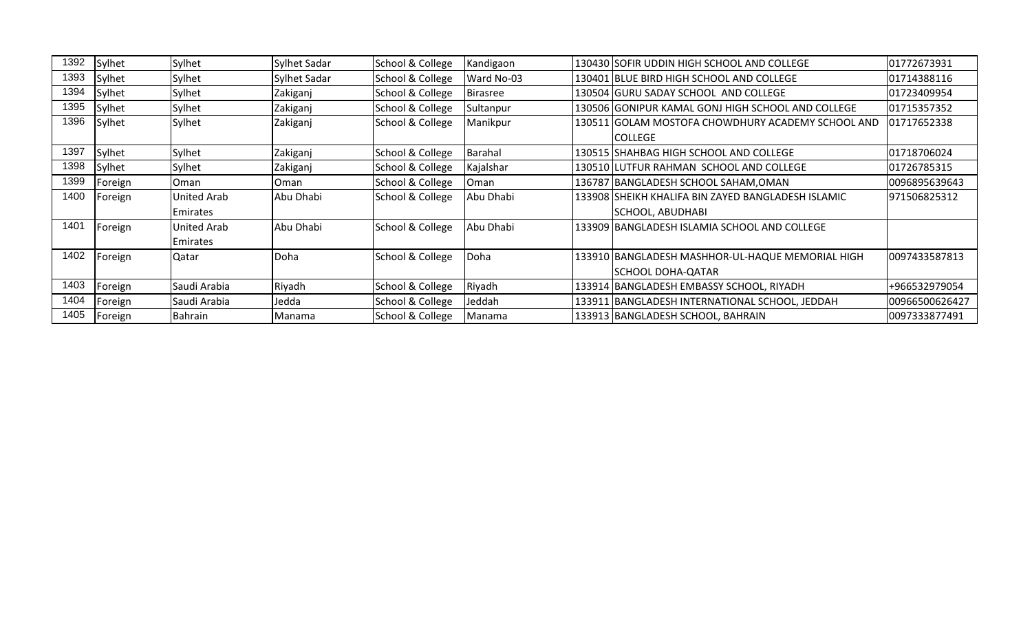| | | | | | | | | |
|---|---|---|---|---|---|---|---|---|
| 1392 | Sylhet | Sylhet | Sylhet Sadar | School & College | Kandigaon | 130430 | SOFIR UDDIN HIGH SCHOOL AND COLLEGE | 01772673931 |
| 1393 | Sylhet | Sylhet | Sylhet Sadar | School & College | Ward No-03 | 130401 | BLUE BIRD HIGH SCHOOL AND COLLEGE | 01714388116 |
| 1394 | Sylhet | Sylhet | Zakiganj | School & College | Birasree | 130504 | GURU SADAY SCHOOL AND COLLEGE | 01723409954 |
| 1395 | Sylhet | Sylhet | Zakiganj | School & College | Sultanpur | 130506 | GONIPUR KAMAL GONJ HIGH SCHOOL AND COLLEGE | 01715357352 |
| 1396 | Sylhet | Sylhet | Zakiganj | School & College | Manikpur | 130511 | GOLAM MOSTOFA CHOWDHURY ACADEMY SCHOOL AND COLLEGE | 01717652338 |
| 1397 | Sylhet | Sylhet | Zakiganj | School & College | Barahal | 130515 | SHAHBAG HIGH SCHOOL AND COLLEGE | 01718706024 |
| 1398 | Sylhet | Sylhet | Zakiganj | School & College | Kajalshar | 130510 | LUTFUR RAHMAN SCHOOL AND COLLEGE | 01726785315 |
| 1399 | Foreign | Oman | Oman | School & College | Oman | 136787 | BANGLADESH SCHOOL SAHAM,OMAN | 0096895639643 |
| 1400 | Foreign | United Arab Emirates | Abu Dhabi | School & College | Abu Dhabi | 133908 | SHEIKH KHALIFA BIN ZAYED BANGLADESH ISLAMIC SCHOOL, ABUDHABI | 971506825312 |
| 1401 | Foreign | United Arab Emirates | Abu Dhabi | School & College | Abu Dhabi | 133909 | BANGLADESH ISLAMIA SCHOOL AND COLLEGE | |
| 1402 | Foreign | Qatar | Doha | School & College | Doha | 133910 | BANGLADESH MASHHOR-UL-HAQUE MEMORIAL HIGH SCHOOL DOHA-QATAR | 0097433587813 |
| 1403 | Foreign | Saudi Arabia | Riyadh | School & College | Riyadh | 133914 | BANGLADESH EMBASSY SCHOOL, RIYADH | +966532979054 |
| 1404 | Foreign | Saudi Arabia | Jedda | School & College | Jeddah | 133911 | BANGLADESH INTERNATIONAL SCHOOL, JEDDAH | 00966500626427 |
| 1405 | Foreign | Bahrain | Manama | School & College | Manama | 133913 | BANGLADESH SCHOOL, BAHRAIN | 0097333877491 |